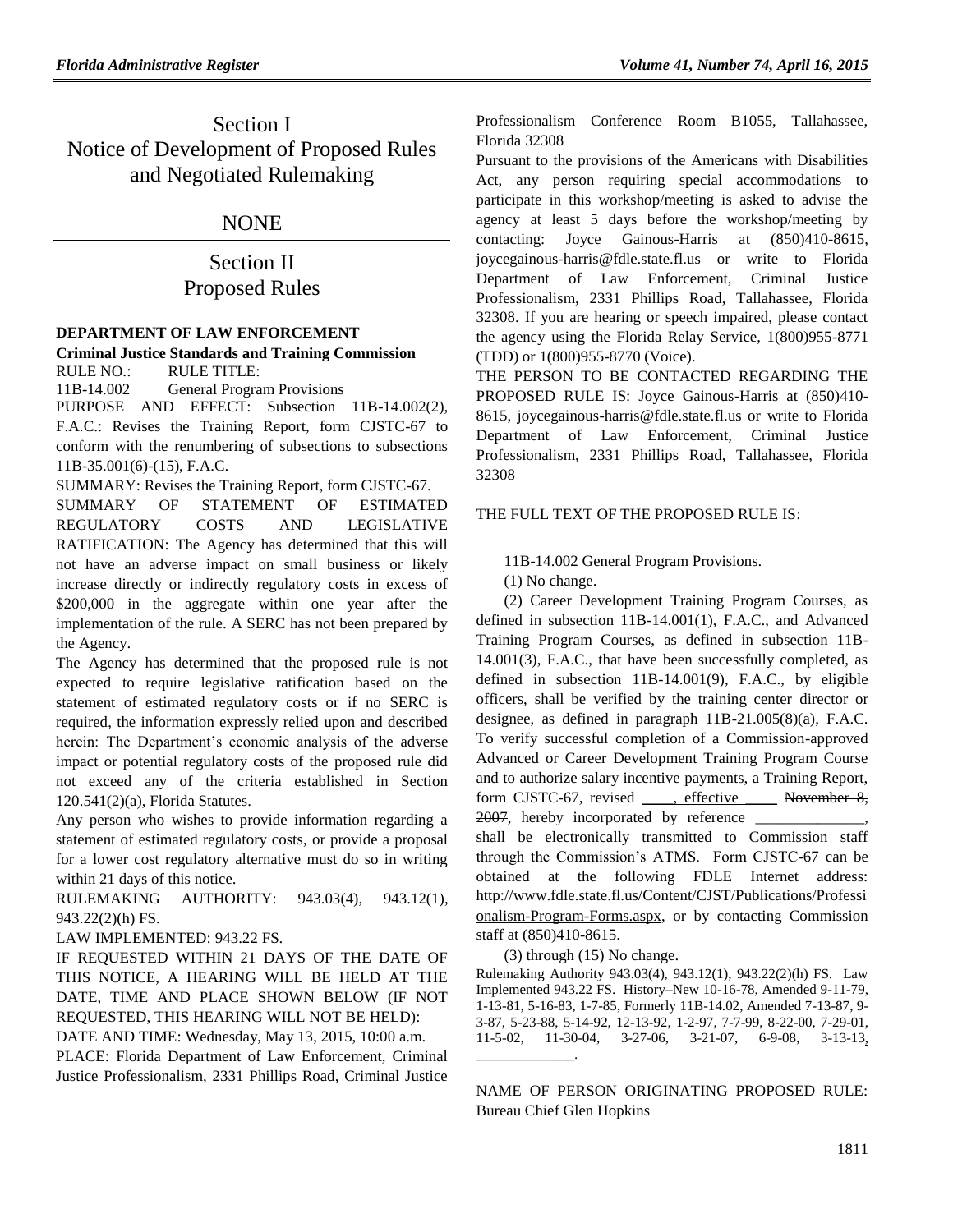# Section I
# Notice of Development of Proposed Rules and Negotiated Rulemaking

## NONE

# Section II
# Proposed Rules

### DEPARTMENT OF LAW ENFORCEMENT

**Criminal Justice Standards and Training Commission**

RULE NO.: RULE TITLE:

11B-14.002 General Program Provisions

PURPOSE AND EFFECT: Subsection 11B-14.002(2), F.A.C.: Revises the Training Report, form CJSTC-67 to conform with the renumbering of subsections to subsections 11B-35.001(6)-(15), F.A.C.

SUMMARY: Revises the Training Report, form CJSTC-67.

SUMMARY OF STATEMENT OF ESTIMATED REGULATORY COSTS AND LEGISLATIVE RATIFICATION: The Agency has determined that this will not have an adverse impact on small business or likely increase directly or indirectly regulatory costs in excess of $200,000 in the aggregate within one year after the implementation of the rule. A SERC has not been prepared by the Agency.

The Agency has determined that the proposed rule is not expected to require legislative ratification based on the statement of estimated regulatory costs or if no SERC is required, the information expressly relied upon and described herein: The Department's economic analysis of the adverse impact or potential regulatory costs of the proposed rule did not exceed any of the criteria established in Section 120.541(2)(a), Florida Statutes.

Any person who wishes to provide information regarding a statement of estimated regulatory costs, or provide a proposal for a lower cost regulatory alternative must do so in writing within 21 days of this notice.

RULEMAKING AUTHORITY: 943.03(4), 943.12(1), 943.22(2)(h) FS.

LAW IMPLEMENTED: 943.22 FS.

IF REQUESTED WITHIN 21 DAYS OF THE DATE OF THIS NOTICE, A HEARING WILL BE HELD AT THE DATE, TIME AND PLACE SHOWN BELOW (IF NOT REQUESTED, THIS HEARING WILL NOT BE HELD):

DATE AND TIME: Wednesday, May 13, 2015, 10:00 a.m.

PLACE: Florida Department of Law Enforcement, Criminal Justice Professionalism, 2331 Phillips Road, Criminal Justice Professionalism Conference Room B1055, Tallahassee, Florida 32308

Pursuant to the provisions of the Americans with Disabilities Act, any person requiring special accommodations to participate in this workshop/meeting is asked to advise the agency at least 5 days before the workshop/meeting by contacting: Joyce Gainous-Harris at (850)410-8615, joycegainous-harris@fdle.state.fl.us or write to Florida Department of Law Enforcement, Criminal Justice Professionalism, 2331 Phillips Road, Tallahassee, Florida 32308. If you are hearing or speech impaired, please contact the agency using the Florida Relay Service, 1(800)955-8771 (TDD) or 1(800)955-8770 (Voice).

THE PERSON TO BE CONTACTED REGARDING THE PROPOSED RULE IS: Joyce Gainous-Harris at (850)410-8615, joycegainous-harris@fdle.state.fl.us or write to Florida Department of Law Enforcement, Criminal Justice Professionalism, 2331 Phillips Road, Tallahassee, Florida 32308

THE FULL TEXT OF THE PROPOSED RULE IS:

11B-14.002 General Program Provisions.

(1) No change.

(2) Career Development Training Program Courses, as defined in subsection 11B-14.001(1), F.A.C., and Advanced Training Program Courses, as defined in subsection 11B-14.001(3), F.A.C., that have been successfully completed, as defined in subsection 11B-14.001(9), F.A.C., by eligible officers, shall be verified by the training center director or designee, as defined in paragraph 11B-21.005(8)(a), F.A.C. To verify successful completion of a Commission-approved Advanced or Career Development Training Program Course and to authorize salary incentive payments, a Training Report, form CJSTC-67, revised ____, effective ____ ~~November 8, 2007~~, hereby incorporated by reference ______________, shall be electronically transmitted to Commission staff through the Commission's ATMS. Form CJSTC-67 can be obtained at the following FDLE Internet address: http://www.fdle.state.fl.us/Content/CJST/Publications/Professionalism-Program-Forms.aspx, or by contacting Commission staff at (850)410-8615.

(3) through (15) No change.

Rulemaking Authority 943.03(4), 943.12(1), 943.22(2)(h) FS. Law Implemented 943.22 FS. History–New 10-16-78, Amended 9-11-79, 1-13-81, 5-16-83, 1-7-85, Formerly 11B-14.02, Amended 7-13-87, 9-3-87, 5-23-88, 5-14-92, 12-13-92, 1-2-97, 7-7-99, 8-22-00, 7-29-01, 11-5-02, 11-30-04, 3-27-06, 3-21-07, 6-9-08, 3-13-13, ____________.

NAME OF PERSON ORIGINATING PROPOSED RULE: Bureau Chief Glen Hopkins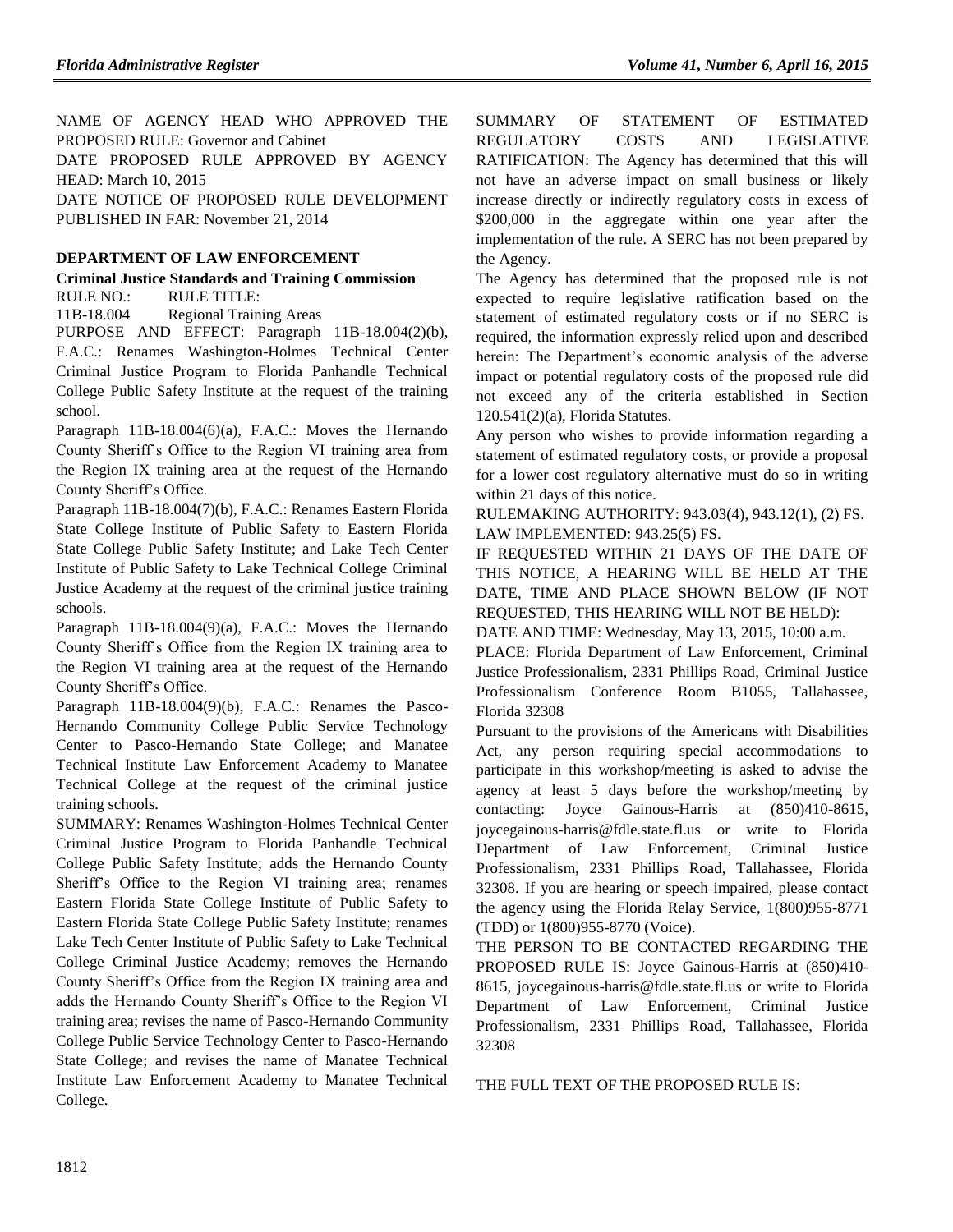NAME OF AGENCY HEAD WHO APPROVED THE PROPOSED RULE: Governor and Cabinet

DATE PROPOSED RULE APPROVED BY AGENCY HEAD: March 10, 2015

DATE NOTICE OF PROPOSED RULE DEVELOPMENT PUBLISHED IN FAR: November 21, 2014

**DEPARTMENT OF LAW ENFORCEMENT**

**Criminal Justice Standards and Training Commission**

RULE NO.: RULE TITLE:

11B-18.004 Regional Training Areas

PURPOSE AND EFFECT: Paragraph 11B-18.004(2)(b), F.A.C.: Renames Washington-Holmes Technical Center Criminal Justice Program to Florida Panhandle Technical College Public Safety Institute at the request of the training school.

Paragraph 11B-18.004(6)(a), F.A.C.: Moves the Hernando County Sheriff's Office to the Region VI training area from the Region IX training area at the request of the Hernando County Sheriff's Office.

Paragraph 11B-18.004(7)(b), F.A.C.: Renames Eastern Florida State College Institute of Public Safety to Eastern Florida State College Public Safety Institute; and Lake Tech Center Institute of Public Safety to Lake Technical College Criminal Justice Academy at the request of the criminal justice training schools.

Paragraph 11B-18.004(9)(a), F.A.C.: Moves the Hernando County Sheriff's Office from the Region IX training area to the Region VI training area at the request of the Hernando County Sheriff's Office.

Paragraph 11B-18.004(9)(b), F.A.C.: Renames the Pasco-Hernando Community College Public Service Technology Center to Pasco-Hernando State College; and Manatee Technical Institute Law Enforcement Academy to Manatee Technical College at the request of the criminal justice training schools.

SUMMARY: Renames Washington-Holmes Technical Center Criminal Justice Program to Florida Panhandle Technical College Public Safety Institute; adds the Hernando County Sheriff's Office to the Region VI training area; renames Eastern Florida State College Institute of Public Safety to Eastern Florida State College Public Safety Institute; renames Lake Tech Center Institute of Public Safety to Lake Technical College Criminal Justice Academy; removes the Hernando County Sheriff's Office from the Region IX training area and adds the Hernando County Sheriff's Office to the Region VI training area; revises the name of Pasco-Hernando Community College Public Service Technology Center to Pasco-Hernando State College; and revises the name of Manatee Technical Institute Law Enforcement Academy to Manatee Technical College.

SUMMARY OF STATEMENT OF ESTIMATED REGULATORY COSTS AND LEGISLATIVE RATIFICATION: The Agency has determined that this will not have an adverse impact on small business or likely increase directly or indirectly regulatory costs in excess of $200,000 in the aggregate within one year after the implementation of the rule. A SERC has not been prepared by the Agency.

The Agency has determined that the proposed rule is not expected to require legislative ratification based on the statement of estimated regulatory costs or if no SERC is required, the information expressly relied upon and described herein: The Department's economic analysis of the adverse impact or potential regulatory costs of the proposed rule did not exceed any of the criteria established in Section 120.541(2)(a), Florida Statutes.

Any person who wishes to provide information regarding a statement of estimated regulatory costs, or provide a proposal for a lower cost regulatory alternative must do so in writing within 21 days of this notice.

RULEMAKING AUTHORITY: 943.03(4), 943.12(1), (2) FS.

LAW IMPLEMENTED: 943.25(5) FS.

IF REQUESTED WITHIN 21 DAYS OF THE DATE OF THIS NOTICE, A HEARING WILL BE HELD AT THE DATE, TIME AND PLACE SHOWN BELOW (IF NOT REQUESTED, THIS HEARING WILL NOT BE HELD):

DATE AND TIME: Wednesday, May 13, 2015, 10:00 a.m.

PLACE: Florida Department of Law Enforcement, Criminal Justice Professionalism, 2331 Phillips Road, Criminal Justice Professionalism Conference Room B1055, Tallahassee, Florida 32308

Pursuant to the provisions of the Americans with Disabilities Act, any person requiring special accommodations to participate in this workshop/meeting is asked to advise the agency at least 5 days before the workshop/meeting by contacting: Joyce Gainous-Harris at (850)410-8615, joycegainous-harris@fdle.state.fl.us or write to Florida Department of Law Enforcement, Criminal Justice Professionalism, 2331 Phillips Road, Tallahassee, Florida 32308. If you are hearing or speech impaired, please contact the agency using the Florida Relay Service, 1(800)955-8771 (TDD) or 1(800)955-8770 (Voice).

THE PERSON TO BE CONTACTED REGARDING THE PROPOSED RULE IS: Joyce Gainous-Harris at (850)410-8615, joycegainous-harris@fdle.state.fl.us or write to Florida Department of Law Enforcement, Criminal Justice Professionalism, 2331 Phillips Road, Tallahassee, Florida 32308

THE FULL TEXT OF THE PROPOSED RULE IS: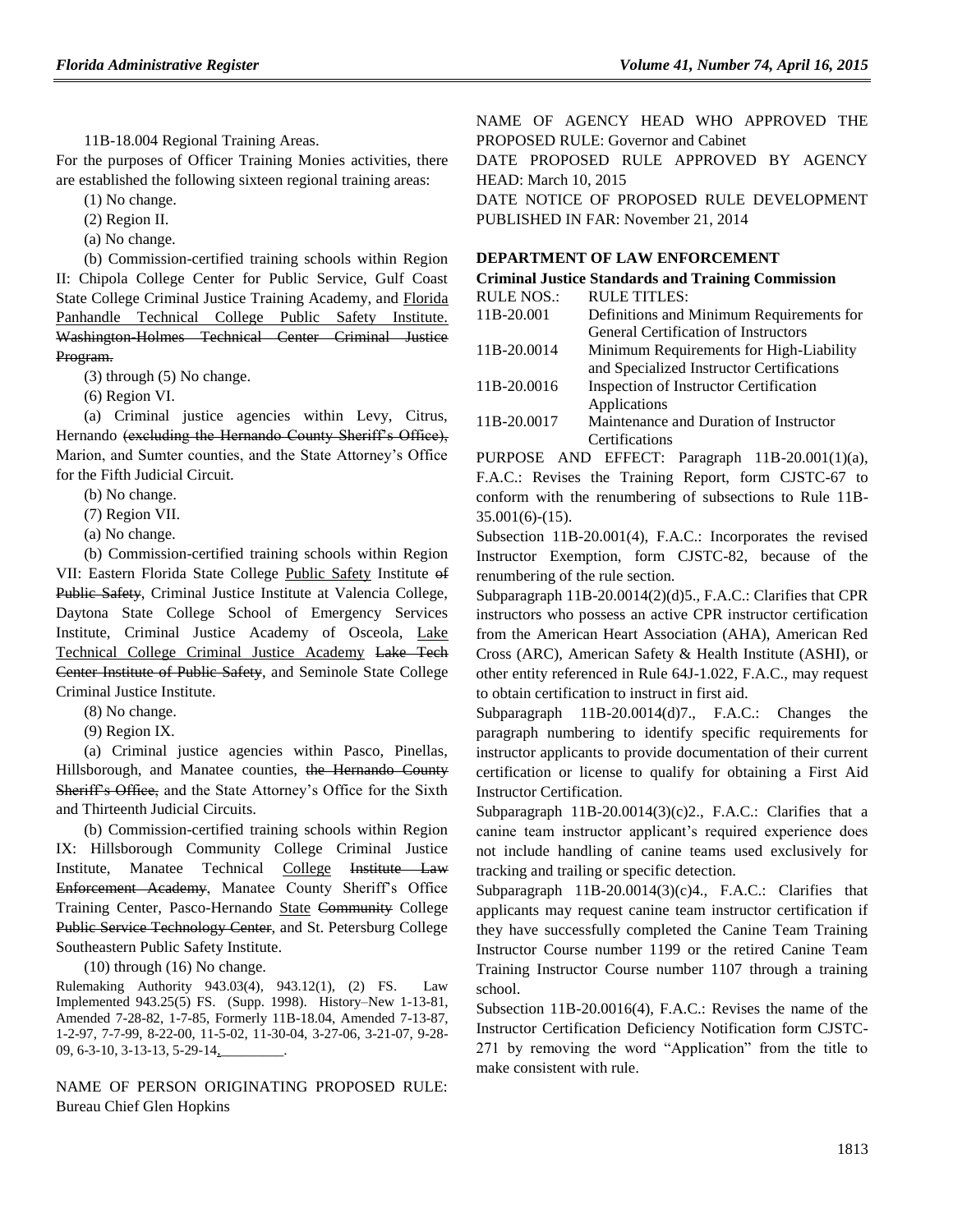11B-18.004 Regional Training Areas.

For the purposes of Officer Training Monies activities, there are established the following sixteen regional training areas:

(1) No change.

(2) Region II.

(a) No change.

(b) Commission-certified training schools within Region II: Chipola College Center for Public Service, Gulf Coast State College Criminal Justice Training Academy, and Florida Panhandle Technical College Public Safety Institute. ~~Washington-Holmes Technical Center Criminal Justice Program.~~

(3) through (5) No change.

(6) Region VI.

(a) Criminal justice agencies within Levy, Citrus, Hernando ~~(excluding the Hernando County Sheriff's Office),~~ Marion, and Sumter counties, and the State Attorney's Office for the Fifth Judicial Circuit.

(b) No change.

(7) Region VII.

(a) No change.

(b) Commission-certified training schools within Region VII: Eastern Florida State College Public Safety Institute ~~of Public Safety~~, Criminal Justice Institute at Valencia College, Daytona State College School of Emergency Services Institute, Criminal Justice Academy of Osceola, Lake Technical College Criminal Justice Academy ~~Lake Tech Center Institute of Public Safety~~, and Seminole State College Criminal Justice Institute.

(8) No change.

(9) Region IX.

(a) Criminal justice agencies within Pasco, Pinellas, Hillsborough, and Manatee counties, ~~the Hernando County Sheriff's Office,~~ and the State Attorney's Office for the Sixth and Thirteenth Judicial Circuits.

(b) Commission-certified training schools within Region IX: Hillsborough Community College Criminal Justice Institute, Manatee Technical College ~~Institute Law Enforcement Academy~~, Manatee County Sheriff's Office Training Center, Pasco-Hernando State ~~Community~~ College ~~Public Service Technology Center~~, and St. Petersburg College Southeastern Public Safety Institute.

(10) through (16) No change.

Rulemaking Authority 943.03(4), 943.12(1), (2) FS. Law Implemented 943.25(5) FS. (Supp. 1998). History–New 1-13-81, Amended 7-28-82, 1-7-85, Formerly 11B-18.04, Amended 7-13-87, 1-2-97, 7-7-99, 8-22-00, 11-5-02, 11-30-04, 3-27-06, 3-21-07, 9-28-09, 6-3-10, 3-13-13, 5-29-14, ________.

NAME OF PERSON ORIGINATING PROPOSED RULE: Bureau Chief Glen Hopkins

NAME OF AGENCY HEAD WHO APPROVED THE PROPOSED RULE: Governor and Cabinet

DATE PROPOSED RULE APPROVED BY AGENCY HEAD: March 10, 2015

DATE NOTICE OF PROPOSED RULE DEVELOPMENT PUBLISHED IN FAR: November 21, 2014

## DEPARTMENT OF LAW ENFORCEMENT

**Criminal Justice Standards and Training Commission**

| RULE NOS.: | RULE TITLES: |
|---|---|
| 11B-20.001 | Definitions and Minimum Requirements for General Certification of Instructors |
| 11B-20.0014 | Minimum Requirements for High-Liability and Specialized Instructor Certifications |
| 11B-20.0016 | Inspection of Instructor Certification Applications |
| 11B-20.0017 | Maintenance and Duration of Instructor Certifications |

PURPOSE AND EFFECT: Paragraph 11B-20.001(1)(a), F.A.C.: Revises the Training Report, form CJSTC-67 to conform with the renumbering of subsections to Rule 11B-35.001(6)-(15).

Subsection 11B-20.001(4), F.A.C.: Incorporates the revised Instructor Exemption, form CJSTC-82, because of the renumbering of the rule section.

Subparagraph 11B-20.0014(2)(d)5., F.A.C.: Clarifies that CPR instructors who possess an active CPR instructor certification from the American Heart Association (AHA), American Red Cross (ARC), American Safety & Health Institute (ASHI), or other entity referenced in Rule 64J-1.022, F.A.C., may request to obtain certification to instruct in first aid.

Subparagraph 11B-20.0014(d)7., F.A.C.: Changes the paragraph numbering to identify specific requirements for instructor applicants to provide documentation of their current certification or license to qualify for obtaining a First Aid Instructor Certification.

Subparagraph 11B-20.0014(3)(c)2., F.A.C.: Clarifies that a canine team instructor applicant's required experience does not include handling of canine teams used exclusively for tracking and trailing or specific detection.

Subparagraph 11B-20.0014(3)(c)4., F.A.C.: Clarifies that applicants may request canine team instructor certification if they have successfully completed the Canine Team Training Instructor Course number 1199 or the retired Canine Team Training Instructor Course number 1107 through a training school.

Subsection 11B-20.0016(4), F.A.C.: Revises the name of the Instructor Certification Deficiency Notification form CJSTC-271 by removing the word "Application" from the title to make consistent with rule.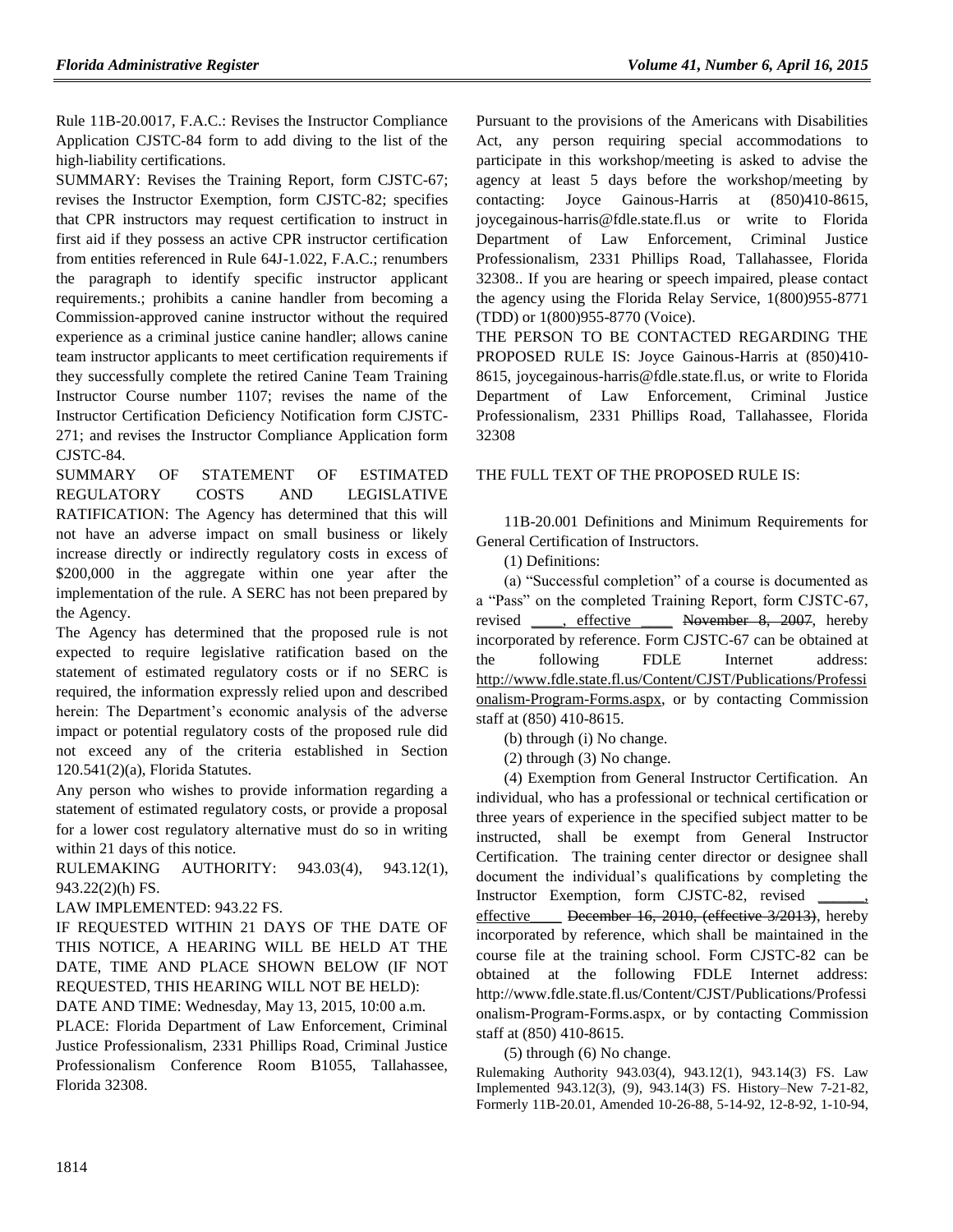Rule 11B-20.0017, F.A.C.: Revises the Instructor Compliance Application CJSTC-84 form to add diving to the list of the high-liability certifications.

SUMMARY: Revises the Training Report, form CJSTC-67; revises the Instructor Exemption, form CJSTC-82; specifies that CPR instructors may request certification to instruct in first aid if they possess an active CPR instructor certification from entities referenced in Rule 64J-1.022, F.A.C.; renumbers the paragraph to identify specific instructor applicant requirements.; prohibits a canine handler from becoming a Commission-approved canine instructor without the required experience as a criminal justice canine handler; allows canine team instructor applicants to meet certification requirements if they successfully complete the retired Canine Team Training Instructor Course number 1107; revises the name of the Instructor Certification Deficiency Notification form CJSTC-271; and revises the Instructor Compliance Application form CJSTC-84.

SUMMARY OF STATEMENT OF ESTIMATED REGULATORY COSTS AND LEGISLATIVE RATIFICATION: The Agency has determined that this will not have an adverse impact on small business or likely increase directly or indirectly regulatory costs in excess of $200,000 in the aggregate within one year after the implementation of the rule. A SERC has not been prepared by the Agency.

The Agency has determined that the proposed rule is not expected to require legislative ratification based on the statement of estimated regulatory costs or if no SERC is required, the information expressly relied upon and described herein: The Department's economic analysis of the adverse impact or potential regulatory costs of the proposed rule did not exceed any of the criteria established in Section 120.541(2)(a), Florida Statutes.

Any person who wishes to provide information regarding a statement of estimated regulatory costs, or provide a proposal for a lower cost regulatory alternative must do so in writing within 21 days of this notice.

RULEMAKING AUTHORITY: 943.03(4), 943.12(1), 943.22(2)(h) FS.

LAW IMPLEMENTED: 943.22 FS.

IF REQUESTED WITHIN 21 DAYS OF THE DATE OF THIS NOTICE, A HEARING WILL BE HELD AT THE DATE, TIME AND PLACE SHOWN BELOW (IF NOT REQUESTED, THIS HEARING WILL NOT BE HELD):

DATE AND TIME: Wednesday, May 13, 2015, 10:00 a.m.

PLACE: Florida Department of Law Enforcement, Criminal Justice Professionalism, 2331 Phillips Road, Criminal Justice Professionalism Conference Room B1055, Tallahassee, Florida 32308.

Pursuant to the provisions of the Americans with Disabilities Act, any person requiring special accommodations to participate in this workshop/meeting is asked to advise the agency at least 5 days before the workshop/meeting by contacting: Joyce Gainous-Harris at (850)410-8615, joycegainous-harris@fdle.state.fl.us or write to Florida Department of Law Enforcement, Criminal Justice Professionalism, 2331 Phillips Road, Tallahassee, Florida 32308.. If you are hearing or speech impaired, please contact the agency using the Florida Relay Service, 1(800)955-8771 (TDD) or 1(800)955-8770 (Voice).

THE PERSON TO BE CONTACTED REGARDING THE PROPOSED RULE IS: Joyce Gainous-Harris at (850)410-8615, joycegainous-harris@fdle.state.fl.us, or write to Florida Department of Law Enforcement, Criminal Justice Professionalism, 2331 Phillips Road, Tallahassee, Florida 32308

THE FULL TEXT OF THE PROPOSED RULE IS:

11B-20.001 Definitions and Minimum Requirements for General Certification of Instructors.

(1) Definitions:

(a) "Successful completion" of a course is documented as a "Pass" on the completed Training Report, form CJSTC-67, revised ____, effective ____ ~~November 8, 2007~~, hereby incorporated by reference. Form CJSTC-67 can be obtained at the following FDLE Internet address: http://www.fdle.state.fl.us/Content/CJST/Publications/Professionalism-Program-Forms.aspx, or by contacting Commission staff at (850) 410-8615.

(b) through (i) No change.

(2) through (3) No change.

(4) Exemption from General Instructor Certification. An individual, who has a professional or technical certification or three years of experience in the specified subject matter to be instructed, shall be exempt from General Instructor Certification. The training center director or designee shall document the individual's qualifications by completing the Instructor Exemption, form CJSTC-82, revised ______, effective____ ~~December 16, 2010, (effective 3/2013)~~, hereby incorporated by reference, which shall be maintained in the course file at the training school. Form CJSTC-82 can be obtained at the following FDLE Internet address: http://www.fdle.state.fl.us/Content/CJST/Publications/Professionalism-Program-Forms.aspx, or by contacting Commission staff at (850) 410-8615.

(5) through (6) No change.

Rulemaking Authority 943.03(4), 943.12(1), 943.14(3) FS. Law Implemented 943.12(3), (9), 943.14(3) FS. History–New 7-21-82, Formerly 11B-20.01, Amended 10-26-88, 5-14-92, 12-8-92, 1-10-94,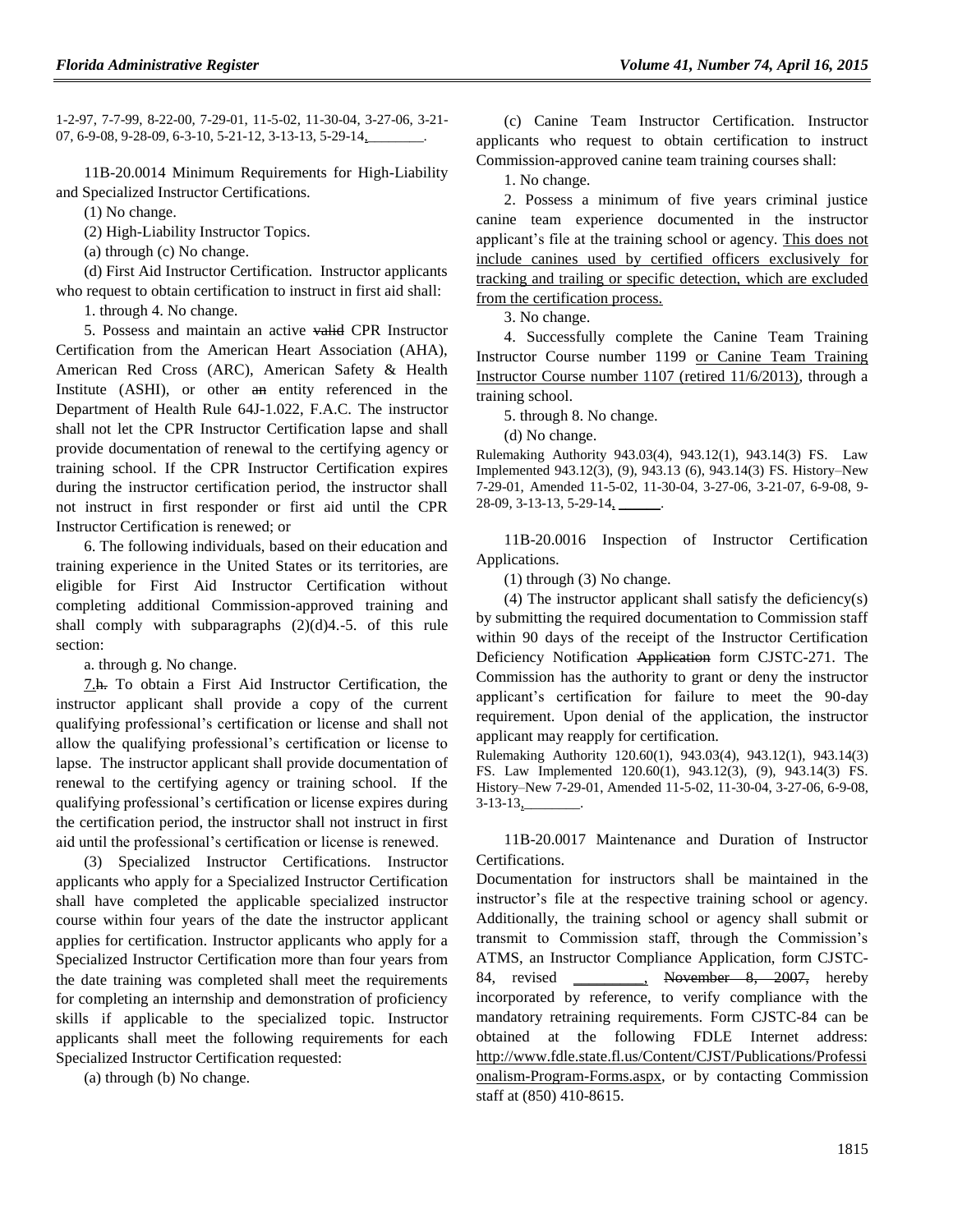1-2-97, 7-7-99, 8-22-00, 7-29-01, 11-5-02, 11-30-04, 3-27-06, 3-21-07, 6-9-08, 9-28-09, 6-3-10, 5-21-12, 3-13-13, 5-29-14, ________.

11B-20.0014 Minimum Requirements for High-Liability and Specialized Instructor Certifications.

(1) No change.

(2) High-Liability Instructor Topics.

(a) through (c) No change.

(d) First Aid Instructor Certification. Instructor applicants who request to obtain certification to instruct in first aid shall:

1. through 4. No change.

5. Possess and maintain an active ~~valid~~ CPR Instructor Certification from the American Heart Association (AHA), American Red Cross (ARC), American Safety & Health Institute (ASHI), or other ~~an~~ entity referenced in the Department of Health Rule 64J-1.022, F.A.C. The instructor shall not let the CPR Instructor Certification lapse and shall provide documentation of renewal to the certifying agency or training school. If the CPR Instructor Certification expires during the instructor certification period, the instructor shall not instruct in first responder or first aid until the CPR Instructor Certification is renewed; or

6. The following individuals, based on their education and training experience in the United States or its territories, are eligible for First Aid Instructor Certification without completing additional Commission-approved training and shall comply with subparagraphs (2)(d)4.-5. of this rule section:

a. through g. No change.

7.~~h.~~ To obtain a First Aid Instructor Certification, the instructor applicant shall provide a copy of the current qualifying professional's certification or license and shall not allow the qualifying professional's certification or license to lapse. The instructor applicant shall provide documentation of renewal to the certifying agency or training school. If the qualifying professional's certification or license expires during the certification period, the instructor shall not instruct in first aid until the professional's certification or license is renewed.

(3) Specialized Instructor Certifications. Instructor applicants who apply for a Specialized Instructor Certification shall have completed the applicable specialized instructor course within four years of the date the instructor applicant applies for certification. Instructor applicants who apply for a Specialized Instructor Certification more than four years from the date training was completed shall meet the requirements for completing an internship and demonstration of proficiency skills if applicable to the specialized topic. Instructor applicants shall meet the following requirements for each Specialized Instructor Certification requested:

(a) through (b) No change.

(c) Canine Team Instructor Certification. Instructor applicants who request to obtain certification to instruct Commission-approved canine team training courses shall:

1. No change.

2. Possess a minimum of five years criminal justice canine team experience documented in the instructor applicant's file at the training school or agency. This does not include canines used by certified officers exclusively for tracking and trailing or specific detection, which are excluded from the certification process.

3. No change.

4. Successfully complete the Canine Team Training Instructor Course number 1199 or Canine Team Training Instructor Course number 1107 (retired 11/6/2013), through a training school.

5. through 8. No change.

(d) No change.

Rulemaking Authority 943.03(4), 943.12(1), 943.14(3) FS. Law Implemented 943.12(3), (9), 943.13 (6), 943.14(3) FS. History–New 7-29-01, Amended 11-5-02, 11-30-04, 3-27-06, 3-21-07, 6-9-08, 9-28-09, 3-13-13, 5-29-14, ______.

11B-20.0016 Inspection of Instructor Certification Applications.

(1) through (3) No change.

(4) The instructor applicant shall satisfy the deficiency(s) by submitting the required documentation to Commission staff within 90 days of the receipt of the Instructor Certification Deficiency Notification ~~Application~~ form CJSTC-271. The Commission has the authority to grant or deny the instructor applicant's certification for failure to meet the 90-day requirement. Upon denial of the application, the instructor applicant may reapply for certification.

Rulemaking Authority 120.60(1), 943.03(4), 943.12(1), 943.14(3) FS. Law Implemented 120.60(1), 943.12(3), (9), 943.14(3) FS. History–New 7-29-01, Amended 11-5-02, 11-30-04, 3-27-06, 6-9-08, 3-13-13, ________.

11B-20.0017 Maintenance and Duration of Instructor Certifications.

Documentation for instructors shall be maintained in the instructor's file at the respective training school or agency. Additionally, the training school or agency shall submit or transmit to Commission staff, through the Commission's ATMS, an Instructor Compliance Application, form CJSTC-84, revised __________, ~~November 8, 2007,~~ hereby incorporated by reference, to verify compliance with the mandatory retraining requirements. Form CJSTC-84 can be obtained at the following FDLE Internet address: http://www.fdle.state.fl.us/Content/CJST/Publications/Professionalism-Program-Forms.aspx, or by contacting Commission staff at (850) 410-8615.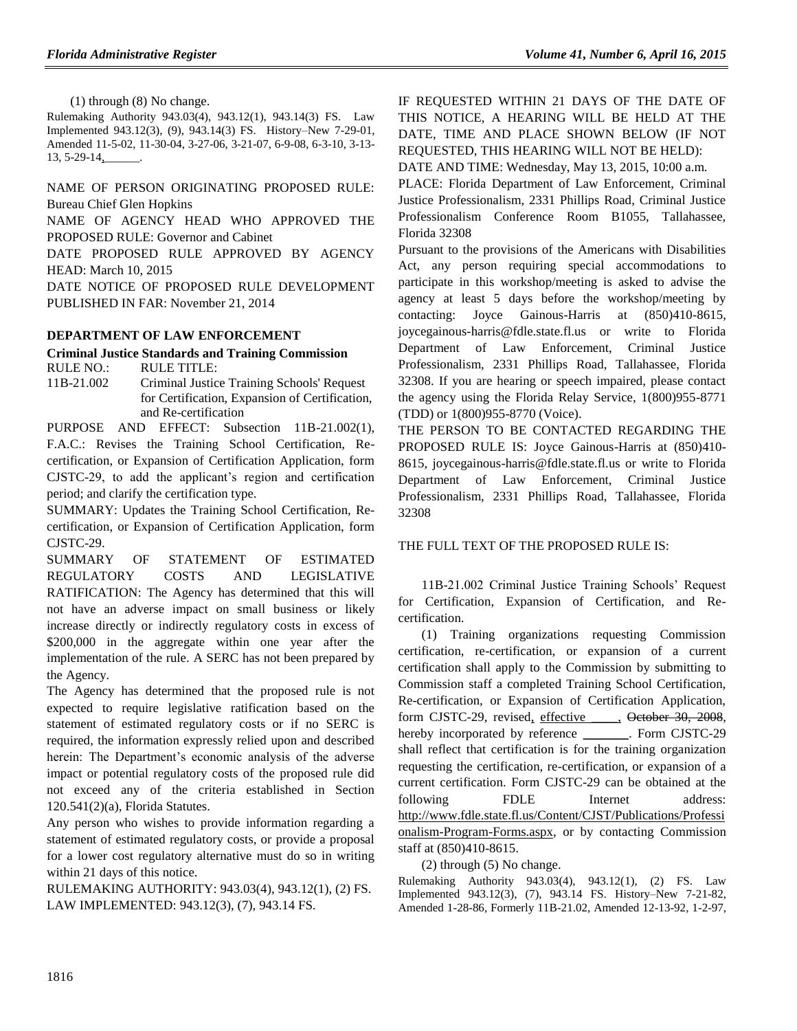(1) through (8) No change.

Rulemaking Authority 943.03(4), 943.12(1), 943.14(3) FS. Law Implemented 943.12(3), (9), 943.14(3) FS. History–New 7-29-01, Amended 11-5-02, 11-30-04, 3-27-06, 3-21-07, 6-9-08, 6-3-10, 3-13-13, 5-29-14, ______.

NAME OF PERSON ORIGINATING PROPOSED RULE: Bureau Chief Glen Hopkins

NAME OF AGENCY HEAD WHO APPROVED THE PROPOSED RULE: Governor and Cabinet

DATE PROPOSED RULE APPROVED BY AGENCY HEAD: March 10, 2015

DATE NOTICE OF PROPOSED RULE DEVELOPMENT PUBLISHED IN FAR: November 21, 2014

### DEPARTMENT OF LAW ENFORCEMENT

**Criminal Justice Standards and Training Commission**

| RULE NO.: | RULE TITLE: |
|---|---|
| 11B-21.002 | Criminal Justice Training Schools' Request for Certification, Expansion of Certification, and Re-certification |

PURPOSE AND EFFECT: Subsection 11B-21.002(1), F.A.C.: Revises the Training School Certification, Re-certification, or Expansion of Certification Application, form CJSTC-29, to add the applicant's region and certification period; and clarify the certification type.

SUMMARY: Updates the Training School Certification, Re-certification, or Expansion of Certification Application, form CJSTC-29.

SUMMARY OF STATEMENT OF ESTIMATED REGULATORY COSTS AND LEGISLATIVE RATIFICATION: The Agency has determined that this will not have an adverse impact on small business or likely increase directly or indirectly regulatory costs in excess of $200,000 in the aggregate within one year after the implementation of the rule. A SERC has not been prepared by the Agency.

The Agency has determined that the proposed rule is not expected to require legislative ratification based on the statement of estimated regulatory costs or if no SERC is required, the information expressly relied upon and described herein: The Department's economic analysis of the adverse impact or potential regulatory costs of the proposed rule did not exceed any of the criteria established in Section 120.541(2)(a), Florida Statutes.

Any person who wishes to provide information regarding a statement of estimated regulatory costs, or provide a proposal for a lower cost regulatory alternative must do so in writing within 21 days of this notice.

RULEMAKING AUTHORITY: 943.03(4), 943.12(1), (2) FS.

LAW IMPLEMENTED: 943.12(3), (7), 943.14 FS.

IF REQUESTED WITHIN 21 DAYS OF THE DATE OF THIS NOTICE, A HEARING WILL BE HELD AT THE DATE, TIME AND PLACE SHOWN BELOW (IF NOT REQUESTED, THIS HEARING WILL NOT BE HELD):

DATE AND TIME: Wednesday, May 13, 2015, 10:00 a.m.

PLACE: Florida Department of Law Enforcement, Criminal Justice Professionalism, 2331 Phillips Road, Criminal Justice Professionalism Conference Room B1055, Tallahassee, Florida 32308

Pursuant to the provisions of the Americans with Disabilities Act, any person requiring special accommodations to participate in this workshop/meeting is asked to advise the agency at least 5 days before the workshop/meeting by contacting: Joyce Gainous-Harris at (850)410-8615, joycegainous-harris@fdle.state.fl.us or write to Florida Department of Law Enforcement, Criminal Justice Professionalism, 2331 Phillips Road, Tallahassee, Florida 32308. If you are hearing or speech impaired, please contact the agency using the Florida Relay Service, 1(800)955-8771 (TDD) or 1(800)955-8770 (Voice).

THE PERSON TO BE CONTACTED REGARDING THE PROPOSED RULE IS: Joyce Gainous-Harris at (850)410-8615, joycegainous-harris@fdle.state.fl.us or write to Florida Department of Law Enforcement, Criminal Justice Professionalism, 2331 Phillips Road, Tallahassee, Florida 32308

THE FULL TEXT OF THE PROPOSED RULE IS:

11B-21.002 Criminal Justice Training Schools' Request for Certification, Expansion of Certification, and Re-certification.

(1) Training organizations requesting Commission certification, re-certification, or expansion of a current certification shall apply to the Commission by submitting to Commission staff a completed Training School Certification, Re-certification, or Expansion of Certification Application, form CJSTC-29, revised, effective ____, ~~October 30, 2008~~, hereby incorporated by reference _______. Form CJSTC-29 shall reflect that certification is for the training organization requesting the certification, re-certification, or expansion of a current certification. Form CJSTC-29 can be obtained at the following FDLE Internet address: http://www.fdle.state.fl.us/Content/CJST/Publications/Professionalism-Program-Forms.aspx, or by contacting Commission staff at (850)410-8615.

(2) through (5) No change.

Rulemaking Authority 943.03(4), 943.12(1), (2) FS. Law Implemented 943.12(3), (7), 943.14 FS. History–New 7-21-82, Amended 1-28-86, Formerly 11B-21.02, Amended 12-13-92, 1-2-97,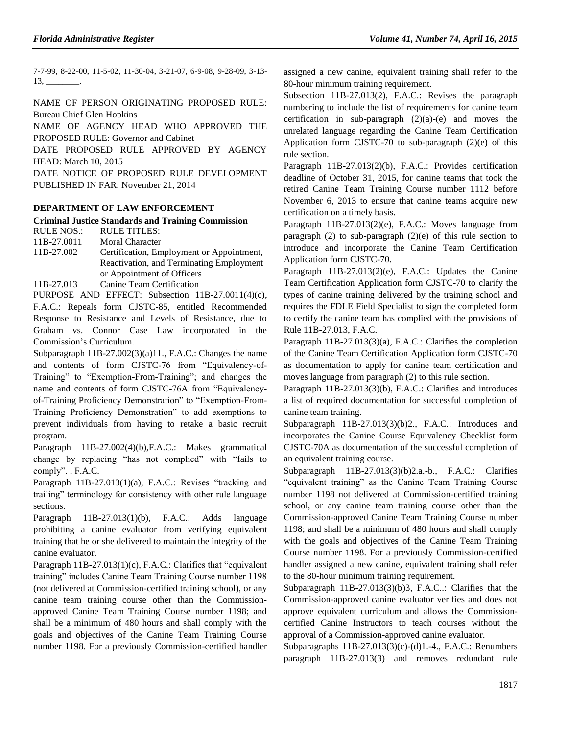7-7-99, 8-22-00, 11-5-02, 11-30-04, 3-21-07, 6-9-08, 9-28-09, 3-13-13, ________.

NAME OF PERSON ORIGINATING PROPOSED RULE: Bureau Chief Glen Hopkins

NAME OF AGENCY HEAD WHO APPROVED THE PROPOSED RULE: Governor and Cabinet

DATE PROPOSED RULE APPROVED BY AGENCY HEAD: March 10, 2015

DATE NOTICE OF PROPOSED RULE DEVELOPMENT PUBLISHED IN FAR: November 21, 2014

### DEPARTMENT OF LAW ENFORCEMENT

**Criminal Justice Standards and Training Commission**

| RULE NOS.: | RULE TITLES: |
|---|---|
| 11B-27.0011 | Moral Character |
| 11B-27.002 | Certification, Employment or Appointment, Reactivation, and Terminating Employment or Appointment of Officers |
| 11B-27.013 | Canine Team Certification |

PURPOSE AND EFFECT: Subsection 11B-27.0011(4)(c), F.A.C.: Repeals form CJSTC-85, entitled Recommended Response to Resistance and Levels of Resistance, due to Graham vs. Connor Case Law incorporated in the Commission's Curriculum.

Subparagraph 11B-27.002(3)(a)11., F.A.C.: Changes the name and contents of form CJSTC-76 from "Equivalency-of-Training" to "Exemption-From-Training"; and changes the name and contents of form CJSTC-76A from "Equivalency-of-Training Proficiency Demonstration" to "Exemption-From-Training Proficiency Demonstration" to add exemptions to prevent individuals from having to retake a basic recruit program.

Paragraph 11B-27.002(4)(b),F.A.C.: Makes grammatical change by replacing "has not complied" with "fails to comply". , F.A.C.

Paragraph 11B-27.013(1)(a), F.A.C.: Revises "tracking and trailing" terminology for consistency with other rule language sections.

Paragraph 11B-27.013(1)(b), F.A.C.: Adds language prohibiting a canine evaluator from verifying equivalent training that he or she delivered to maintain the integrity of the canine evaluator.

Paragraph 11B-27.013(1)(c), F.A.C.: Clarifies that "equivalent training" includes Canine Team Training Course number 1198 (not delivered at Commission-certified training school), or any canine team training course other than the Commission-approved Canine Team Training Course number 1198; and shall be a minimum of 480 hours and shall comply with the goals and objectives of the Canine Team Training Course number 1198. For a previously Commission-certified handler assigned a new canine, equivalent training shall refer to the 80-hour minimum training requirement.

Subsection 11B-27.013(2), F.A.C.: Revises the paragraph numbering to include the list of requirements for canine team certification in sub-paragraph (2)(a)-(e) and moves the unrelated language regarding the Canine Team Certification Application form CJSTC-70 to sub-paragraph (2)(e) of this rule section.

Paragraph 11B-27.013(2)(b), F.A.C.: Provides certification deadline of October 31, 2015, for canine teams that took the retired Canine Team Training Course number 1112 before November 6, 2013 to ensure that canine teams acquire new certification on a timely basis.

Paragraph 11B-27.013(2)(e), F.A.C.: Moves language from paragraph (2) to sub-paragraph (2)(e) of this rule section to introduce and incorporate the Canine Team Certification Application form CJSTC-70.

Paragraph 11B-27.013(2)(e), F.A.C.: Updates the Canine Team Certification Application form CJSTC-70 to clarify the types of canine training delivered by the training school and requires the FDLE Field Specialist to sign the completed form to certify the canine team has complied with the provisions of Rule 11B-27.013, F.A.C.

Paragraph 11B-27.013(3)(a), F.A.C.: Clarifies the completion of the Canine Team Certification Application form CJSTC-70 as documentation to apply for canine team certification and moves language from paragraph (2) to this rule section.

Paragraph 11B-27.013(3)(b), F.A.C.: Clarifies and introduces a list of required documentation for successful completion of canine team training.

Subparagraph 11B-27.013(3)(b)2., F.A.C.: Introduces and incorporates the Canine Course Equivalency Checklist form CJSTC-70A as documentation of the successful completion of an equivalent training course.

Subparagraph 11B-27.013(3)(b)2.a.-b., F.A.C.: Clarifies "equivalent training" as the Canine Team Training Course number 1198 not delivered at Commission-certified training school, or any canine team training course other than the Commission-approved Canine Team Training Course number 1198; and shall be a minimum of 480 hours and shall comply with the goals and objectives of the Canine Team Training Course number 1198. For a previously Commission-certified handler assigned a new canine, equivalent training shall refer to the 80-hour minimum training requirement.

Subparagraph 11B-27.013(3)(b)3, F.A.C..: Clarifies that the Commission-approved canine evaluator verifies and does not approve equivalent curriculum and allows the Commission-certified Canine Instructors to teach courses without the approval of a Commission-approved canine evaluator.

Subparagraphs 11B-27.013(3)(c)-(d)1.-4., F.A.C.: Renumbers paragraph 11B-27.013(3) and removes redundant rule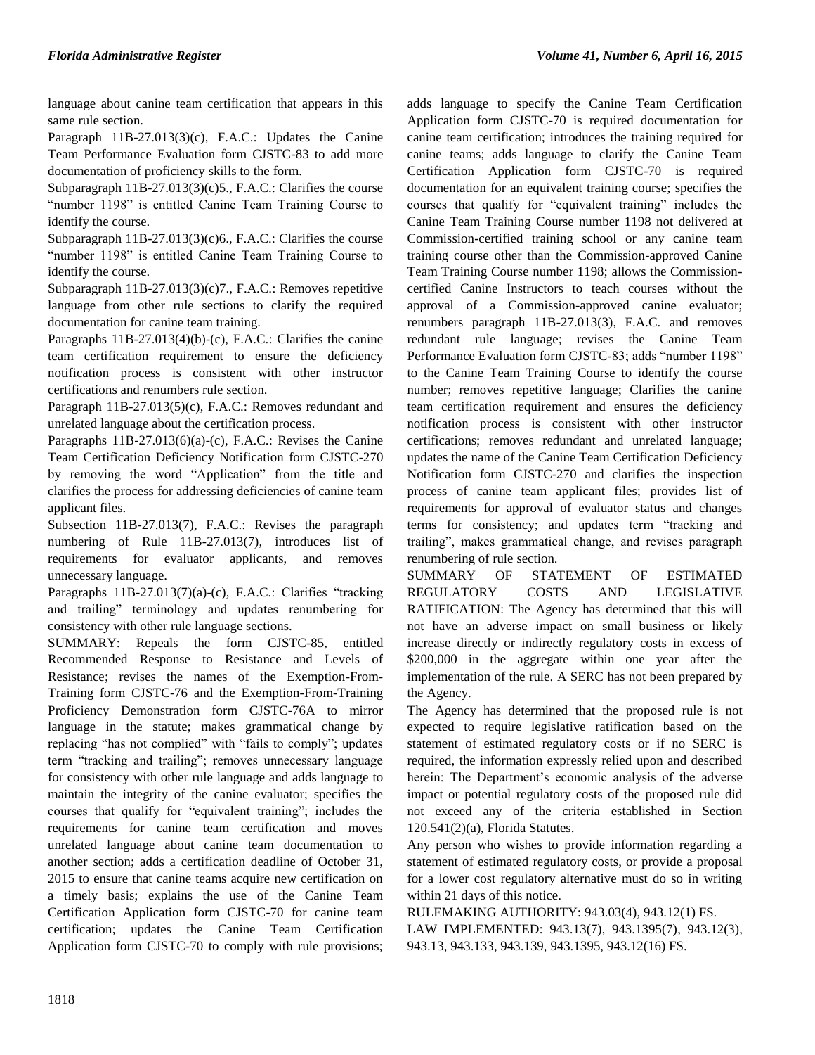language about canine team certification that appears in this same rule section.

Paragraph 11B-27.013(3)(c), F.A.C.: Updates the Canine Team Performance Evaluation form CJSTC-83 to add more documentation of proficiency skills to the form.

Subparagraph 11B-27.013(3)(c)5., F.A.C.: Clarifies the course "number 1198" is entitled Canine Team Training Course to identify the course.

Subparagraph 11B-27.013(3)(c)6., F.A.C.: Clarifies the course "number 1198" is entitled Canine Team Training Course to identify the course.

Subparagraph 11B-27.013(3)(c)7., F.A.C.: Removes repetitive language from other rule sections to clarify the required documentation for canine team training.

Paragraphs 11B-27.013(4)(b)-(c), F.A.C.: Clarifies the canine team certification requirement to ensure the deficiency notification process is consistent with other instructor certifications and renumbers rule section.

Paragraph 11B-27.013(5)(c), F.A.C.: Removes redundant and unrelated language about the certification process.

Paragraphs 11B-27.013(6)(a)-(c), F.A.C.: Revises the Canine Team Certification Deficiency Notification form CJSTC-270 by removing the word "Application" from the title and clarifies the process for addressing deficiencies of canine team applicant files.

Subsection 11B-27.013(7), F.A.C.: Revises the paragraph numbering of Rule 11B-27.013(7), introduces list of requirements for evaluator applicants, and removes unnecessary language.

Paragraphs 11B-27.013(7)(a)-(c), F.A.C.: Clarifies "tracking and trailing" terminology and updates renumbering for consistency with other rule language sections.

SUMMARY: Repeals the form CJSTC-85, entitled Recommended Response to Resistance and Levels of Resistance; revises the names of the Exemption-From-Training form CJSTC-76 and the Exemption-From-Training Proficiency Demonstration form CJSTC-76A to mirror language in the statute; makes grammatical change by replacing "has not complied" with "fails to comply"; updates term "tracking and trailing"; removes unnecessary language for consistency with other rule language and adds language to maintain the integrity of the canine evaluator; specifies the courses that qualify for "equivalent training"; includes the requirements for canine team certification and moves unrelated language about canine team documentation to another section; adds a certification deadline of October 31, 2015 to ensure that canine teams acquire new certification on a timely basis; explains the use of the Canine Team Certification Application form CJSTC-70 for canine team certification; updates the Canine Team Certification Application form CJSTC-70 to comply with rule provisions; adds language to specify the Canine Team Certification Application form CJSTC-70 is required documentation for canine team certification; introduces the training required for canine teams; adds language to clarify the Canine Team Certification Application form CJSTC-70 is required documentation for an equivalent training course; specifies the courses that qualify for "equivalent training" includes the Canine Team Training Course number 1198 not delivered at Commission-certified training school or any canine team training course other than the Commission-approved Canine Team Training Course number 1198; allows the Commission-certified Canine Instructors to teach courses without the approval of a Commission-approved canine evaluator; renumbers paragraph 11B-27.013(3), F.A.C. and removes redundant rule language; revises the Canine Team Performance Evaluation form CJSTC-83; adds "number 1198" to the Canine Team Training Course to identify the course number; removes repetitive language; Clarifies the canine team certification requirement and ensures the deficiency notification process is consistent with other instructor certifications; removes redundant and unrelated language; updates the name of the Canine Team Certification Deficiency Notification form CJSTC-270 and clarifies the inspection process of canine team applicant files; provides list of requirements for approval of evaluator status and changes terms for consistency; and updates term "tracking and trailing", makes grammatical change, and revises paragraph renumbering of rule section.

SUMMARY OF STATEMENT OF ESTIMATED REGULATORY COSTS AND LEGISLATIVE RATIFICATION: The Agency has determined that this will not have an adverse impact on small business or likely increase directly or indirectly regulatory costs in excess of $200,000 in the aggregate within one year after the implementation of the rule. A SERC has not been prepared by the Agency.

The Agency has determined that the proposed rule is not expected to require legislative ratification based on the statement of estimated regulatory costs or if no SERC is required, the information expressly relied upon and described herein: The Department's economic analysis of the adverse impact or potential regulatory costs of the proposed rule did not exceed any of the criteria established in Section 120.541(2)(a), Florida Statutes.

Any person who wishes to provide information regarding a statement of estimated regulatory costs, or provide a proposal for a lower cost regulatory alternative must do so in writing within 21 days of this notice.

RULEMAKING AUTHORITY: 943.03(4), 943.12(1) FS.

LAW IMPLEMENTED: 943.13(7), 943.1395(7), 943.12(3), 943.13, 943.133, 943.139, 943.1395, 943.12(16) FS.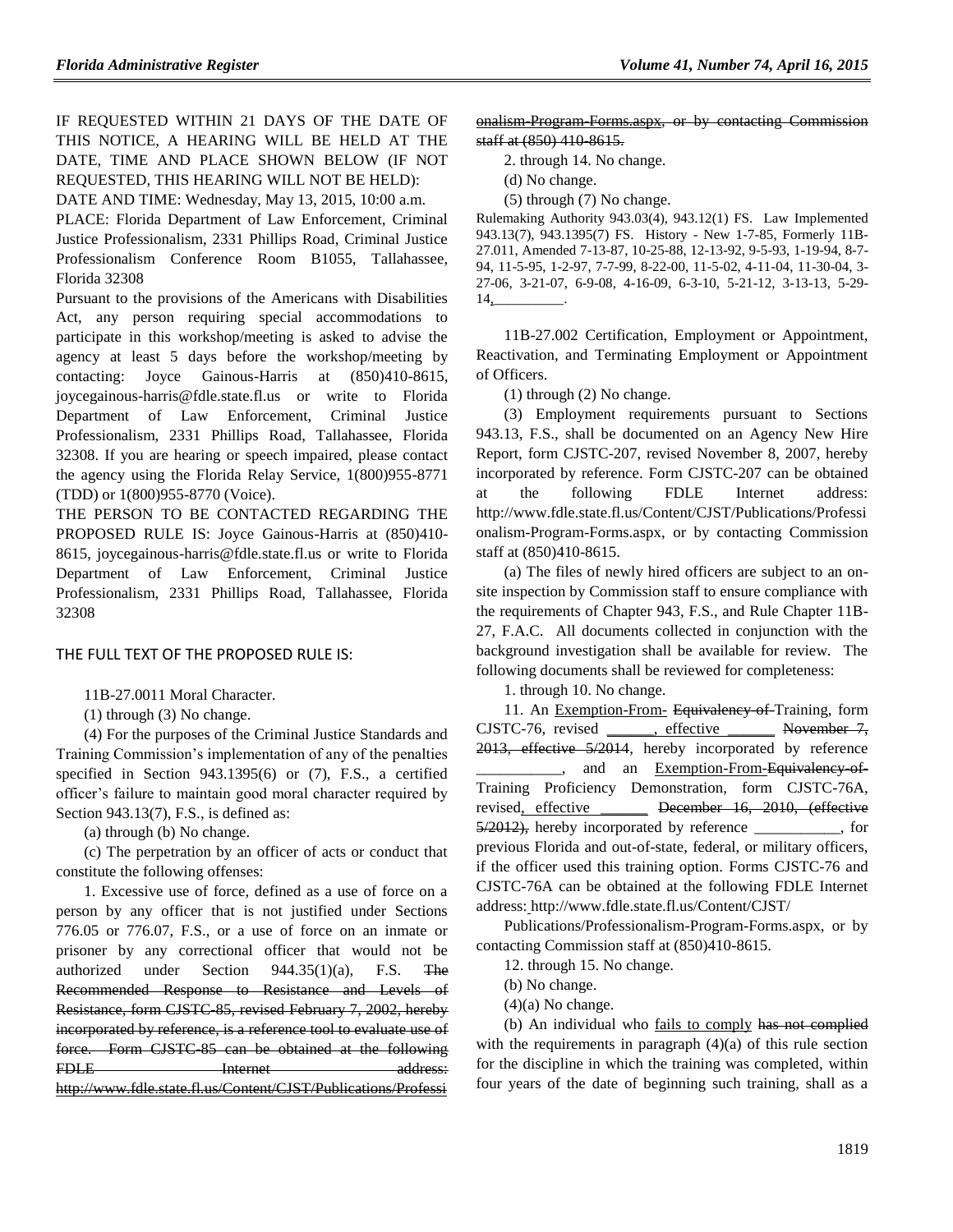IF REQUESTED WITHIN 21 DAYS OF THE DATE OF THIS NOTICE, A HEARING WILL BE HELD AT THE DATE, TIME AND PLACE SHOWN BELOW (IF NOT REQUESTED, THIS HEARING WILL NOT BE HELD):

DATE AND TIME: Wednesday, May 13, 2015, 10:00 a.m.

PLACE: Florida Department of Law Enforcement, Criminal Justice Professionalism, 2331 Phillips Road, Criminal Justice Professionalism Conference Room B1055, Tallahassee, Florida 32308

Pursuant to the provisions of the Americans with Disabilities Act, any person requiring special accommodations to participate in this workshop/meeting is asked to advise the agency at least 5 days before the workshop/meeting by contacting: Joyce Gainous-Harris at (850)410-8615, joycegainous-harris@fdle.state.fl.us or write to Florida Department of Law Enforcement, Criminal Justice Professionalism, 2331 Phillips Road, Tallahassee, Florida 32308. If you are hearing or speech impaired, please contact the agency using the Florida Relay Service, 1(800)955-8771 (TDD) or 1(800)955-8770 (Voice).

THE PERSON TO BE CONTACTED REGARDING THE PROPOSED RULE IS: Joyce Gainous-Harris at (850)410-8615, joycegainous-harris@fdle.state.fl.us or write to Florida Department of Law Enforcement, Criminal Justice Professionalism, 2331 Phillips Road, Tallahassee, Florida 32308

THE FULL TEXT OF THE PROPOSED RULE IS:

11B-27.0011 Moral Character.

(1) through (3) No change.

(4) For the purposes of the Criminal Justice Standards and Training Commission's implementation of any of the penalties specified in Section 943.1395(6) or (7), F.S., a certified officer's failure to maintain good moral character required by Section 943.13(7), F.S., is defined as:

(a) through (b) No change.

(c) The perpetration by an officer of acts or conduct that constitute the following offenses:

1. Excessive use of force, defined as a use of force on a person by any officer that is not justified under Sections 776.05 or 776.07, F.S., or a use of force on an inmate or prisoner by any correctional officer that would not be authorized under Section 944.35(1)(a), F.S. ~~The Recommended Response to Resistance and Levels of Resistance, form CJSTC-85, revised February 7, 2002, hereby incorporated by reference, is a reference tool to evaluate use of force. Form CJSTC-85 can be obtained at the following FDLE Internet address: http://www.fdle.state.fl.us/Content/CJST/Publications/Professionalism-Program-Forms.aspx, or by contacting Commission staff at (850) 410-8615.~~

2. through 14. No change.

(d) No change.

(5) through (7) No change.

Rulemaking Authority 943.03(4), 943.12(1) FS. Law Implemented 943.13(7), 943.1395(7) FS. History - New 1-7-85, Formerly 11B-27.011, Amended 7-13-87, 10-25-88, 12-13-92, 9-5-93, 1-19-94, 8-7-94, 11-5-95, 1-2-97, 7-7-99, 8-22-00, 11-5-02, 4-11-04, 11-30-04, 3-27-06, 3-21-07, 6-9-08, 4-16-09, 6-3-10, 5-21-12, 3-13-13, 5-29-14, \_\_\_\_\_\_\_\_\_.

11B-27.002 Certification, Employment or Appointment, Reactivation, and Terminating Employment or Appointment of Officers.

(1) through (2) No change.

(3) Employment requirements pursuant to Sections 943.13, F.S., shall be documented on an Agency New Hire Report, form CJSTC-207, revised November 8, 2007, hereby incorporated by reference. Form CJSTC-207 can be obtained at the following FDLE Internet address: http://www.fdle.state.fl.us/Content/CJST/Publications/Professionalism-Program-Forms.aspx, or by contacting Commission staff at (850)410-8615.

(a) The files of newly hired officers are subject to an on-site inspection by Commission staff to ensure compliance with the requirements of Chapter 943, F.S., and Rule Chapter 11B-27, F.A.C. All documents collected in conjunction with the background investigation shall be available for review. The following documents shall be reviewed for completeness:

1. through 10. No change.

11. An <u>Exemption-From-</u> ~~Equivalency of~~ Training, form CJSTC-76, revised <u>\_\_\_\_\_\_, effective \_\_\_\_\_\_</u> ~~November 7, 2013, effective 5/2014~~, hereby incorporated by reference \_\_\_\_\_\_\_\_\_\_\_, and an <u>Exemption-From-</u>~~Equivalency-of~~ Training Proficiency Demonstration, form CJSTC-76A, revised<u>, effective \_\_\_\_\_\_</u> ~~December 16, 2010, (effective 5/2012),~~ hereby incorporated by reference \_\_\_\_\_\_\_\_\_\_\_, for previous Florida and out-of-state, federal, or military officers, if the officer used this training option. Forms CJSTC-76 and CJSTC-76A can be obtained at the following FDLE Internet address: http://www.fdle.state.fl.us/Content/CJST/Publications/Professionalism-Program-Forms.aspx, or by contacting Commission staff at (850)410-8615.

12. through 15. No change.

(b) No change.

(4)(a) No change.

(b) An individual who <u>fails to comply</u> ~~has not complied~~ with the requirements in paragraph (4)(a) of this rule section for the discipline in which the training was completed, within four years of the date of beginning such training, shall as a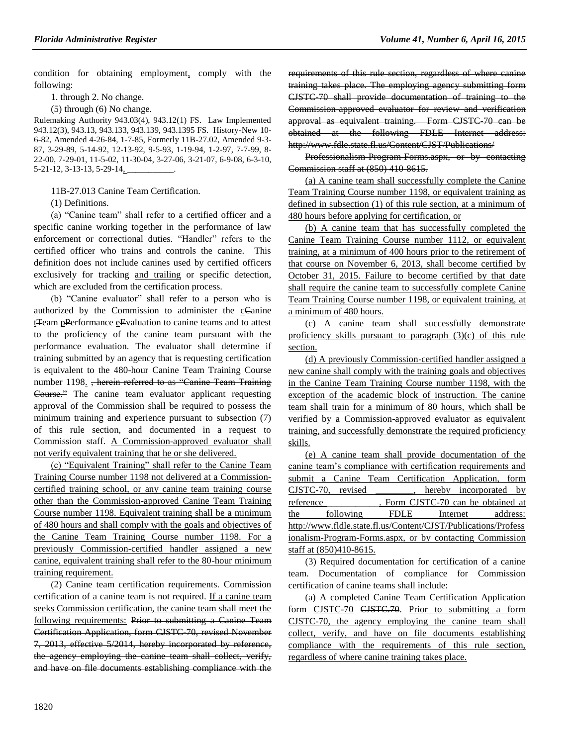condition for obtaining employment<u>,</u> comply with the following:

1. through 2. No change.

(5) through (6) No change.

Rulemaking Authority 943.03(4), 943.12(1) FS. Law Implemented 943.12(3), 943.13, 943.133, 943.139, 943.1395 FS. History-New 10-6-82, Amended 4-26-84, 1-7-85, Formerly 11B-27.02, Amended 9-3-87, 3-29-89, 5-14-92, 12-13-92, 9-5-93, 1-19-94, 1-2-97, 7-7-99, 8-22-00, 7-29-01, 11-5-02, 11-30-04, 3-27-06, 3-21-07, 6-9-08, 6-3-10, 5-21-12, 3-13-13, 5-29-14<u>, ___________</u>.

11B-27.013 Canine Team Certification.

(1) Definitions.

(a) "Canine team" shall refer to a certified officer and a specific canine working together in the performance of law enforcement or correctional duties. "Handler" refers to the certified officer who trains and controls the canine. This definition does not include canines used by certified officers exclusively for tracking <u>and trailing</u> or specific detection, which are excluded from the certification process.

(b) "Canine evaluator" shall refer to a person who is authorized by the Commission to administer the <u>c</u>~~C~~anine <u>t</u>~~T~~eam <u>p</u>~~P~~erformance <u>e</u>~~E~~valuation to canine teams and to attest to the proficiency of the canine team pursuant with the performance evaluation. The evaluator shall determine if training submitted by an agency that is requesting certification is equivalent to the 480-hour Canine Team Training Course number 1198<u>.</u> ~~, herein referred to as "Canine Team Training Course."~~ The canine team evaluator applicant requesting approval of the Commission shall be required to possess the minimum training and experience pursuant to subsection (7) of this rule section, and documented in a request to Commission staff. <u>A Commission-approved evaluator shall not verify equivalent training that he or she delivered.</u>

<u>(c) "Equivalent Training" shall refer to the Canine Team Training Course number 1198 not delivered at a Commission-certified training school, or any canine team training course other than the Commission-approved Canine Team Training Course number 1198. Equivalent training shall be a minimum of 480 hours and shall comply with the goals and objectives of the Canine Team Training Course number 1198. For a previously Commission-certified handler assigned a new canine, equivalent training shall refer to the 80-hour minimum training requirement.</u>

(2) Canine team certification requirements. Commission certification of a canine team is not required. <u>If a canine team seeks Commission certification, the canine team shall meet the following requirements:</u> ~~Prior to submitting a Canine Team Certification Application, form CJSTC-70, revised November 7, 2013, effective 5/2014, hereby incorporated by reference, the agency employing the canine team shall collect, verify, and have on file documents establishing compliance with the requirements of this rule section, regardless of where canine training takes place. The employing agency submitting form CJSTC-70 shall provide documentation of training to the Commission-approved evaluator for review and verification approval as equivalent training. Form CJSTC-70 can be obtained at the following FDLE Internet address: http://www.fdle.state.fl.us/Content/CJST/Publications/Professionalism-Program-Forms.aspx, or by contacting Commission staff at (850) 410-8615.~~

<u>(a) A canine team shall successfully complete the Canine Team Training Course number 1198, or equivalent training as defined in subsection (1) of this rule section, at a minimum of 480 hours before applying for certification, or</u>

<u>(b) A canine team that has successfully completed the Canine Team Training Course number 1112, or equivalent training, at a minimum of 400 hours prior to the retirement of that course on November 6, 2013, shall become certified by October 31, 2015. Failure to become certified by that date shall require the canine team to successfully complete Canine Team Training Course number 1198, or equivalent training, at a minimum of 480 hours.</u>

<u>(c) A canine team shall successfully demonstrate proficiency skills pursuant to paragraph (3)(c) of this rule section.</u>

<u>(d) A previously Commission-certified handler assigned a new canine shall comply with the training goals and objectives in the Canine Team Training Course number 1198, with the exception of the academic block of instruction. The canine team shall train for a minimum of 80 hours, which shall be verified by a Commission-approved evaluator as equivalent training, and successfully demonstrate the required proficiency skills.</u>

<u>(e) A canine team shall provide documentation of the canine team's compliance with certification requirements and submit a Canine Team Certification Application, form CJSTC-70, revised ________, hereby incorporated by reference ___________. Form CJSTC-70 can be obtained at the following FDLE Internet address: http://www.fldle.state.fl.us/Content/CJST/Publications/Professionalism-Program-Forms.aspx, or by contacting Commission staff at (850)410-8615.</u>

(3) Required documentation for certification of a canine team. Documentation of compliance for Commission certification of canine teams shall include:

(a) A completed Canine Team Certification Application form <u>CJSTC-70</u> ~~CJSTC.70~~. <u>Prior to submitting a form CJSTC-70, the agency employing the canine team shall collect, verify, and have on file documents establishing compliance with the requirements of this rule section, regardless of where canine training takes place.</u>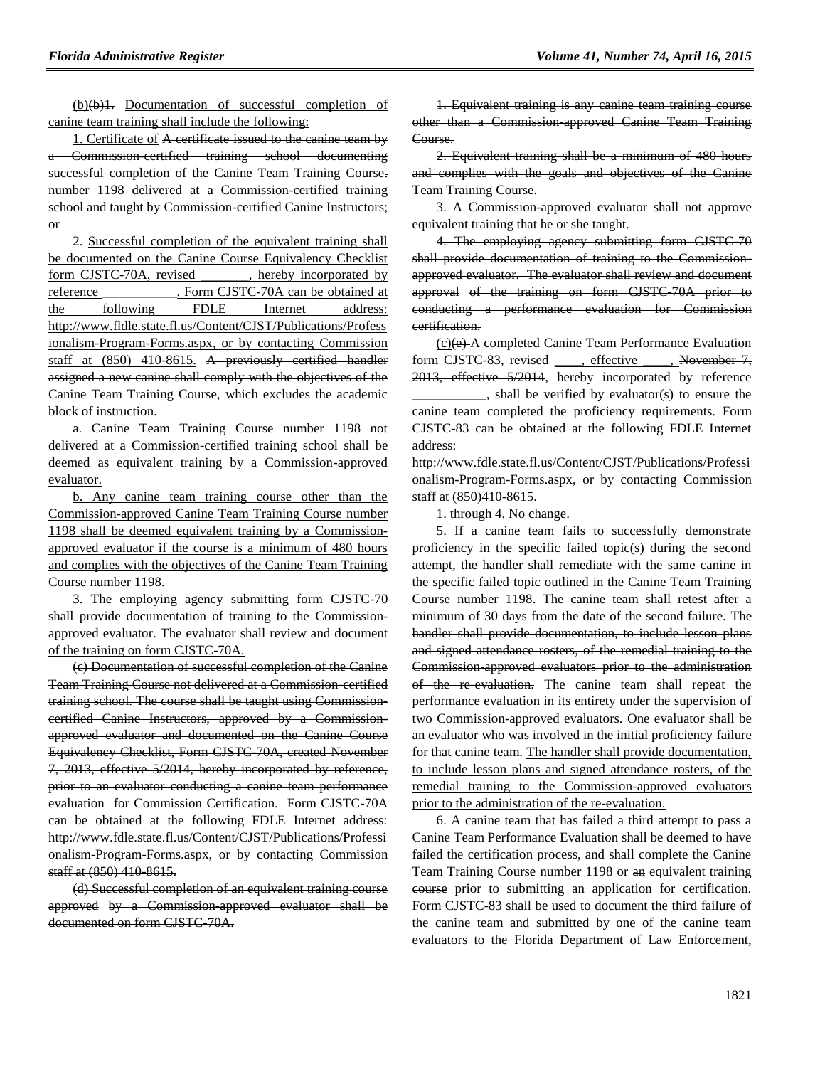(b)(b)1. Documentation of successful completion of canine team training shall include the following:

1. Certificate of A certificate issued to the canine team by a Commission-certified training school documenting successful completion of the Canine Team Training Course. number 1198 delivered at a Commission-certified training school and taught by Commission-certified Canine Instructors; or

2. Successful completion of the equivalent training shall be documented on the Canine Course Equivalency Checklist form CJSTC-70A, revised _______, hereby incorporated by reference ___________. Form CJSTC-70A can be obtained at the following FDLE Internet address: http://www.fldle.state.fl.us/Content/CJST/Publications/Professionalism-Program-Forms.aspx, or by contacting Commission staff at (850) 410-8615. A previously certified handler assigned a new canine shall comply with the objectives of the Canine Team Training Course, which excludes the academic block of instruction.

a. Canine Team Training Course number 1198 not delivered at a Commission-certified training school shall be deemed as equivalent training by a Commission-approved evaluator.

b. Any canine team training course other than the Commission-approved Canine Team Training Course number 1198 shall be deemed equivalent training by a Commission-approved evaluator if the course is a minimum of 480 hours and complies with the objectives of the Canine Team Training Course number 1198.

3. The employing agency submitting form CJSTC-70 shall provide documentation of training to the Commission-approved evaluator. The evaluator shall review and document of the training on form CJSTC-70A.

(c) Documentation of successful completion of the Canine Team Training Course not delivered at a Commission-certified training school. The course shall be taught using Commission-certified Canine Instructors, approved by a Commission-approved evaluator and documented on the Canine Course Equivalency Checklist, Form CJSTC-70A, created November 7, 2013, effective 5/2014, hereby incorporated by reference, prior to an evaluator conducting a canine team performance evaluation for Commission Certification. Form CJSTC-70A can be obtained at the following FDLE Internet address: http://www.fdle.state.fl.us/Content/CJST/Publications/Professionalism-Program-Forms.aspx, or by contacting Commission staff at (850) 410-8615.

(d) Successful completion of an equivalent training course approved by a Commission-approved evaluator shall be documented on form CJSTC-70A.

1. Equivalent training is any canine team training course other than a Commission-approved Canine Team Training Course.

2. Equivalent training shall be a minimum of 480 hours and complies with the goals and objectives of the Canine Team Training Course.

3. A Commission-approved evaluator shall not approve equivalent training that he or she taught.

4. The employing agency submitting form CJSTC-70 shall provide documentation of training to the Commission-approved evaluator. The evaluator shall review and document approval of the training on form CJSTC-70A prior to conducting a performance evaluation for Commission certification.

(c)(e) A completed Canine Team Performance Evaluation form CJSTC-83, revised ____, effective ____, November 7, 2013, effective 5/2014, hereby incorporated by reference ___________, shall be verified by evaluator(s) to ensure the canine team completed the proficiency requirements. Form CJSTC-83 can be obtained at the following FDLE Internet address: http://www.fdle.state.fl.us/Content/CJST/Publications/Professionalism-Program-Forms.aspx, or by contacting Commission staff at (850)410-8615.

1. through 4. No change.

5. If a canine team fails to successfully demonstrate proficiency in the specific failed topic(s) during the second attempt, the handler shall remediate with the same canine in the specific failed topic outlined in the Canine Team Training Course number 1198. The canine team shall retest after a minimum of 30 days from the date of the second failure. The handler shall provide documentation, to include lesson plans and signed attendance rosters, of the remedial training to the Commission-approved evaluators prior to the administration of the re-evaluation. The canine team shall repeat the performance evaluation in its entirety under the supervision of two Commission-approved evaluators. One evaluator shall be an evaluator who was involved in the initial proficiency failure for that canine team. The handler shall provide documentation, to include lesson plans and signed attendance rosters, of the remedial training to the Commission-approved evaluators prior to the administration of the re-evaluation.

6. A canine team that has failed a third attempt to pass a Canine Team Performance Evaluation shall be deemed to have failed the certification process, and shall complete the Canine Team Training Course number 1198 or an equivalent training course prior to submitting an application for certification. Form CJSTC-83 shall be used to document the third failure of the canine team and submitted by one of the canine team evaluators to the Florida Department of Law Enforcement,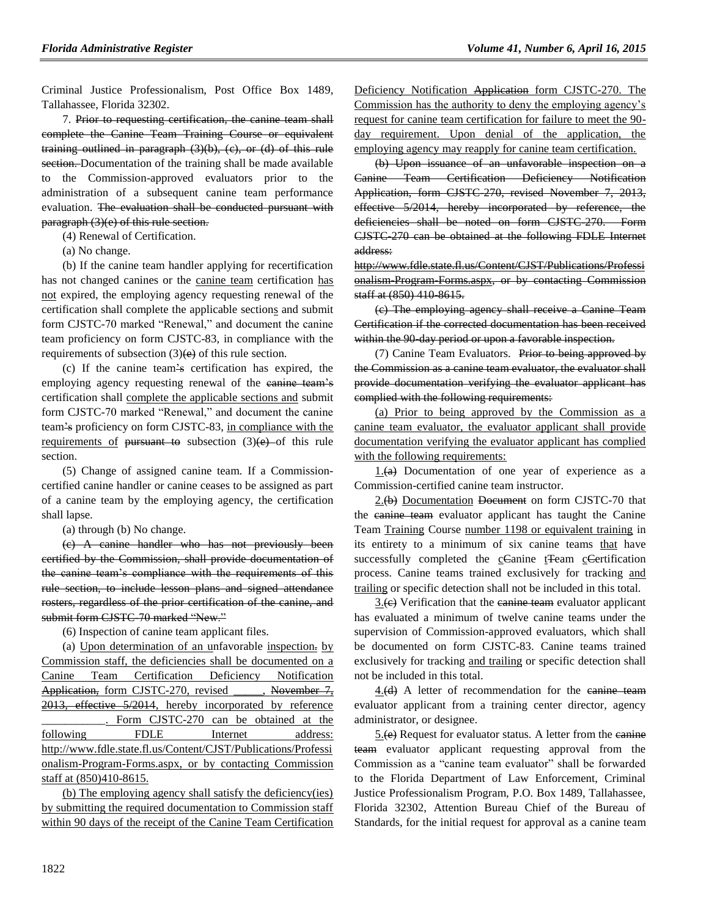Criminal Justice Professionalism, Post Office Box 1489, Tallahassee, Florida 32302.

7. ~~Prior to requesting certification, the canine team shall complete the Canine Team Training Course or equivalent training outlined in paragraph (3)(b), (c), or (d) of this rule section.~~ Documentation of the training shall be made available to the Commission-approved evaluators prior to the administration of a subsequent canine team performance evaluation. ~~The evaluation shall be conducted pursuant with paragraph (3)(e) of this rule section.~~

(4) Renewal of Certification.

(a) No change.

(b) If the canine team handler applying for recertification has not changed canines or the canine team certification has not expired, the employing agency requesting renewal of the certification shall complete the applicable sections and submit form CJSTC-70 marked "Renewal," and document the canine team proficiency on form CJSTC-83, in compliance with the requirements of subsection (3)~~(e)~~ of this rule section.

(c) If the canine team~~'s~~ certification has expired, the employing agency requesting renewal of the ~~canine team's~~ certification shall complete the applicable sections and submit form CJSTC-70 marked "Renewal," and document the canine team~~'s~~ proficiency on form CJSTC-83, in compliance with the requirements of ~~pursuant to~~ subsection (3)~~(e)~~ of this rule section.

(5) Change of assigned canine team. If a Commission-certified canine handler or canine ceases to be assigned as part of a canine team by the employing agency, the certification shall lapse.

(a) through (b) No change.

~~(c) A canine handler who has not previously been certified by the Commission, shall provide documentation of the canine team's compliance with the requirements of this rule section, to include lesson plans and signed attendance rosters, regardless of the prior certification of the canine, and submit form CJSTC-70 marked "New."~~

(6) Inspection of canine team applicant files.

(a) Upon determination of an unfavorable inspection~~.~~ by Commission staff, the deficiencies shall be documented on a Canine Team Certification Deficiency Notification ~~Application,~~ form CJSTC-270, revised _____, ~~November 7, 2013, effective 5/2014~~, hereby incorporated by reference __________. Form CJSTC-270 can be obtained at the following FDLE Internet address: http://www.fdle.state.fl.us/Content/CJST/Publications/Professionalism-Program-Forms.aspx, or by contacting Commission staff at (850)410-8615.

(b) The employing agency shall satisfy the deficiency(ies) by submitting the required documentation to Commission staff within 90 days of the receipt of the Canine Team Certification Deficiency Notification ~~Application~~ form CJSTC-270. The Commission has the authority to deny the employing agency's request for canine team certification for failure to meet the 90-day requirement. Upon denial of the application, the employing agency may reapply for canine team certification.

~~(b) Upon issuance of an unfavorable inspection on a Canine Team Certification Deficiency Notification Application, form CJSTC-270, revised November 7, 2013, effective 5/2014, hereby incorporated by reference, the deficiencies shall be noted on form CJSTC-270. Form CJSTC-270 can be obtained at the following FDLE Internet address: http://www.fdle.state.fl.us/Content/CJST/Publications/Professionalism-Program-Forms.aspx, or by contacting Commission staff at (850) 410-8615.~~

~~(c) The employing agency shall receive a Canine Team Certification if the corrected documentation has been received within the 90-day period or upon a favorable inspection.~~

(7) Canine Team Evaluators. ~~Prior to being approved by the Commission as a canine team evaluator, the evaluator shall provide documentation verifying the evaluator applicant has complied with the following requirements:~~

(a) Prior to being approved by the Commission as a canine team evaluator, the evaluator applicant shall provide documentation verifying the evaluator applicant has complied with the following requirements:

1.~~(a)~~ Documentation of one year of experience as a Commission-certified canine team instructor.

2.~~(b)~~ Documentation ~~Document~~ on form CJSTC-70 that the ~~canine team~~ evaluator applicant has taught the Canine Team Training Course number 1198 or equivalent training in its entirety to a minimum of six canine teams that have successfully completed the c~~C~~anine t~~T~~eam c~~C~~ertification process. Canine teams trained exclusively for tracking and trailing or specific detection shall not be included in this total.

3.~~(c)~~ Verification that the ~~canine team~~ evaluator applicant has evaluated a minimum of twelve canine teams under the supervision of Commission-approved evaluators, which shall be documented on form CJSTC-83. Canine teams trained exclusively for tracking and trailing or specific detection shall not be included in this total.

4.~~(d)~~ A letter of recommendation for the ~~canine team~~ evaluator applicant from a training center director, agency administrator, or designee.

5.~~(e)~~ Request for evaluator status. A letter from the ~~canine team~~ evaluator applicant requesting approval from the Commission as a "canine team evaluator" shall be forwarded to the Florida Department of Law Enforcement, Criminal Justice Professionalism Program, P.O. Box 1489, Tallahassee, Florida 32302, Attention Bureau Chief of the Bureau of Standards, for the initial request for approval as a canine team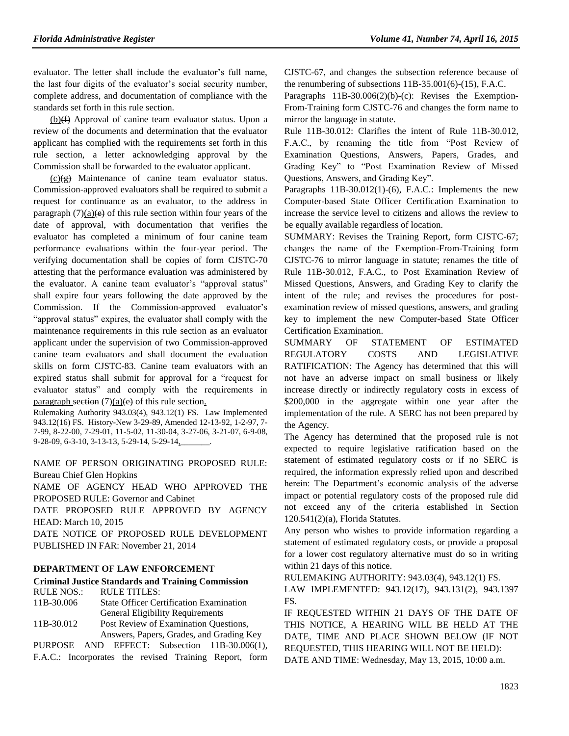evaluator. The letter shall include the evaluator's full name, the last four digits of the evaluator's social security number, complete address, and documentation of compliance with the standards set forth in this rule section.

(b)~~(f)~~ Approval of canine team evaluator status. Upon a review of the documents and determination that the evaluator applicant has complied with the requirements set forth in this rule section, a letter acknowledging approval by the Commission shall be forwarded to the evaluator applicant.

(c)~~(g)~~ Maintenance of canine team evaluator status. Commission-approved evaluators shall be required to submit a request for continuance as an evaluator, to the address in paragraph (7)(a)~~(e)~~ of this rule section within four years of the date of approval, with documentation that verifies the evaluator has completed a minimum of four canine team performance evaluations within the four-year period. The verifying documentation shall be copies of form CJSTC-70 attesting that the performance evaluation was administered by the evaluator. A canine team evaluator's "approval status" shall expire four years following the date approved by the Commission. If the Commission-approved evaluator's "approval status" expires, the evaluator shall comply with the maintenance requirements in this rule section as an evaluator applicant under the supervision of two Commission-approved canine team evaluators and shall document the evaluation skills on form CJSTC-83. Canine team evaluators with an expired status shall submit for approval ~~for~~ a "request for evaluator status" and comply with the requirements in paragraph ~~section~~ (7)(a)~~(e)~~ of this rule section.

Rulemaking Authority 943.03(4), 943.12(1) FS. Law Implemented 943.12(16) FS. History-New 3-29-89, Amended 12-13-92, 1-2-97, 7-7-99, 8-22-00, 7-29-01, 11-5-02, 11-30-04, 3-27-06, 3-21-07, 6-9-08, 9-28-09, 6-3-10, 3-13-13, 5-29-14, 5-29-14,\_\_\_\_\_\_\_.

NAME OF PERSON ORIGINATING PROPOSED RULE: Bureau Chief Glen Hopkins

NAME OF AGENCY HEAD WHO APPROVED THE PROPOSED RULE: Governor and Cabinet

DATE PROPOSED RULE APPROVED BY AGENCY HEAD: March 10, 2015

DATE NOTICE OF PROPOSED RULE DEVELOPMENT PUBLISHED IN FAR: November 21, 2014

## DEPARTMENT OF LAW ENFORCEMENT

### Criminal Justice Standards and Training Commission

| RULE NOS.: | RULE TITLES: |
|---|---|
| 11B-30.006 | State Officer Certification Examination General Eligibility Requirements |
| 11B-30.012 | Post Review of Examination Questions, Answers, Papers, Grades, and Grading Key |

PURPOSE AND EFFECT: Subsection 11B-30.006(1), F.A.C.: Incorporates the revised Training Report, form CJSTC-67, and changes the subsection reference because of the renumbering of subsections 11B-35.001(6)-(15), F.A.C.

Paragraphs 11B-30.006(2)(b)-(c): Revises the Exemption-From-Training form CJSTC-76 and changes the form name to mirror the language in statute.

Rule 11B-30.012: Clarifies the intent of Rule 11B-30.012, F.A.C., by renaming the title from "Post Review of Examination Questions, Answers, Papers, Grades, and Grading Key" to "Post Examination Review of Missed Questions, Answers, and Grading Key".

Paragraphs 11B-30.012(1)-(6), F.A.C.: Implements the new Computer-based State Officer Certification Examination to increase the service level to citizens and allows the review to be equally available regardless of location.

SUMMARY: Revises the Training Report, form CJSTC-67; changes the name of the Exemption-From-Training form CJSTC-76 to mirror language in statute; renames the title of Rule 11B-30.012, F.A.C., to Post Examination Review of Missed Questions, Answers, and Grading Key to clarify the intent of the rule; and revises the procedures for post-examination review of missed questions, answers, and grading key to implement the new Computer-based State Officer Certification Examination.

SUMMARY OF STATEMENT OF ESTIMATED REGULATORY COSTS AND LEGISLATIVE RATIFICATION: The Agency has determined that this will not have an adverse impact on small business or likely increase directly or indirectly regulatory costs in excess of $200,000 in the aggregate within one year after the implementation of the rule. A SERC has not been prepared by the Agency.

The Agency has determined that the proposed rule is not expected to require legislative ratification based on the statement of estimated regulatory costs or if no SERC is required, the information expressly relied upon and described herein: The Department's economic analysis of the adverse impact or potential regulatory costs of the proposed rule did not exceed any of the criteria established in Section 120.541(2)(a), Florida Statutes.

Any person who wishes to provide information regarding a statement of estimated regulatory costs, or provide a proposal for a lower cost regulatory alternative must do so in writing within 21 days of this notice.

RULEMAKING AUTHORITY: 943.03(4), 943.12(1) FS.

LAW IMPLEMENTED: 943.12(17), 943.131(2), 943.1397 FS.

IF REQUESTED WITHIN 21 DAYS OF THE DATE OF THIS NOTICE, A HEARING WILL BE HELD AT THE DATE, TIME AND PLACE SHOWN BELOW (IF NOT REQUESTED, THIS HEARING WILL NOT BE HELD):

DATE AND TIME: Wednesday, May 13, 2015, 10:00 a.m.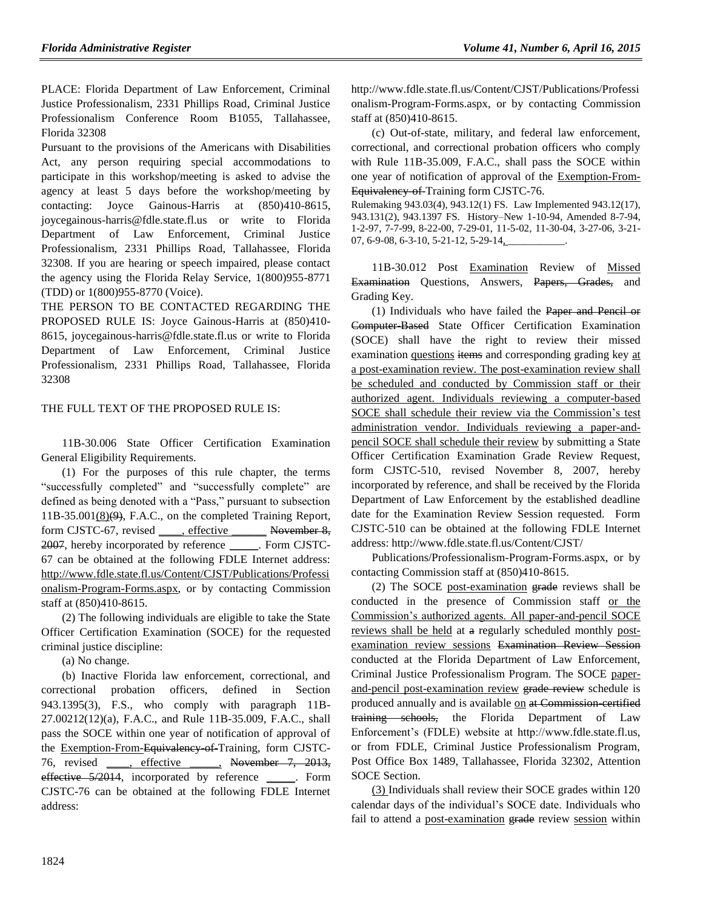PLACE: Florida Department of Law Enforcement, Criminal Justice Professionalism, 2331 Phillips Road, Criminal Justice Professionalism Conference Room B1055, Tallahassee, Florida 32308

Pursuant to the provisions of the Americans with Disabilities Act, any person requiring special accommodations to participate in this workshop/meeting is asked to advise the agency at least 5 days before the workshop/meeting by contacting: Joyce Gainous-Harris at (850)410-8615, joycegainous-harris@fdle.state.fl.us or write to Florida Department of Law Enforcement, Criminal Justice Professionalism, 2331 Phillips Road, Tallahassee, Florida 32308. If you are hearing or speech impaired, please contact the agency using the Florida Relay Service, 1(800)955-8771 (TDD) or 1(800)955-8770 (Voice).

THE PERSON TO BE CONTACTED REGARDING THE PROPOSED RULE IS: Joyce Gainous-Harris at (850)410-8615, joycegainous-harris@fdle.state.fl.us or write to Florida Department of Law Enforcement, Criminal Justice Professionalism, 2331 Phillips Road, Tallahassee, Florida 32308

THE FULL TEXT OF THE PROPOSED RULE IS:

11B-30.006 State Officer Certification Examination General Eligibility Requirements.

(1) For the purposes of this rule chapter, the terms "successfully completed" and "successfully complete" are defined as being denoted with a "Pass," pursuant to subsection 11B-35.001(8)~~(9)~~, F.A.C., on the completed Training Report, form CJSTC-67, revised ____, effective ______ ~~November 8, 2007~~, hereby incorporated by reference _____. Form CJSTC-67 can be obtained at the following FDLE Internet address: http://www.fdle.state.fl.us/Content/CJST/Publications/Professionalism-Program-Forms.aspx, or by contacting Commission staff at (850)410-8615.

(2) The following individuals are eligible to take the State Officer Certification Examination (SOCE) for the requested criminal justice discipline:

(a) No change.

(b) Inactive Florida law enforcement, correctional, and correctional probation officers, defined in Section 943.1395(3), F.S., who comply with paragraph 11B-27.00212(12)(a), F.A.C., and Rule 11B-35.009, F.A.C., shall pass the SOCE within one year of notification of approval of the Exemption-From-~~Equivalency-of-~~Training, form CJSTC-76, revised ____, effective _____, ~~November 7, 2013, effective 5/2014~~, incorporated by reference _____. Form CJSTC-76 can be obtained at the following FDLE Internet address: http://www.fdle.state.fl.us/Content/CJST/Publications/Professionalism-Program-Forms.aspx, or by contacting Commission staff at (850)410-8615.

(c) Out-of-state, military, and federal law enforcement, correctional, and correctional probation officers who comply with Rule 11B-35.009, F.A.C., shall pass the SOCE within one year of notification of approval of the Exemption-From-~~Equivalency-of-~~Training form CJSTC-76.

Rulemaking 943.03(4), 943.12(1) FS. Law Implemented 943.12(17), 943.131(2), 943.1397 FS. History–New 1-10-94, Amended 8-7-94, 1-2-97, 7-7-99, 8-22-00, 7-29-01, 11-5-02, 11-30-04, 3-27-06, 3-21-07, 6-9-08, 6-3-10, 5-21-12, 5-29-14, __________.

11B-30.012 Post Examination Review of Missed ~~Examination~~ Questions, Answers, ~~Papers, Grades,~~ and Grading Key.

(1) Individuals who have failed the ~~Paper and Pencil or Computer-Based~~ State Officer Certification Examination (SOCE) shall have the right to review their missed examination questions ~~items~~ and corresponding grading key at a post-examination review. The post-examination review shall be scheduled and conducted by Commission staff or their authorized agent. Individuals reviewing a computer-based SOCE shall schedule their review via the Commission's test administration vendor. Individuals reviewing a paper-and-pencil SOCE shall schedule their review by submitting a State Officer Certification Examination Grade Review Request, form CJSTC-510, revised November 8, 2007, hereby incorporated by reference, and shall be received by the Florida Department of Law Enforcement by the established deadline date for the Examination Review Session requested. Form CJSTC-510 can be obtained at the following FDLE Internet address: http://www.fdle.state.fl.us/Content/CJST/Publications/Professionalism-Program-Forms.aspx, or by contacting Commission staff at (850)410-8615.

(2) The SOCE post-examination ~~grade~~ reviews shall be conducted in the presence of Commission staff or the Commission's authorized agents. All paper-and-pencil SOCE reviews shall be held at ~~a~~ regularly scheduled monthly post-examination review sessions ~~Examination Review Session~~ conducted at the Florida Department of Law Enforcement, Criminal Justice Professionalism Program. The SOCE paper-and-pencil post-examination review ~~grade review~~ schedule is produced annually and is available on ~~at Commission-certified training schools,~~ the Florida Department of Law Enforcement's (FDLE) website at http://www.fdle.state.fl.us, or from FDLE, Criminal Justice Professionalism Program, Post Office Box 1489, Tallahassee, Florida 32302, Attention SOCE Section.

(3) Individuals shall review their SOCE grades within 120 calendar days of the individual's SOCE date. Individuals who fail to attend a post-examination ~~grade~~ review session within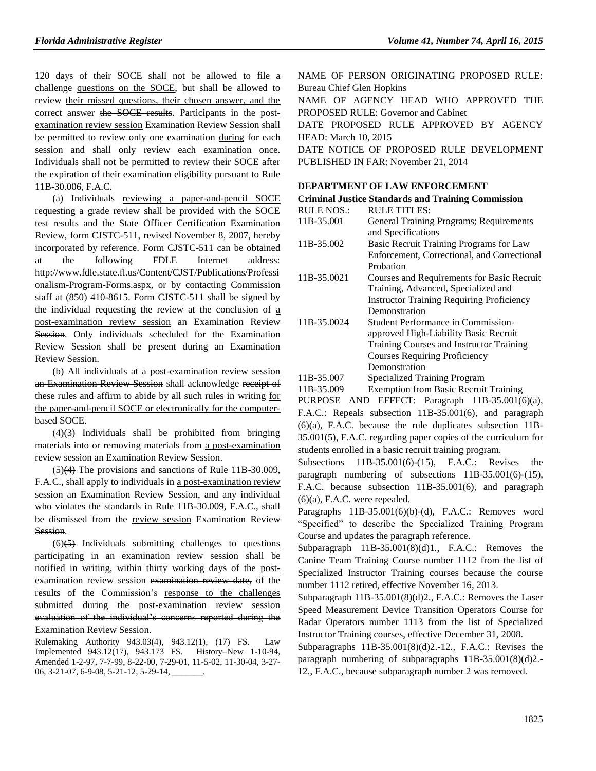120 days of their SOCE shall not be allowed to file a challenge questions on the SOCE, but shall be allowed to review their missed questions, their chosen answer, and the correct answer the SOCE results. Participants in the post-examination review session Examination Review Session shall be permitted to review only one examination during for each session and shall only review each examination once. Individuals shall not be permitted to review their SOCE after the expiration of their examination eligibility pursuant to Rule 11B-30.006, F.A.C.

(a) Individuals reviewing a paper-and-pencil SOCE requesting a grade review shall be provided with the SOCE test results and the State Officer Certification Examination Review, form CJSTC-511, revised November 8, 2007, hereby incorporated by reference. Form CJSTC-511 can be obtained at the following FDLE Internet address: http://www.fdle.state.fl.us/Content/CJST/Publications/Professionalism-Program-Forms.aspx, or by contacting Commission staff at (850) 410-8615. Form CJSTC-511 shall be signed by the individual requesting the review at the conclusion of a post-examination review session an Examination Review Session. Only individuals scheduled for the Examination Review Session shall be present during an Examination Review Session.

(b) All individuals at a post-examination review session an Examination Review Session shall acknowledge receipt of these rules and affirm to abide by all such rules in writing for the paper-and-pencil SOCE or electronically for the computer-based SOCE.

(4)(3) Individuals shall be prohibited from bringing materials into or removing materials from a post-examination review session an Examination Review Session.

(5)(4) The provisions and sanctions of Rule 11B-30.009, F.A.C., shall apply to individuals in a post-examination review session an Examination Review Session, and any individual who violates the standards in Rule 11B-30.009, F.A.C., shall be dismissed from the review session Examination Review Session.

(6)(5) Individuals submitting challenges to questions participating in an examination review session shall be notified in writing, within thirty working days of the post-examination review session examination review date, of the results of the Commission's response to the challenges submitted during the post-examination review session evaluation of the individual's concerns reported during the Examination Review Session.

Rulemaking Authority 943.03(4), 943.12(1), (17) FS. Law Implemented 943.12(17), 943.173 FS. History–New 1-10-94, Amended 1-2-97, 7-7-99, 8-22-00, 7-29-01, 11-5-02, 11-30-04, 3-27-06, 3-21-07, 6-9-08, 5-21-12, 5-29-14, ________.

NAME OF PERSON ORIGINATING PROPOSED RULE: Bureau Chief Glen Hopkins

NAME OF AGENCY HEAD WHO APPROVED THE PROPOSED RULE: Governor and Cabinet

DATE PROPOSED RULE APPROVED BY AGENCY HEAD: March 10, 2015

DATE NOTICE OF PROPOSED RULE DEVELOPMENT PUBLISHED IN FAR: November 21, 2014

### DEPARTMENT OF LAW ENFORCEMENT

**Criminal Justice Standards and Training Commission**

| RULE NOS.: | RULE TITLES: |
|---|---|
| 11B-35.001 | General Training Programs; Requirements and Specifications |
| 11B-35.002 | Basic Recruit Training Programs for Law Enforcement, Correctional, and Correctional Probation |
| 11B-35.0021 | Courses and Requirements for Basic Recruit Training, Advanced, Specialized and Instructor Training Requiring Proficiency Demonstration |
| 11B-35.0024 | Student Performance in Commission-approved High-Liability Basic Recruit Training Courses and Instructor Training Courses Requiring Proficiency Demonstration |
| 11B-35.007 | Specialized Training Program |
| 11B-35.009 | Exemption from Basic Recruit Training |

PURPOSE AND EFFECT: Paragraph 11B-35.001(6)(a), F.A.C.: Repeals subsection 11B-35.001(6), and paragraph (6)(a), F.A.C. because the rule duplicates subsection 11B-35.001(5), F.A.C. regarding paper copies of the curriculum for students enrolled in a basic recruit training program.

Subsections 11B-35.001(6)-(15), F.A.C.: Revises the paragraph numbering of subsections 11B-35.001(6)-(15), F.A.C. because subsection 11B-35.001(6), and paragraph (6)(a), F.A.C. were repealed.

Paragraphs 11B-35.001(6)(b)-(d), F.A.C.: Removes word "Specified" to describe the Specialized Training Program Course and updates the paragraph reference.

Subparagraph 11B-35.001(8)(d)1., F.A.C.: Removes the Canine Team Training Course number 1112 from the list of Specialized Instructor Training courses because the course number 1112 retired, effective November 16, 2013.

Subparagraph 11B-35.001(8)(d)2., F.A.C.: Removes the Laser Speed Measurement Device Transition Operators Course for Radar Operators number 1113 from the list of Specialized Instructor Training courses, effective December 31, 2008.

Subparagraphs 11B-35.001(8)(d)2.-12., F.A.C.: Revises the paragraph numbering of subparagraphs 11B-35.001(8)(d)2.-12., F.A.C., because subparagraph number 2 was removed.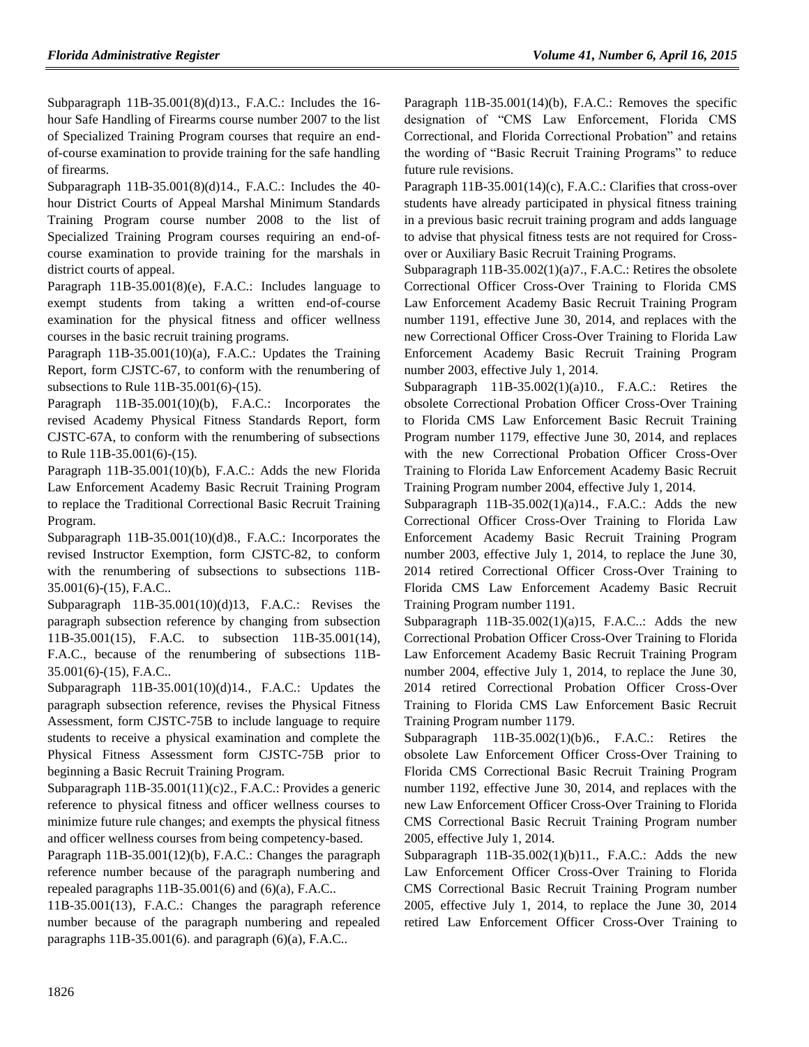Subparagraph 11B-35.001(8)(d)13., F.A.C.: Includes the 16-hour Safe Handling of Firearms course number 2007 to the list of Specialized Training Program courses that require an end-of-course examination to provide training for the safe handling of firearms.

Subparagraph 11B-35.001(8)(d)14., F.A.C.: Includes the 40-hour District Courts of Appeal Marshal Minimum Standards Training Program course number 2008 to the list of Specialized Training Program courses requiring an end-of-course examination to provide training for the marshals in district courts of appeal.

Paragraph 11B-35.001(8)(e), F.A.C.: Includes language to exempt students from taking a written end-of-course examination for the physical fitness and officer wellness courses in the basic recruit training programs.

Paragraph 11B-35.001(10)(a), F.A.C.: Updates the Training Report, form CJSTC-67, to conform with the renumbering of subsections to Rule 11B-35.001(6)-(15).

Paragraph 11B-35.001(10)(b), F.A.C.: Incorporates the revised Academy Physical Fitness Standards Report, form CJSTC-67A, to conform with the renumbering of subsections to Rule 11B-35.001(6)-(15).

Paragraph 11B-35.001(10)(b), F.A.C.: Adds the new Florida Law Enforcement Academy Basic Recruit Training Program to replace the Traditional Correctional Basic Recruit Training Program.

Subparagraph 11B-35.001(10)(d)8., F.A.C.: Incorporates the revised Instructor Exemption, form CJSTC-82, to conform with the renumbering of subsections to subsections 11B-35.001(6)-(15), F.A.C..

Subparagraph 11B-35.001(10)(d)13, F.A.C.: Revises the paragraph subsection reference by changing from subsection 11B-35.001(15), F.A.C. to subsection 11B-35.001(14), F.A.C., because of the renumbering of subsections 11B-35.001(6)-(15), F.A.C..

Subparagraph 11B-35.001(10)(d)14., F.A.C.: Updates the paragraph subsection reference, revises the Physical Fitness Assessment, form CJSTC-75B to include language to require students to receive a physical examination and complete the Physical Fitness Assessment form CJSTC-75B prior to beginning a Basic Recruit Training Program.

Subparagraph 11B-35.001(11)(c)2., F.A.C.: Provides a generic reference to physical fitness and officer wellness courses to minimize future rule changes; and exempts the physical fitness and officer wellness courses from being competency-based.

Paragraph 11B-35.001(12)(b), F.A.C.: Changes the paragraph reference number because of the paragraph numbering and repealed paragraphs 11B-35.001(6) and (6)(a), F.A.C..

11B-35.001(13), F.A.C.: Changes the paragraph reference number because of the paragraph numbering and repealed paragraphs 11B-35.001(6). and paragraph (6)(a), F.A.C..

Paragraph 11B-35.001(14)(b), F.A.C.: Removes the specific designation of "CMS Law Enforcement, Florida CMS Correctional, and Florida Correctional Probation" and retains the wording of "Basic Recruit Training Programs" to reduce future rule revisions.

Paragraph 11B-35.001(14)(c), F.A.C.: Clarifies that cross-over students have already participated in physical fitness training in a previous basic recruit training program and adds language to advise that physical fitness tests are not required for Cross-over or Auxiliary Basic Recruit Training Programs.

Subparagraph 11B-35.002(1)(a)7., F.A.C.: Retires the obsolete Correctional Officer Cross-Over Training to Florida CMS Law Enforcement Academy Basic Recruit Training Program number 1191, effective June 30, 2014, and replaces with the new Correctional Officer Cross-Over Training to Florida Law Enforcement Academy Basic Recruit Training Program number 2003, effective July 1, 2014.

Subparagraph 11B-35.002(1)(a)10., F.A.C.: Retires the obsolete Correctional Probation Officer Cross-Over Training to Florida CMS Law Enforcement Basic Recruit Training Program number 1179, effective June 30, 2014, and replaces with the new Correctional Probation Officer Cross-Over Training to Florida Law Enforcement Academy Basic Recruit Training Program number 2004, effective July 1, 2014.

Subparagraph 11B-35.002(1)(a)14., F.A.C.: Adds the new Correctional Officer Cross-Over Training to Florida Law Enforcement Academy Basic Recruit Training Program number 2003, effective July 1, 2014, to replace the June 30, 2014 retired Correctional Officer Cross-Over Training to Florida CMS Law Enforcement Academy Basic Recruit Training Program number 1191.

Subparagraph 11B-35.002(1)(a)15, F.A.C..: Adds the new Correctional Probation Officer Cross-Over Training to Florida Law Enforcement Academy Basic Recruit Training Program number 2004, effective July 1, 2014, to replace the June 30, 2014 retired Correctional Probation Officer Cross-Over Training to Florida CMS Law Enforcement Basic Recruit Training Program number 1179.

Subparagraph 11B-35.002(1)(b)6., F.A.C.: Retires the obsolete Law Enforcement Officer Cross-Over Training to Florida CMS Correctional Basic Recruit Training Program number 1192, effective June 30, 2014, and replaces with the new Law Enforcement Officer Cross-Over Training to Florida CMS Correctional Basic Recruit Training Program number 2005, effective July 1, 2014.

Subparagraph 11B-35.002(1)(b)11., F.A.C.: Adds the new Law Enforcement Officer Cross-Over Training to Florida CMS Correctional Basic Recruit Training Program number 2005, effective July 1, 2014, to replace the June 30, 2014 retired Law Enforcement Officer Cross-Over Training to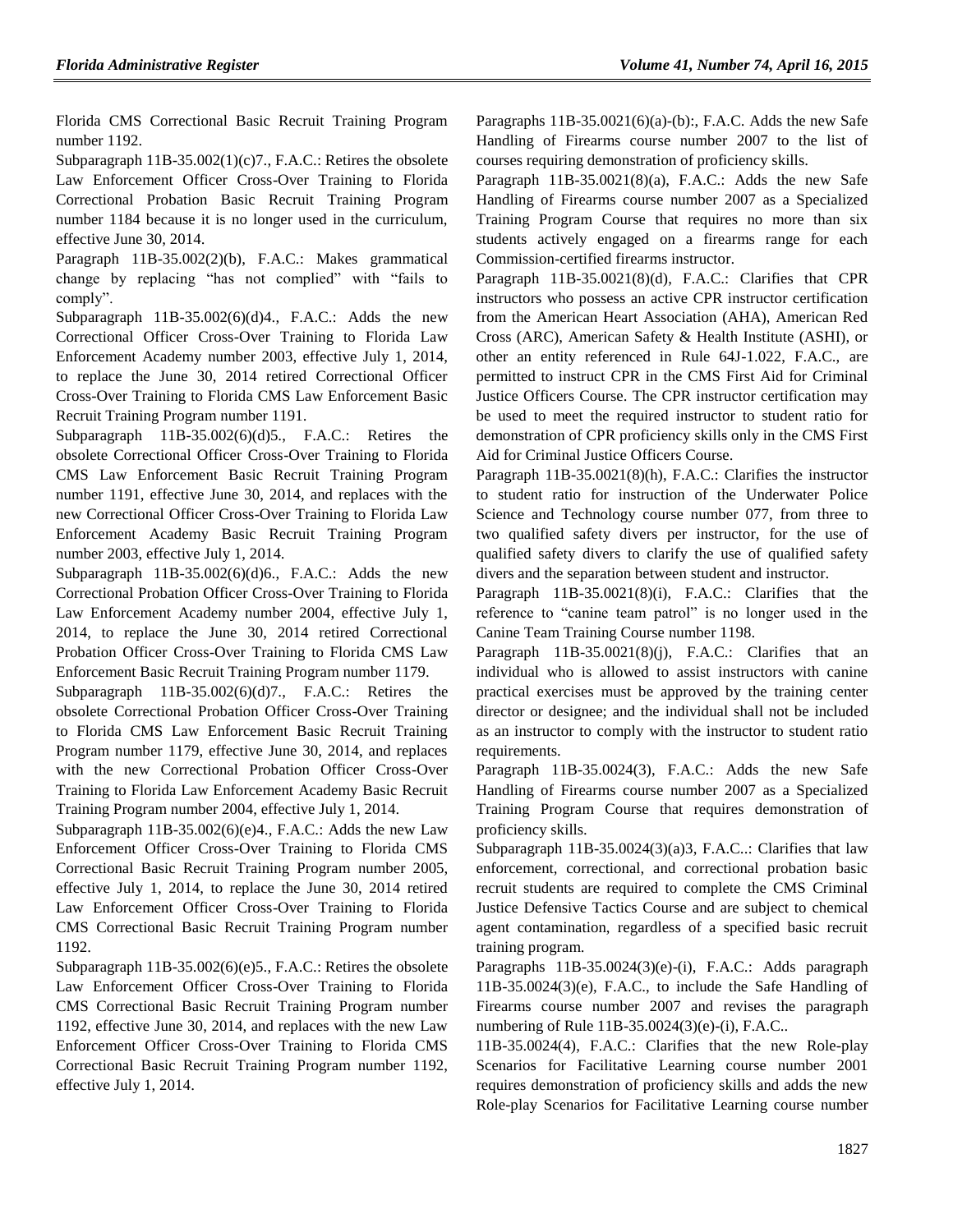Florida CMS Correctional Basic Recruit Training Program number 1192.

Subparagraph 11B-35.002(1)(c)7., F.A.C.: Retires the obsolete Law Enforcement Officer Cross-Over Training to Florida Correctional Probation Basic Recruit Training Program number 1184 because it is no longer used in the curriculum, effective June 30, 2014.

Paragraph 11B-35.002(2)(b), F.A.C.: Makes grammatical change by replacing "has not complied" with "fails to comply".

Subparagraph 11B-35.002(6)(d)4., F.A.C.: Adds the new Correctional Officer Cross-Over Training to Florida Law Enforcement Academy number 2003, effective July 1, 2014, to replace the June 30, 2014 retired Correctional Officer Cross-Over Training to Florida CMS Law Enforcement Basic Recruit Training Program number 1191.

Subparagraph 11B-35.002(6)(d)5., F.A.C.: Retires the obsolete Correctional Officer Cross-Over Training to Florida CMS Law Enforcement Basic Recruit Training Program number 1191, effective June 30, 2014, and replaces with the new Correctional Officer Cross-Over Training to Florida Law Enforcement Academy Basic Recruit Training Program number 2003, effective July 1, 2014.

Subparagraph 11B-35.002(6)(d)6., F.A.C.: Adds the new Correctional Probation Officer Cross-Over Training to Florida Law Enforcement Academy number 2004, effective July 1, 2014, to replace the June 30, 2014 retired Correctional Probation Officer Cross-Over Training to Florida CMS Law Enforcement Basic Recruit Training Program number 1179.

Subparagraph 11B-35.002(6)(d)7., F.A.C.: Retires the obsolete Correctional Probation Officer Cross-Over Training to Florida CMS Law Enforcement Basic Recruit Training Program number 1179, effective June 30, 2014, and replaces with the new Correctional Probation Officer Cross-Over Training to Florida Law Enforcement Academy Basic Recruit Training Program number 2004, effective July 1, 2014.

Subparagraph 11B-35.002(6)(e)4., F.A.C.: Adds the new Law Enforcement Officer Cross-Over Training to Florida CMS Correctional Basic Recruit Training Program number 2005, effective July 1, 2014, to replace the June 30, 2014 retired Law Enforcement Officer Cross-Over Training to Florida CMS Correctional Basic Recruit Training Program number 1192.

Subparagraph 11B-35.002(6)(e)5., F.A.C.: Retires the obsolete Law Enforcement Officer Cross-Over Training to Florida CMS Correctional Basic Recruit Training Program number 1192, effective June 30, 2014, and replaces with the new Law Enforcement Officer Cross-Over Training to Florida CMS Correctional Basic Recruit Training Program number 1192, effective July 1, 2014.

Paragraphs 11B-35.0021(6)(a)-(b):, F.A.C. Adds the new Safe Handling of Firearms course number 2007 to the list of courses requiring demonstration of proficiency skills.

Paragraph 11B-35.0021(8)(a), F.A.C.: Adds the new Safe Handling of Firearms course number 2007 as a Specialized Training Program Course that requires no more than six students actively engaged on a firearms range for each Commission-certified firearms instructor.

Paragraph 11B-35.0021(8)(d), F.A.C.: Clarifies that CPR instructors who possess an active CPR instructor certification from the American Heart Association (AHA), American Red Cross (ARC), American Safety & Health Institute (ASHI), or other an entity referenced in Rule 64J-1.022, F.A.C., are permitted to instruct CPR in the CMS First Aid for Criminal Justice Officers Course. The CPR instructor certification may be used to meet the required instructor to student ratio for demonstration of CPR proficiency skills only in the CMS First Aid for Criminal Justice Officers Course.

Paragraph 11B-35.0021(8)(h), F.A.C.: Clarifies the instructor to student ratio for instruction of the Underwater Police Science and Technology course number 077, from three to two qualified safety divers per instructor, for the use of qualified safety divers to clarify the use of qualified safety divers and the separation between student and instructor.

Paragraph 11B-35.0021(8)(i), F.A.C.: Clarifies that the reference to "canine team patrol" is no longer used in the Canine Team Training Course number 1198.

Paragraph 11B-35.0021(8)(j), F.A.C.: Clarifies that an individual who is allowed to assist instructors with canine practical exercises must be approved by the training center director or designee; and the individual shall not be included as an instructor to comply with the instructor to student ratio requirements.

Paragraph 11B-35.0024(3), F.A.C.: Adds the new Safe Handling of Firearms course number 2007 as a Specialized Training Program Course that requires demonstration of proficiency skills.

Subparagraph 11B-35.0024(3)(a)3, F.A.C..: Clarifies that law enforcement, correctional, and correctional probation basic recruit students are required to complete the CMS Criminal Justice Defensive Tactics Course and are subject to chemical agent contamination, regardless of a specified basic recruit training program.

Paragraphs 11B-35.0024(3)(e)-(i), F.A.C.: Adds paragraph 11B-35.0024(3)(e), F.A.C., to include the Safe Handling of Firearms course number 2007 and revises the paragraph numbering of Rule 11B-35.0024(3)(e)-(i), F.A.C..

11B-35.0024(4), F.A.C.: Clarifies that the new Role-play Scenarios for Facilitative Learning course number 2001 requires demonstration of proficiency skills and adds the new Role-play Scenarios for Facilitative Learning course number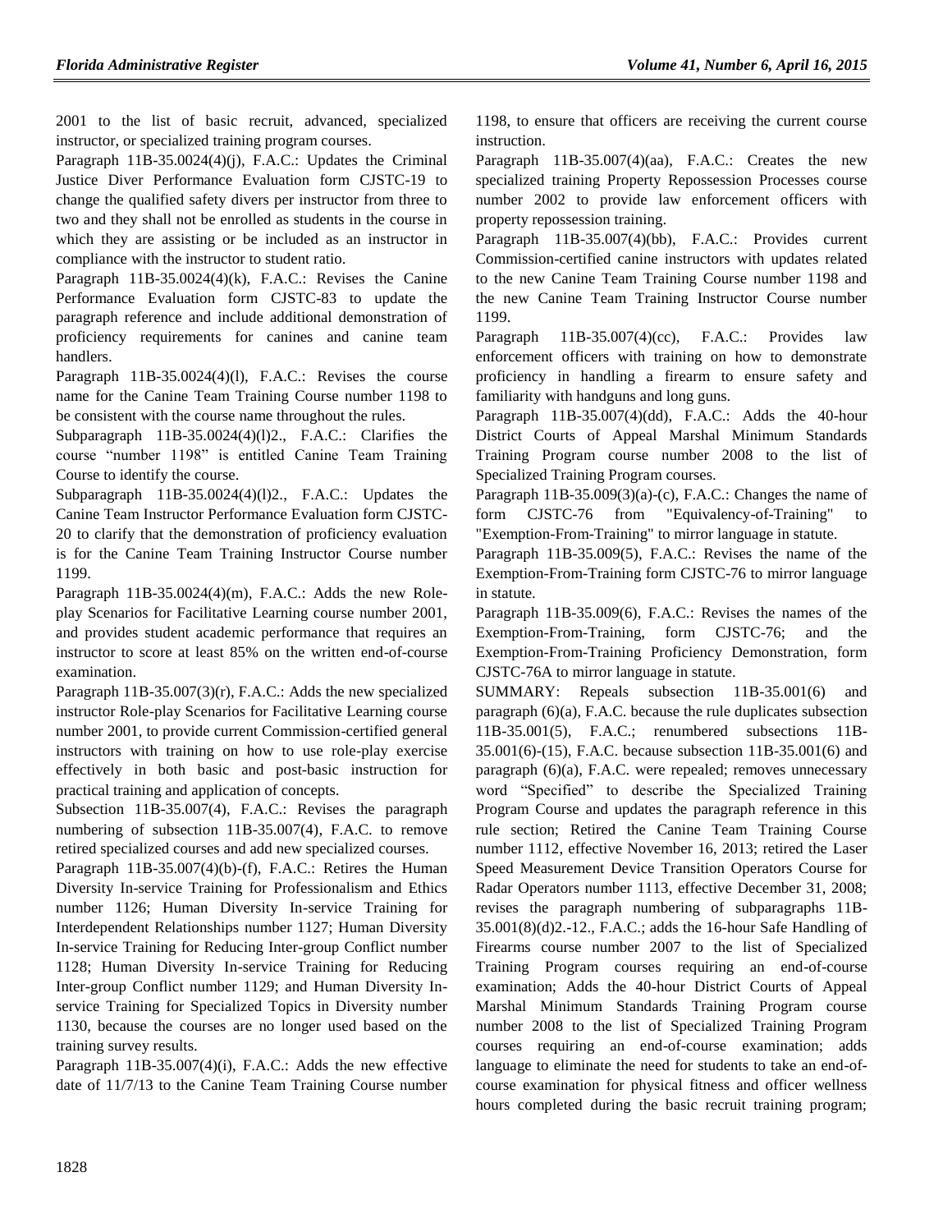2001 to the list of basic recruit, advanced, specialized instructor, or specialized training program courses.

Paragraph 11B-35.0024(4)(j), F.A.C.: Updates the Criminal Justice Diver Performance Evaluation form CJSTC-19 to change the qualified safety divers per instructor from three to two and they shall not be enrolled as students in the course in which they are assisting or be included as an instructor in compliance with the instructor to student ratio.

Paragraph 11B-35.0024(4)(k), F.A.C.: Revises the Canine Performance Evaluation form CJSTC-83 to update the paragraph reference and include additional demonstration of proficiency requirements for canines and canine team handlers.

Paragraph 11B-35.0024(4)(l), F.A.C.: Revises the course name for the Canine Team Training Course number 1198 to be consistent with the course name throughout the rules.

Subparagraph 11B-35.0024(4)(l)2., F.A.C.: Clarifies the course "number 1198" is entitled Canine Team Training Course to identify the course.

Subparagraph 11B-35.0024(4)(l)2., F.A.C.: Updates the Canine Team Instructor Performance Evaluation form CJSTC-20 to clarify that the demonstration of proficiency evaluation is for the Canine Team Training Instructor Course number 1199.

Paragraph 11B-35.0024(4)(m), F.A.C.: Adds the new Role-play Scenarios for Facilitative Learning course number 2001, and provides student academic performance that requires an instructor to score at least 85% on the written end-of-course examination.

Paragraph 11B-35.007(3)(r), F.A.C.: Adds the new specialized instructor Role-play Scenarios for Facilitative Learning course number 2001, to provide current Commission-certified general instructors with training on how to use role-play exercise effectively in both basic and post-basic instruction for practical training and application of concepts.

Subsection 11B-35.007(4), F.A.C.: Revises the paragraph numbering of subsection 11B-35.007(4), F.A.C. to remove retired specialized courses and add new specialized courses.

Paragraph 11B-35.007(4)(b)-(f), F.A.C.: Retires the Human Diversity In-service Training for Professionalism and Ethics number 1126; Human Diversity In-service Training for Interdependent Relationships number 1127; Human Diversity In-service Training for Reducing Inter-group Conflict number 1128; Human Diversity In-service Training for Reducing Inter-group Conflict number 1129; and Human Diversity In-service Training for Specialized Topics in Diversity number 1130, because the courses are no longer used based on the training survey results.

Paragraph 11B-35.007(4)(i), F.A.C.: Adds the new effective date of 11/7/13 to the Canine Team Training Course number 1198, to ensure that officers are receiving the current course instruction.

Paragraph 11B-35.007(4)(aa), F.A.C.: Creates the new specialized training Property Repossession Processes course number 2002 to provide law enforcement officers with property repossession training.

Paragraph 11B-35.007(4)(bb), F.A.C.: Provides current Commission-certified canine instructors with updates related to the new Canine Team Training Course number 1198 and the new Canine Team Training Instructor Course number 1199.

Paragraph 11B-35.007(4)(cc), F.A.C.: Provides law enforcement officers with training on how to demonstrate proficiency in handling a firearm to ensure safety and familiarity with handguns and long guns.

Paragraph 11B-35.007(4)(dd), F.A.C.: Adds the 40-hour District Courts of Appeal Marshal Minimum Standards Training Program course number 2008 to the list of Specialized Training Program courses.

Paragraph 11B-35.009(3)(a)-(c), F.A.C.: Changes the name of form CJSTC-76 from "Equivalency-of-Training" to "Exemption-From-Training" to mirror language in statute.

Paragraph 11B-35.009(5), F.A.C.: Revises the name of the Exemption-From-Training form CJSTC-76 to mirror language in statute.

Paragraph 11B-35.009(6), F.A.C.: Revises the names of the Exemption-From-Training, form CJSTC-76; and the Exemption-From-Training Proficiency Demonstration, form CJSTC-76A to mirror language in statute.

SUMMARY: Repeals subsection 11B-35.001(6) and paragraph (6)(a), F.A.C. because the rule duplicates subsection 11B-35.001(5), F.A.C.; renumbered subsections 11B-35.001(6)-(15), F.A.C. because subsection 11B-35.001(6) and paragraph (6)(a), F.A.C. were repealed; removes unnecessary word "Specified" to describe the Specialized Training Program Course and updates the paragraph reference in this rule section; Retired the Canine Team Training Course number 1112, effective November 16, 2013; retired the Laser Speed Measurement Device Transition Operators Course for Radar Operators number 1113, effective December 31, 2008; revises the paragraph numbering of subparagraphs 11B-35.001(8)(d)2.-12., F.A.C.; adds the 16-hour Safe Handling of Firearms course number 2007 to the list of Specialized Training Program courses requiring an end-of-course examination; Adds the 40-hour District Courts of Appeal Marshal Minimum Standards Training Program course number 2008 to the list of Specialized Training Program courses requiring an end-of-course examination; adds language to eliminate the need for students to take an end-of-course examination for physical fitness and officer wellness hours completed during the basic recruit training program;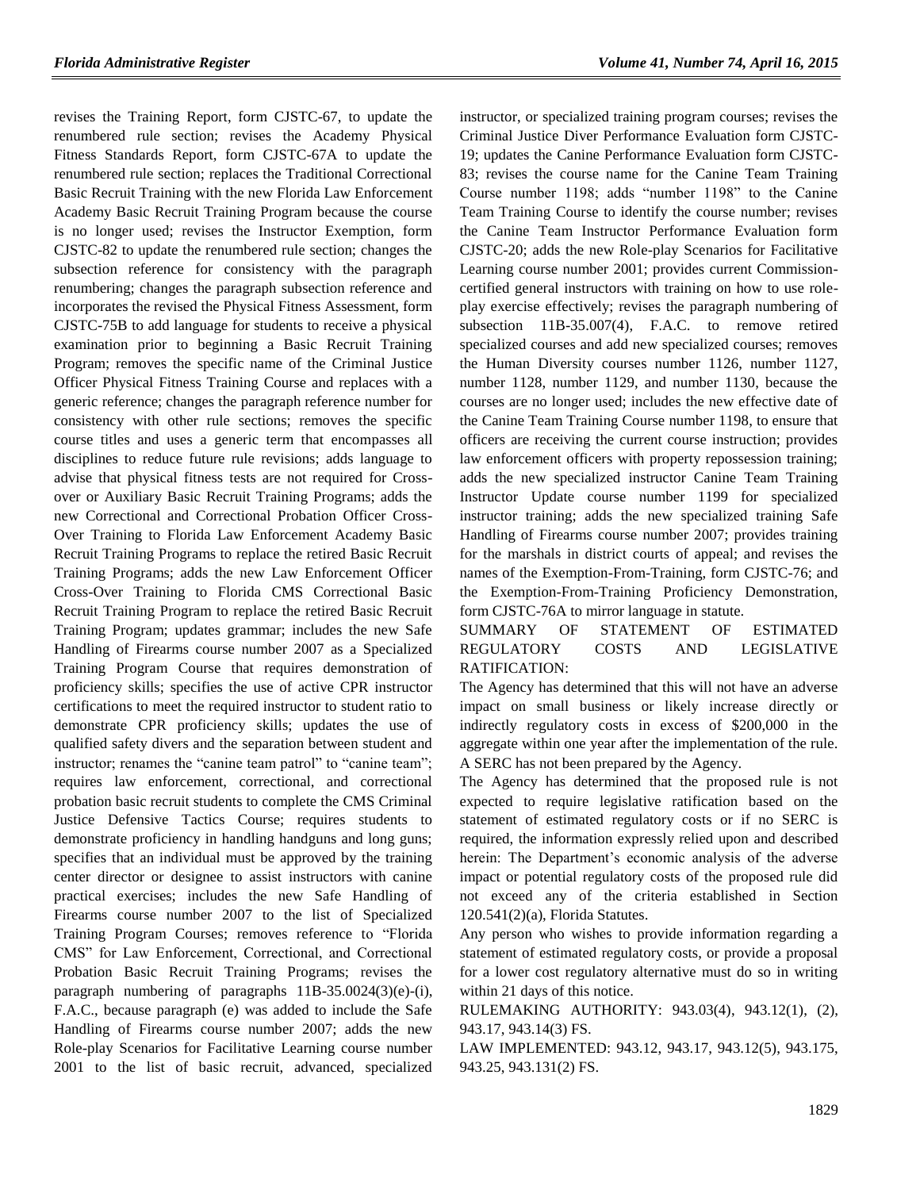revises the Training Report, form CJSTC-67, to update the renumbered rule section; revises the Academy Physical Fitness Standards Report, form CJSTC-67A to update the renumbered rule section; replaces the Traditional Correctional Basic Recruit Training with the new Florida Law Enforcement Academy Basic Recruit Training Program because the course is no longer used; revises the Instructor Exemption, form CJSTC-82 to update the renumbered rule section; changes the subsection reference for consistency with the paragraph renumbering; changes the paragraph subsection reference and incorporates the revised the Physical Fitness Assessment, form CJSTC-75B to add language for students to receive a physical examination prior to beginning a Basic Recruit Training Program; removes the specific name of the Criminal Justice Officer Physical Fitness Training Course and replaces with a generic reference; changes the paragraph reference number for consistency with other rule sections; removes the specific course titles and uses a generic term that encompasses all disciplines to reduce future rule revisions; adds language to advise that physical fitness tests are not required for Cross-over or Auxiliary Basic Recruit Training Programs; adds the new Correctional and Correctional Probation Officer Cross-Over Training to Florida Law Enforcement Academy Basic Recruit Training Programs to replace the retired Basic Recruit Training Programs; adds the new Law Enforcement Officer Cross-Over Training to Florida CMS Correctional Basic Recruit Training Program to replace the retired Basic Recruit Training Program; updates grammar; includes the new Safe Handling of Firearms course number 2007 as a Specialized Training Program Course that requires demonstration of proficiency skills; specifies the use of active CPR instructor certifications to meet the required instructor to student ratio to demonstrate CPR proficiency skills; updates the use of qualified safety divers and the separation between student and instructor; renames the "canine team patrol" to "canine team"; requires law enforcement, correctional, and correctional probation basic recruit students to complete the CMS Criminal Justice Defensive Tactics Course; requires students to demonstrate proficiency in handling handguns and long guns; specifies that an individual must be approved by the training center director or designee to assist instructors with canine practical exercises; includes the new Safe Handling of Firearms course number 2007 to the list of Specialized Training Program Courses; removes reference to "Florida CMS" for Law Enforcement, Correctional, and Correctional Probation Basic Recruit Training Programs; revises the paragraph numbering of paragraphs 11B-35.0024(3)(e)-(i), F.A.C., because paragraph (e) was added to include the Safe Handling of Firearms course number 2007; adds the new Role-play Scenarios for Facilitative Learning course number 2001 to the list of basic recruit, advanced, specialized instructor, or specialized training program courses; revises the Criminal Justice Diver Performance Evaluation form CJSTC-19; updates the Canine Performance Evaluation form CJSTC-83; revises the course name for the Canine Team Training Course number 1198; adds "number 1198" to the Canine Team Training Course to identify the course number; revises the Canine Team Instructor Performance Evaluation form CJSTC-20; adds the new Role-play Scenarios for Facilitative Learning course number 2001; provides current Commission-certified general instructors with training on how to use role-play exercise effectively; revises the paragraph numbering of subsection 11B-35.007(4), F.A.C. to remove retired specialized courses and add new specialized courses; removes the Human Diversity courses number 1126, number 1127, number 1128, number 1129, and number 1130, because the courses are no longer used; includes the new effective date of the Canine Team Training Course number 1198, to ensure that officers are receiving the current course instruction; provides law enforcement officers with property repossession training; adds the new specialized instructor Canine Team Training Instructor Update course number 1199 for specialized instructor training; adds the new specialized training Safe Handling of Firearms course number 2007; provides training for the marshals in district courts of appeal; and revises the names of the Exemption-From-Training, form CJSTC-76; and the Exemption-From-Training Proficiency Demonstration, form CJSTC-76A to mirror language in statute.

SUMMARY OF STATEMENT OF ESTIMATED REGULATORY COSTS AND LEGISLATIVE RATIFICATION:

The Agency has determined that this will not have an adverse impact on small business or likely increase directly or indirectly regulatory costs in excess of $200,000 in the aggregate within one year after the implementation of the rule. A SERC has not been prepared by the Agency.

The Agency has determined that the proposed rule is not expected to require legislative ratification based on the statement of estimated regulatory costs or if no SERC is required, the information expressly relied upon and described herein: The Department's economic analysis of the adverse impact or potential regulatory costs of the proposed rule did not exceed any of the criteria established in Section 120.541(2)(a), Florida Statutes.

Any person who wishes to provide information regarding a statement of estimated regulatory costs, or provide a proposal for a lower cost regulatory alternative must do so in writing within 21 days of this notice.

RULEMAKING AUTHORITY: 943.03(4), 943.12(1), (2), 943.17, 943.14(3) FS.

LAW IMPLEMENTED: 943.12, 943.17, 943.12(5), 943.175, 943.25, 943.131(2) FS.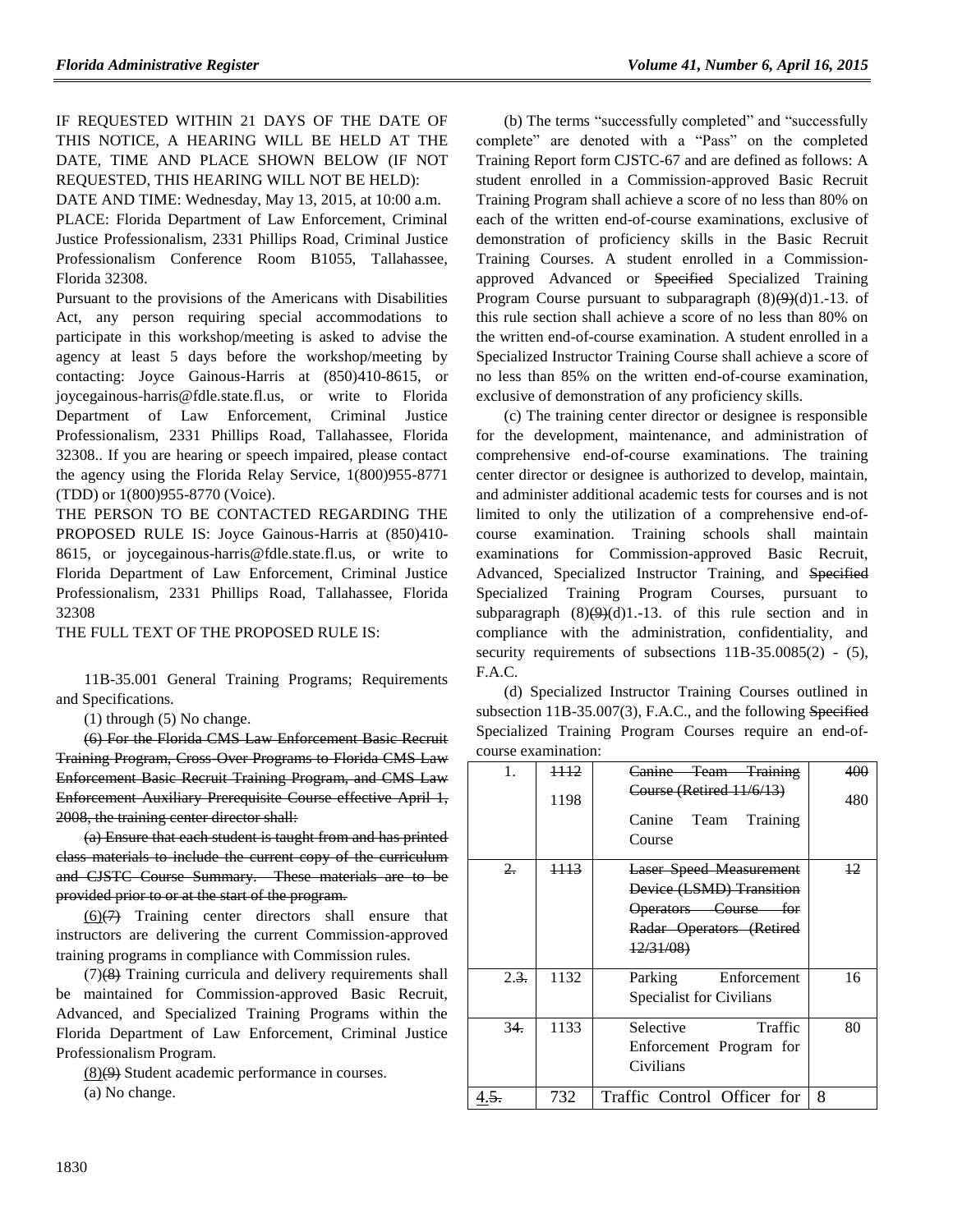IF REQUESTED WITHIN 21 DAYS OF THE DATE OF THIS NOTICE, A HEARING WILL BE HELD AT THE DATE, TIME AND PLACE SHOWN BELOW (IF NOT REQUESTED, THIS HEARING WILL NOT BE HELD):

DATE AND TIME: Wednesday, May 13, 2015, at 10:00 a.m.

PLACE: Florida Department of Law Enforcement, Criminal Justice Professionalism, 2331 Phillips Road, Criminal Justice Professionalism Conference Room B1055, Tallahassee, Florida 32308.

Pursuant to the provisions of the Americans with Disabilities Act, any person requiring special accommodations to participate in this workshop/meeting is asked to advise the agency at least 5 days before the workshop/meeting by contacting: Joyce Gainous-Harris at (850)410-8615, or joycegainous-harris@fdle.state.fl.us, or write to Florida Department of Law Enforcement, Criminal Justice Professionalism, 2331 Phillips Road, Tallahassee, Florida 32308.. If you are hearing or speech impaired, please contact the agency using the Florida Relay Service, 1(800)955-8771 (TDD) or 1(800)955-8770 (Voice).

THE PERSON TO BE CONTACTED REGARDING THE PROPOSED RULE IS: Joyce Gainous-Harris at (850)410-8615, or joycegainous-harris@fdle.state.fl.us, or write to Florida Department of Law Enforcement, Criminal Justice Professionalism, 2331 Phillips Road, Tallahassee, Florida 32308

THE FULL TEXT OF THE PROPOSED RULE IS:

11B-35.001 General Training Programs; Requirements and Specifications.

(1) through (5) No change.

~~(6) For the Florida CMS Law Enforcement Basic Recruit Training Program, Cross-Over Programs to Florida CMS Law Enforcement Basic Recruit Training Program, and CMS Law Enforcement Auxiliary Prerequisite Course effective April 1, 2008, the training center director shall:~~

~~(a) Ensure that each student is taught from and has printed class materials to include the current copy of the curriculum and CJSTC Course Summary. These materials are to be provided prior to or at the start of the program.~~

<u>(6)</u>~~(7)~~ Training center directors shall ensure that instructors are delivering the current Commission-approved training programs in compliance with Commission rules.

<u>(7)</u>~~(8)~~ Training curricula and delivery requirements shall be maintained for Commission-approved Basic Recruit, Advanced, and Specialized Training Programs within the Florida Department of Law Enforcement, Criminal Justice Professionalism Program.

<u>(8)</u>~~(9)~~ Student academic performance in courses.

(a) No change.

(b) The terms "successfully completed" and "successfully complete" are denoted with a "Pass" on the completed Training Report form CJSTC-67 and are defined as follows: A student enrolled in a Commission-approved Basic Recruit Training Program shall achieve a score of no less than 80% on each of the written end-of-course examinations, exclusive of demonstration of proficiency skills in the Basic Recruit Training Courses. A student enrolled in a Commission-approved Advanced or ~~Specified~~ Specialized Training Program Course pursuant to subparagraph (8)~~(9)~~(d)1.-13. of this rule section shall achieve a score of no less than 80% on the written end-of-course examination. A student enrolled in a Specialized Instructor Training Course shall achieve a score of no less than 85% on the written end-of-course examination, exclusive of demonstration of any proficiency skills.

(c) The training center director or designee is responsible for the development, maintenance, and administration of comprehensive end-of-course examinations. The training center director or designee is authorized to develop, maintain, and administer additional academic tests for courses and is not limited to only the utilization of a comprehensive end-of-course examination. Training schools shall maintain examinations for Commission-approved Basic Recruit, Advanced, Specialized Instructor Training, and ~~Specified~~ Specialized Training Program Courses, pursuant to subparagraph (8)~~(9)~~(d)1.-13. of this rule section and in compliance with the administration, confidentiality, and security requirements of subsections 11B-35.0085(2) - (5), F.A.C.

(d) Specialized Instructor Training Courses outlined in subsection 11B-35.007(3), F.A.C., and the following ~~Specified~~ Specialized Training Program Courses require an end-of-course examination:

| | | | |
|---|---|---|---|
| 1. | ~~1112~~<br>1198 | ~~Canine Team Training Course (Retired 11/6/13)~~<br>Canine Team Training Course | ~~400~~<br>480 |
| ~~2.~~ | ~~1113~~ | ~~Laser Speed Measurement Device (LSMD) Transition Operators Course for Radar Operators (Retired 12/31/08)~~ | ~~12~~ |
| 2.~~3.~~ | 1132 | Parking Enforcement Specialist for Civilians | 16 |
| 3~~4.~~ | 1133 | Selective Traffic Enforcement Program for Civilians | 80 |
| <u>4.</u>~~5.~~ | 732 | Traffic Control Officer for | 8 |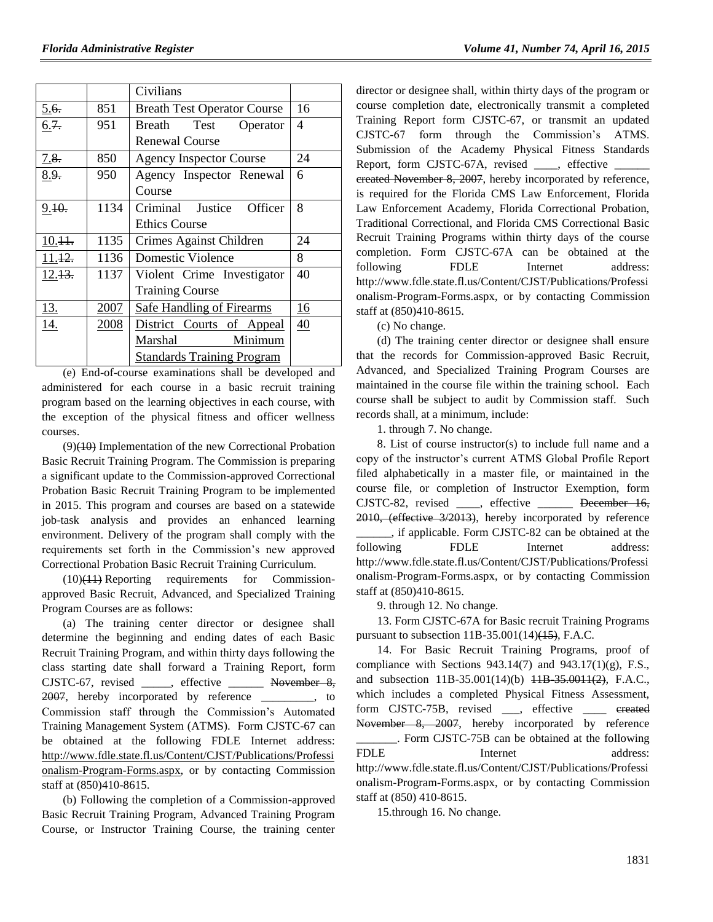| | | Civilians | |
|---|---|---|---|
| 5.~~6.~~ | 851 | Breath Test Operator Course | 16 |
| 6.~~7.~~ | 951 | Breath Test Operator Renewal Course | 4 |
| 7.~~8.~~ | 850 | Agency Inspector Course | 24 |
| 8.~~9.~~ | 950 | Agency Inspector Renewal Course | 6 |
| 9.~~10.~~ | 1134 | Criminal Justice Officer Ethics Course | 8 |
| 10.~~11.~~ | 1135 | Crimes Against Children | 24 |
| 11.~~12.~~ | 1136 | Domestic Violence | 8 |
| 12.~~13.~~ | 1137 | Violent Crime Investigator Training Course | 40 |
| 13. | 2007 | Safe Handling of Firearms | 16 |
| 14. | 2008 | District Courts of Appeal Marshal Minimum Standards Training Program | 40 |

(e) End-of-course examinations shall be developed and administered for each course in a basic recruit training program based on the learning objectives in each course, with the exception of the physical fitness and officer wellness courses.

(9)~~(10)~~ Implementation of the new Correctional Probation Basic Recruit Training Program. The Commission is preparing a significant update to the Commission-approved Correctional Probation Basic Recruit Training Program to be implemented in 2015. This program and courses are based on a statewide job-task analysis and provides an enhanced learning environment. Delivery of the program shall comply with the requirements set forth in the Commission's new approved Correctional Probation Basic Recruit Training Curriculum.

(10)~~(11)~~ Reporting requirements for Commission-approved Basic Recruit, Advanced, and Specialized Training Program Courses are as follows:

(a) The training center director or designee shall determine the beginning and ending dates of each Basic Recruit Training Program, and within thirty days following the class starting date shall forward a Training Report, form CJSTC-67, revised _____, effective ______ ~~November 8, 2007~~, hereby incorporated by reference _________, to Commission staff through the Commission's Automated Training Management System (ATMS). Form CJSTC-67 can be obtained at the following FDLE Internet address: http://www.fdle.state.fl.us/Content/CJST/Publications/Professionalism-Program-Forms.aspx, or by contacting Commission staff at (850)410-8615.

(b) Following the completion of a Commission-approved Basic Recruit Training Program, Advanced Training Program Course, or Instructor Training Course, the training center director or designee shall, within thirty days of the program or course completion date, electronically transmit a completed Training Report form CJSTC-67, or transmit an updated CJSTC-67 form through the Commission's ATMS. Submission of the Academy Physical Fitness Standards Report, form CJSTC-67A, revised ____, effective ______ ~~created November 8, 2007~~, hereby incorporated by reference, is required for the Florida CMS Law Enforcement, Florida Law Enforcement Academy, Florida Correctional Probation, Traditional Correctional, and Florida CMS Correctional Basic Recruit Training Programs within thirty days of the course completion. Form CJSTC-67A can be obtained at the following FDLE Internet address: http://www.fdle.state.fl.us/Content/CJST/Publications/Professionalism-Program-Forms.aspx, or by contacting Commission staff at (850)410-8615.

(c) No change.

(d) The training center director or designee shall ensure that the records for Commission-approved Basic Recruit, Advanced, and Specialized Training Program Courses are maintained in the course file within the training school. Each course shall be subject to audit by Commission staff. Such records shall, at a minimum, include:

1. through 7. No change.

8. List of course instructor(s) to include full name and a copy of the instructor's current ATMS Global Profile Report filed alphabetically in a master file, or maintained in the course file, or completion of Instructor Exemption, form CJSTC-82, revised ____, effective ______ ~~December 16, 2010, (effective 3/2013)~~, hereby incorporated by reference ______, if applicable. Form CJSTC-82 can be obtained at the following FDLE Internet address: http://www.fdle.state.fl.us/Content/CJST/Publications/Professionalism-Program-Forms.aspx, or by contacting Commission staff at (850)410-8615.

9. through 12. No change.

13. Form CJSTC-67A for Basic recruit Training Programs pursuant to subsection 11B-35.001(14)~~(15)~~, F.A.C.

14. For Basic Recruit Training Programs, proof of compliance with Sections 943.14(7) and 943.17(1)(g), F.S., and subsection 11B-35.001(14)(b) ~~11B-35.0011(2)~~, F.A.C., which includes a completed Physical Fitness Assessment, form CJSTC-75B, revised ___, effective ____ ~~created November 8, 2007~~, hereby incorporated by reference _______. Form CJSTC-75B can be obtained at the following FDLE Internet address: http://www.fdle.state.fl.us/Content/CJST/Publications/Professionalism-Program-Forms.aspx, or by contacting Commission staff at (850) 410-8615.

15.through 16. No change.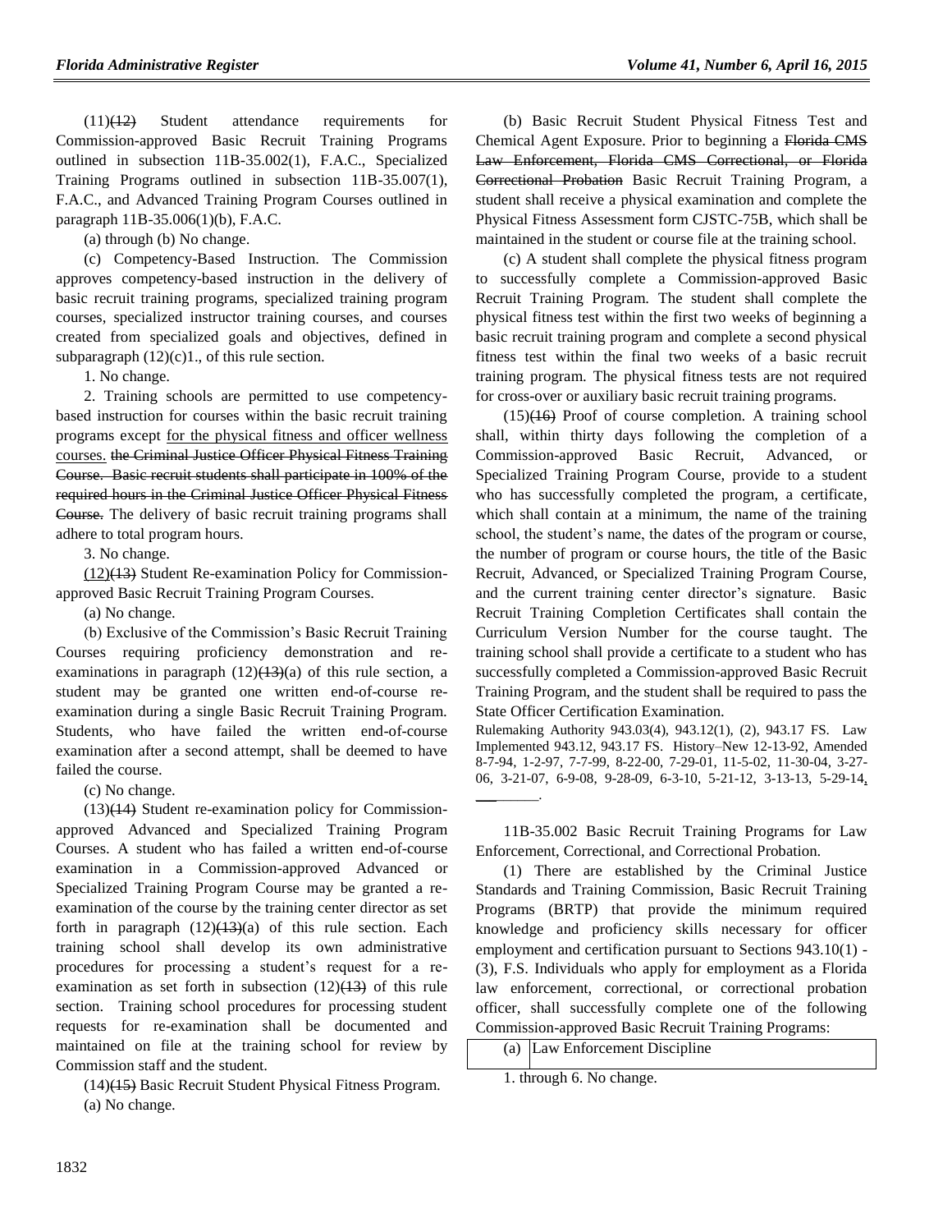(11)~~(12)~~ Student attendance requirements for Commission-approved Basic Recruit Training Programs outlined in subsection 11B-35.002(1), F.A.C., Specialized Training Programs outlined in subsection 11B-35.007(1), F.A.C., and Advanced Training Program Courses outlined in paragraph 11B-35.006(1)(b), F.A.C.

(a) through (b) No change.

(c) Competency-Based Instruction. The Commission approves competency-based instruction in the delivery of basic recruit training programs, specialized training program courses, specialized instructor training courses, and courses created from specialized goals and objectives, defined in subparagraph (12)(c)1., of this rule section.

1. No change.

2. Training schools are permitted to use competency-based instruction for courses within the basic recruit training programs except for the physical fitness and officer wellness courses. ~~the Criminal Justice Officer Physical Fitness Training Course. Basic recruit students shall participate in 100% of the required hours in the Criminal Justice Officer Physical Fitness Course.~~ The delivery of basic recruit training programs shall adhere to total program hours.

3. No change.

(12)~~(13)~~ Student Re-examination Policy for Commission-approved Basic Recruit Training Program Courses.

(a) No change.

(b) Exclusive of the Commission's Basic Recruit Training Courses requiring proficiency demonstration and re-examinations in paragraph (12)~~(13)~~(a) of this rule section, a student may be granted one written end-of-course re-examination during a single Basic Recruit Training Program. Students, who have failed the written end-of-course examination after a second attempt, shall be deemed to have failed the course.

(c) No change.

(13)~~(14)~~ Student re-examination policy for Commission-approved Advanced and Specialized Training Program Courses. A student who has failed a written end-of-course examination in a Commission-approved Advanced or Specialized Training Program Course may be granted a re-examination of the course by the training center director as set forth in paragraph (12)~~(13)~~(a) of this rule section. Each training school shall develop its own administrative procedures for processing a student's request for a re-examination as set forth in subsection (12)~~(13)~~ of this rule section. Training school procedures for processing student requests for re-examination shall be documented and maintained on file at the training school for review by Commission staff and the student.

(14)~~(15)~~ Basic Recruit Student Physical Fitness Program.

(a) No change.

(b) Basic Recruit Student Physical Fitness Test and Chemical Agent Exposure. Prior to beginning a ~~Florida CMS Law Enforcement, Florida CMS Correctional, or Florida Correctional Probation~~ Basic Recruit Training Program, a student shall receive a physical examination and complete the Physical Fitness Assessment form CJSTC-75B, which shall be maintained in the student or course file at the training school.

(c) A student shall complete the physical fitness program to successfully complete a Commission-approved Basic Recruit Training Program. The student shall complete the physical fitness test within the first two weeks of beginning a basic recruit training program and complete a second physical fitness test within the final two weeks of a basic recruit training program. The physical fitness tests are not required for cross-over or auxiliary basic recruit training programs.

(15)~~(16)~~ Proof of course completion. A training school shall, within thirty days following the completion of a Commission-approved Basic Recruit, Advanced, or Specialized Training Program Course, provide to a student who has successfully completed the program, a certificate, which shall contain at a minimum, the name of the training school, the student's name, the dates of the program or course, the number of program or course hours, the title of the Basic Recruit, Advanced, or Specialized Training Program Course, and the current training center director's signature. Basic Recruit Training Completion Certificates shall contain the Curriculum Version Number for the course taught. The training school shall provide a certificate to a student who has successfully completed a Commission-approved Basic Recruit Training Program, and the student shall be required to pass the State Officer Certification Examination.

Rulemaking Authority 943.03(4), 943.12(1), (2), 943.17 FS. Law Implemented 943.12, 943.17 FS. History–New 12-13-92, Amended 8-7-94, 1-2-97, 7-7-99, 8-22-00, 7-29-01, 11-5-02, 11-30-04, 3-27-06, 3-21-07, 6-9-08, 9-28-09, 6-3-10, 5-21-12, 3-13-13, 5-29-14, ________.

11B-35.002 Basic Recruit Training Programs for Law Enforcement, Correctional, and Correctional Probation.

(1) There are established by the Criminal Justice Standards and Training Commission, Basic Recruit Training Programs (BRTP) that provide the minimum required knowledge and proficiency skills necessary for officer employment and certification pursuant to Sections 943.10(1) - (3), F.S. Individuals who apply for employment as a Florida law enforcement, correctional, or correctional probation officer, shall successfully complete one of the following Commission-approved Basic Recruit Training Programs:

| (a) | Law Enforcement Discipline |
|---|---|

1. through 6. No change.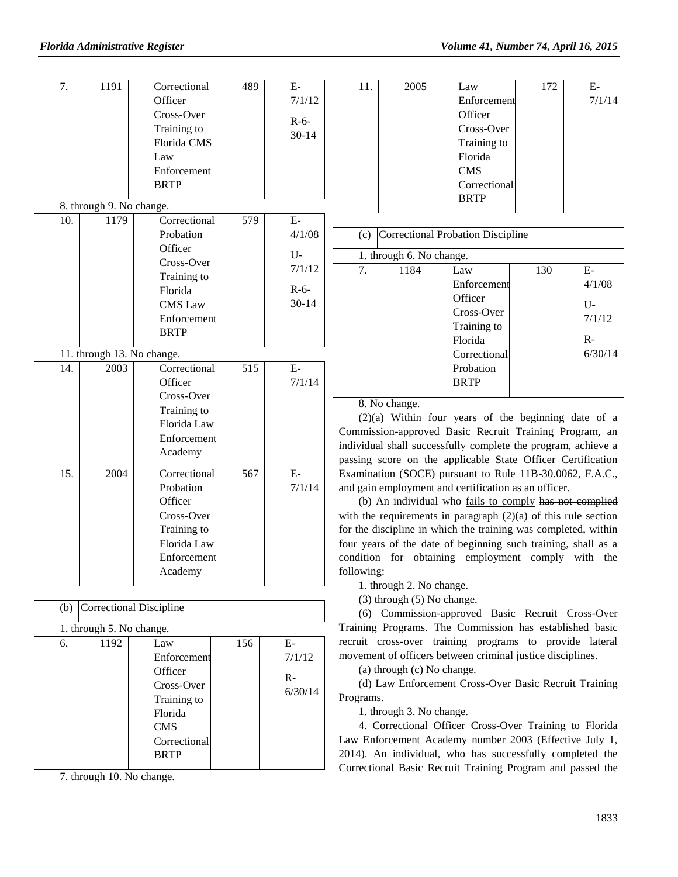| 7. | 1191 | Correctional Officer Cross-Over Training to Florida CMS Law Enforcement BRTP | 489 | E-7/1/12 R-6-30-14 |
|---|---|---|---|---|

8. through 9. No change.

| 10. | 1179 | Correctional Probation Officer Cross-Over Training to Florida CMS Law Enforcement BRTP | 579 | E-4/1/08 U-7/1/12 R-6-30-14 |
|---|---|---|---|---|

11. through 13. No change.

| 14. | 2003 | Correctional Officer Cross-Over Training to Florida Law Enforcement Academy | 515 | E-7/1/14 |
|---|---|---|---|---|
| 15. | 2004 | Correctional Probation Officer Cross-Over Training to Florida Law Enforcement Academy | 567 | E-7/1/14 |

| (b) | Correctional Discipline |
|---|---|

1. through 5. No change.

| 6. | 1192 | Law Enforcement Officer Cross-Over Training to Florida CMS Correctional BRTP | 156 | E-7/1/12 R-6/30/14 |
|---|---|---|---|---|

7. through 10. No change.

| 11. | 2005 | Law Enforcement Officer Cross-Over Training to Florida CMS Correctional BRTP | 172 | E-7/1/14 |
|---|---|---|---|---|

| (c) | Correctional Probation Discipline |
|---|---|

1. through 6. No change.

| 7. | 1184 | Law Enforcement Officer Cross-Over Training to Florida Correctional Probation BRTP | 130 | E-4/1/08 U-7/1/12 R-6/30/14 |
|---|---|---|---|---|

8. No change.

(2)(a) Within four years of the beginning date of a Commission-approved Basic Recruit Training Program, an individual shall successfully complete the program, achieve a passing score on the applicable State Officer Certification Examination (SOCE) pursuant to Rule 11B-30.0062, F.A.C., and gain employment and certification as an officer.

(b) An individual who fails to comply ~~has not complied~~ with the requirements in paragraph (2)(a) of this rule section for the discipline in which the training was completed, within four years of the date of beginning such training, shall as a condition for obtaining employment comply with the following:

1. through 2. No change.

(3) through (5) No change.

(6) Commission-approved Basic Recruit Cross-Over Training Programs. The Commission has established basic recruit cross-over training programs to provide lateral movement of officers between criminal justice disciplines.

(a) through (c) No change.

(d) Law Enforcement Cross-Over Basic Recruit Training Programs.

1. through 3. No change.

4. Correctional Officer Cross-Over Training to Florida Law Enforcement Academy number 2003 (Effective July 1, 2014). An individual, who has successfully completed the Correctional Basic Recruit Training Program and passed the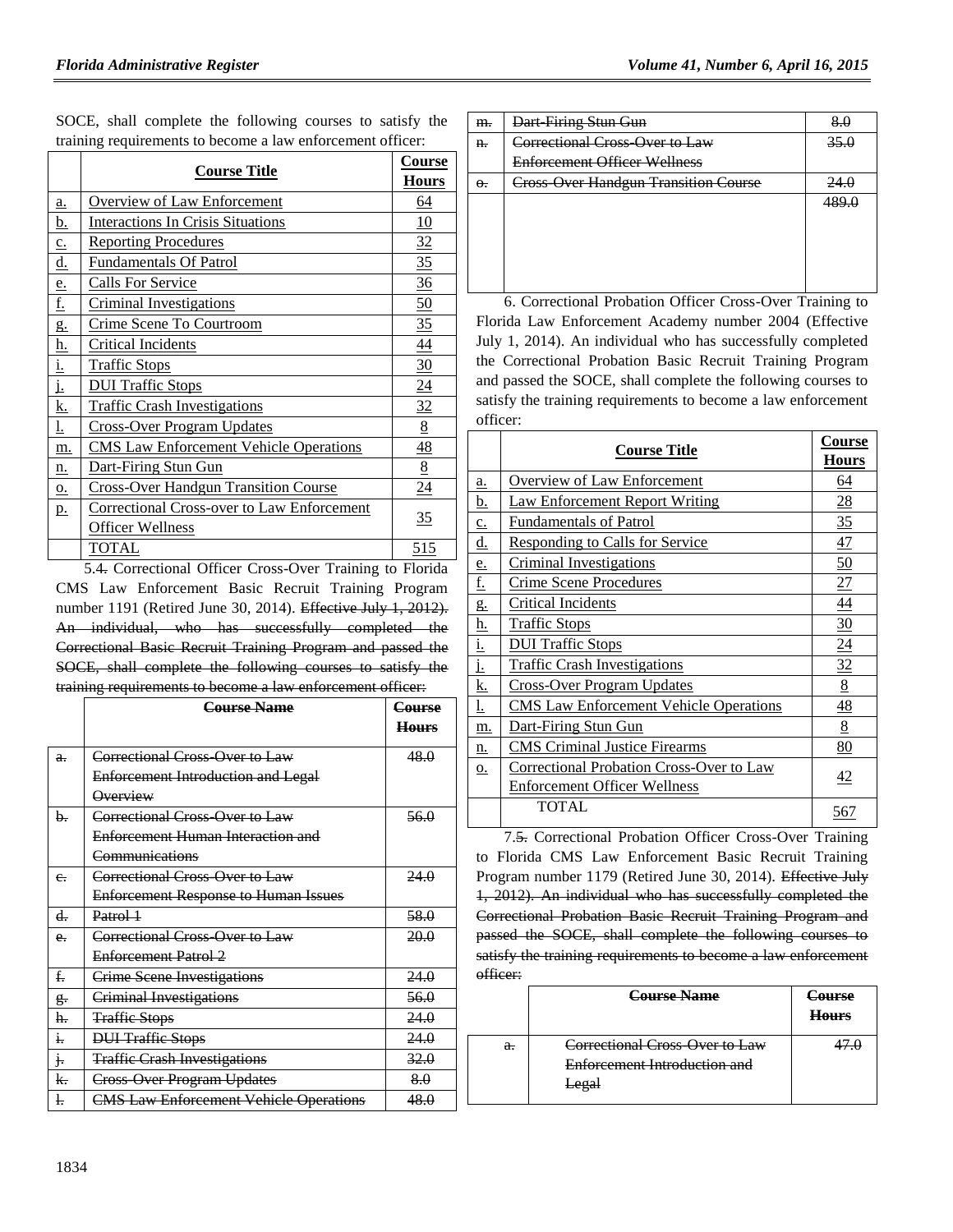SOCE, shall complete the following courses to satisfy the training requirements to become a law enforcement officer:

| | Course Title | Course Hours |
|---|---|---|
| a. | Overview of Law Enforcement | 64 |
| b. | Interactions In Crisis Situations | 10 |
| c. | Reporting Procedures | 32 |
| d. | Fundamentals Of Patrol | 35 |
| e. | Calls For Service | 36 |
| f. | Criminal Investigations | 50 |
| g. | Crime Scene To Courtroom | 35 |
| h. | Critical Incidents | 44 |
| i. | Traffic Stops | 30 |
| j. | DUI Traffic Stops | 24 |
| k. | Traffic Crash Investigations | 32 |
| l. | Cross-Over Program Updates | 8 |
| m. | CMS Law Enforcement Vehicle Operations | 48 |
| n. | Dart-Firing Stun Gun | 8 |
| o. | Cross-Over Handgun Transition Course | 24 |
| p. | Correctional Cross-over to Law Enforcement Officer Wellness | 35 |
| | TOTAL | 515 |

5.4. Correctional Officer Cross-Over Training to Florida CMS Law Enforcement Basic Recruit Training Program number 1191 (Retired June 30, 2014). ~~Effective July 1, 2012). An individual, who has successfully completed the Correctional Basic Recruit Training Program and passed the SOCE, shall complete the following courses to satisfy the training requirements to become a law enforcement officer:~~

| | ~~Course Name~~ | ~~Course Hours~~ |
|---|---|---|
| ~~a.~~ | ~~Correctional Cross-Over to Law Enforcement Introduction and Legal Overview~~ | ~~48.0~~ |
| ~~b.~~ | ~~Correctional Cross-Over to Law Enforcement Human Interaction and Communications~~ | ~~56.0~~ |
| ~~c.~~ | ~~Correctional Cross-Over to Law Enforcement Response to Human Issues~~ | ~~24.0~~ |
| ~~d.~~ | ~~Patrol 1~~ | ~~58.0~~ |
| ~~e.~~ | ~~Correctional Cross-Over to Law Enforcement Patrol 2~~ | ~~20.0~~ |
| ~~f.~~ | ~~Crime Scene Investigations~~ | ~~24.0~~ |
| ~~g.~~ | ~~Criminal Investigations~~ | ~~56.0~~ |
| ~~h.~~ | ~~Traffic Stops~~ | ~~24.0~~ |
| ~~i.~~ | ~~DUI Traffic Stops~~ | ~~24.0~~ |
| ~~j.~~ | ~~Traffic Crash Investigations~~ | ~~32.0~~ |
| ~~k.~~ | ~~Cross-Over Program Updates~~ | ~~8.0~~ |
| ~~l.~~ | ~~CMS Law Enforcement Vehicle Operations~~ | ~~48.0~~ |
| ~~m.~~ | ~~Dart-Firing Stun Gun~~ | ~~8.0~~ |
| ~~n.~~ | ~~Correctional Cross-Over to Law Enforcement Officer Wellness~~ | ~~35.0~~ |
| ~~o.~~ | ~~Cross-Over Handgun Transition Course~~ | ~~24.0~~ |
| | | ~~489.0~~ |

6. Correctional Probation Officer Cross-Over Training to Florida Law Enforcement Academy number 2004 (Effective July 1, 2014). An individual who has successfully completed the Correctional Probation Basic Recruit Training Program and passed the SOCE, shall complete the following courses to satisfy the training requirements to become a law enforcement officer:

| | Course Title | Course Hours |
|---|---|---|
| a. | Overview of Law Enforcement | 64 |
| b. | Law Enforcement Report Writing | 28 |
| c. | Fundamentals of Patrol | 35 |
| d. | Responding to Calls for Service | 47 |
| e. | Criminal Investigations | 50 |
| f. | Crime Scene Procedures | 27 |
| g. | Critical Incidents | 44 |
| h. | Traffic Stops | 30 |
| i. | DUI Traffic Stops | 24 |
| j. | Traffic Crash Investigations | 32 |
| k. | Cross-Over Program Updates | 8 |
| l. | CMS Law Enforcement Vehicle Operations | 48 |
| m. | Dart-Firing Stun Gun | 8 |
| n. | CMS Criminal Justice Firearms | 80 |
| o. | Correctional Probation Cross-Over to Law Enforcement Officer Wellness | 42 |
| | TOTAL | 567 |

7.5. Correctional Probation Officer Cross-Over Training to Florida CMS Law Enforcement Basic Recruit Training Program number 1179 (Retired June 30, 2014). ~~Effective July 1, 2012). An individual who has successfully completed the Correctional Probation Basic Recruit Training Program and passed the SOCE, shall complete the following courses to satisfy the training requirements to become a law enforcement officer:~~

| | ~~Course Name~~ | ~~Course Hours~~ |
|---|---|---|
| ~~a.~~ | ~~Correctional Cross-Over to Law Enforcement Introduction and Legal~~ | ~~47.0~~ |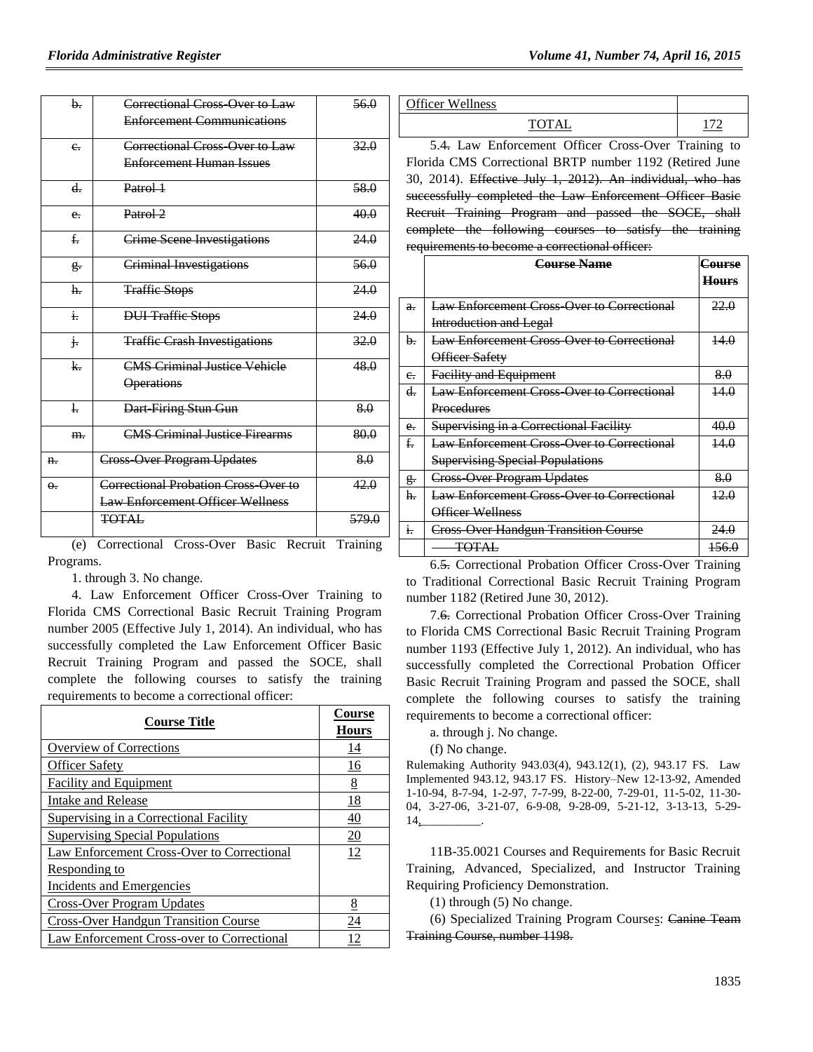| | | |
|---|---|---|
| ~~b.~~ | ~~Correctional Cross-Over to Law Enforcement Communications~~ | ~~56.0~~ |
| ~~c.~~ | ~~Correctional Cross-Over to Law Enforcement Human Issues~~ | ~~32.0~~ |
| ~~d.~~ | ~~Patrol 1~~ | ~~58.0~~ |
| ~~e.~~ | ~~Patrol 2~~ | ~~40.0~~ |
| ~~f.~~ | ~~Crime Scene Investigations~~ | ~~24.0~~ |
| ~~g.~~ | ~~Criminal Investigations~~ | ~~56.0~~ |
| ~~h.~~ | ~~Traffic Stops~~ | ~~24.0~~ |
| ~~i.~~ | ~~DUI Traffic Stops~~ | ~~24.0~~ |
| ~~j.~~ | ~~Traffic Crash Investigations~~ | ~~32.0~~ |
| ~~k.~~ | ~~CMS Criminal Justice Vehicle Operations~~ | ~~48.0~~ |
| ~~l.~~ | ~~Dart-Firing Stun Gun~~ | ~~8.0~~ |
| ~~m.~~ | ~~CMS Criminal Justice Firearms~~ | ~~80.0~~ |
| ~~n.~~ | ~~Cross-Over Program Updates~~ | ~~8.0~~ |
| ~~o.~~ | ~~Correctional Probation Cross-Over to Law Enforcement Officer Wellness~~ | ~~42.0~~ |
| | ~~TOTAL~~ | ~~579.0~~ |

(e) Correctional Cross-Over Basic Recruit Training Programs.

1. through 3. No change.

4. Law Enforcement Officer Cross-Over Training to Florida CMS Correctional Basic Recruit Training Program number 2005 (Effective July 1, 2014). An individual, who has successfully completed the Law Enforcement Officer Basic Recruit Training Program and passed the SOCE, shall complete the following courses to satisfy the training requirements to become a correctional officer:

| <u>**Course Title**</u> | <u>**Course Hours**</u> |
|---|---|
| <u>Overview of Corrections</u> | <u>14</u> |
| <u>Officer Safety</u> | <u>16</u> |
| <u>Facility and Equipment</u> | <u>8</u> |
| <u>Intake and Release</u> | <u>18</u> |
| <u>Supervising in a Correctional Facility</u> | <u>40</u> |
| <u>Supervising Special Populations</u> | <u>20</u> |
| <u>Law Enforcement Cross-Over to Correctional Responding to Incidents and Emergencies</u> | <u>12</u> |
| <u>Cross-Over Program Updates</u> | <u>8</u> |
| <u>Cross-Over Handgun Transition Course</u> | <u>24</u> |
| <u>Law Enforcement Cross-over to Correctional Officer Wellness</u> | <u>12</u> |
| <u>TOTAL</u> | <u>172</u> |

5.~~4.~~ Law Enforcement Officer Cross-Over Training to Florida CMS Correctional BRTP number 1192 (Retired June 30, 2014). ~~Effective July 1, 2012). An individual, who has successfully completed the Law Enforcement Officer Basic Recruit Training Program and passed the SOCE, shall complete the following courses to satisfy the training requirements to become a correctional officer:~~

| | ~~**Course Name**~~ | ~~**Course Hours**~~ |
|---|---|---|
| ~~a.~~ | ~~Law Enforcement Cross-Over to Correctional Introduction and Legal~~ | ~~22.0~~ |
| ~~b.~~ | ~~Law Enforcement Cross-Over to Correctional Officer Safety~~ | ~~14.0~~ |
| ~~c.~~ | ~~Facility and Equipment~~ | ~~8.0~~ |
| ~~d.~~ | ~~Law Enforcement Cross-Over to Correctional Procedures~~ | ~~14.0~~ |
| ~~e.~~ | ~~Supervising in a Correctional Facility~~ | ~~40.0~~ |
| ~~f.~~ | ~~Law Enforcement Cross-Over to Correctional Supervising Special Populations~~ | ~~14.0~~ |
| ~~g.~~ | ~~Cross-Over Program Updates~~ | ~~8.0~~ |
| ~~h.~~ | ~~Law Enforcement Cross-Over to Correctional Officer Wellness~~ | ~~12.0~~ |
| ~~i.~~ | ~~Cross-Over Handgun Transition Course~~ | ~~24.0~~ |
| | ~~TOTAL~~ | ~~156.0~~ |

6.~~5.~~ Correctional Probation Officer Cross-Over Training to Traditional Correctional Basic Recruit Training Program number 1182 (Retired June 30, 2012).

7.~~6.~~ Correctional Probation Officer Cross-Over Training to Florida CMS Correctional Basic Recruit Training Program number 1193 (Effective July 1, 2012). An individual, who has successfully completed the Correctional Probation Officer Basic Recruit Training Program and passed the SOCE, shall complete the following courses to satisfy the training requirements to become a correctional officer:

a. through j. No change.

(f) No change.

Rulemaking Authority 943.03(4), 943.12(1), (2), 943.17 FS. Law Implemented 943.12, 943.17 FS. History–New 12-13-92, Amended 1-10-94, 8-7-94, 1-2-97, 7-7-99, 8-22-00, 7-29-01, 11-5-02, 11-30-04, 3-27-06, 3-21-07, 6-9-08, 9-28-09, 5-21-12, 3-13-13, 5-29-14<u>, __________</u>.

11B-35.0021 Courses and Requirements for Basic Recruit Training, Advanced, Specialized, and Instructor Training Requiring Proficiency Demonstration.

(1) through (5) No change.

(6) Specialized Training Program Course<u>s</u>: ~~Canine Team Training Course, number 1198.~~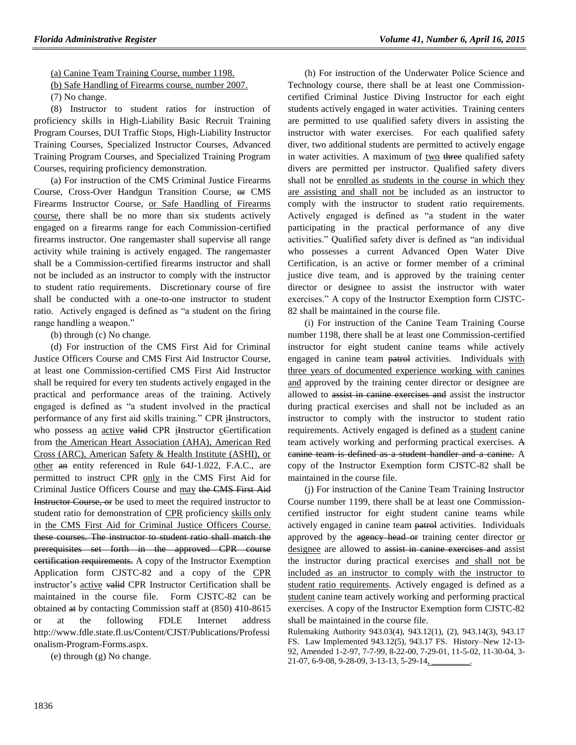<u>(a) Canine Team Training Course, number 1198.</u>

<u>(b) Safe Handling of Firearms course, number 2007.</u>

(7) No change.

(8) Instructor to student ratios for instruction of proficiency skills in High-Liability Basic Recruit Training Program Courses, DUI Traffic Stops, High-Liability Instructor Training Courses, Specialized Instructor Courses, Advanced Training Program Courses, and Specialized Training Program Courses, requiring proficiency demonstration.

(a) For instruction of the CMS Criminal Justice Firearms Course, Cross-Over Handgun Transition Course, ~~or~~ CMS Firearms Instructor Course, <u>or Safe Handling of Firearms course,</u> there shall be no more than six students actively engaged on a firearms range for each Commission-certified firearms instructor. One rangemaster shall supervise all range activity while training is actively engaged. The rangemaster shall be a Commission-certified firearms instructor and shall not be included as an instructor to comply with the instructor to student ratio requirements. Discretionary course of fire shall be conducted with a one-to-one instructor to student ratio. Actively engaged is defined as "a student on the firing range handling a weapon."

(b) through (c) No change.

(d) For instruction of the CMS First Aid for Criminal Justice Officers Course and CMS First Aid Instructor Course, at least one Commission-certified CMS First Aid Instructor shall be required for every ten students actively engaged in the practical and performance areas of the training. Actively engaged is defined as "a student involved in the practical performance of any first aid skills training." CPR <u>i</u>~~I~~nstructors, who possess a<u>n</u> <u>active</u> ~~valid~~ CPR <u>i</u>~~I~~nstructor <u>c</u>~~C~~ertification from <u>the American Heart Association (AHA), American Red Cross (ARC), American Safety & Health Institute (ASHI), or other</u> ~~an~~ entity referenced in Rule 64J-1.022, F.A.C., are permitted to instruct CPR <u>only</u> in the CMS First Aid for Criminal Justice Officers Course and <u>may</u> ~~the CMS First Aid Instructor Course, or~~ be used to meet the required instructor to student ratio for demonstration of <u>CPR</u> proficiency <u>skills only</u> in <u>the CMS First Aid for Criminal Justice Officers Course.</u> ~~these courses. The instructor to student ratio shall match the prerequisites set forth in the approved CPR course certification requirements.~~ A copy of the Instructor Exemption Application form CJSTC-82 and a copy of the <u>CPR</u> instructor's <u>active</u> ~~valid~~ CPR Instructor Certification shall be maintained in the course file. Form CJSTC-82 can be obtained ~~at~~ by contacting Commission staff at (850) 410-8615 or at the following FDLE Internet address http://www.fdle.state.fl.us/Content/CJST/Publications/Professionalism-Program-Forms.aspx.

(e) through (g) No change.

(h) For instruction of the Underwater Police Science and Technology course, there shall be at least one Commission-certified Criminal Justice Diving Instructor for each eight students actively engaged in water activities. Training centers are permitted to use qualified safety divers in assisting the instructor with water exercises. For each qualified safety diver, two additional students are permitted to actively engage in water activities. A maximum of <u>two</u> ~~three~~ qualified safety divers are permitted per instructor. Qualified safety divers shall not be <u>enrolled as students in the course in which they are assisting and shall not be</u> included as an instructor to comply with the instructor to student ratio requirements. Actively engaged is defined as "a student in the water participating in the practical performance of any dive activities." Qualified safety diver is defined as "an individual who possesses a current Advanced Open Water Dive Certification, is an active or former member of a criminal justice dive team, and is approved by the training center director or designee to assist the instructor with water exercises." A copy of the Instructor Exemption form CJSTC-82 shall be maintained in the course file.

(i) For instruction of the Canine Team Training Course number 1198, there shall be at least one Commission-certified instructor for eight student canine teams while actively engaged in canine team ~~patrol~~ activities. Individuals <u>with three years of documented experience working with canines and</u> approved by the training center director or designee are allowed to ~~assist in canine exercises and~~ assist the instructor during practical exercises and shall not be included as an instructor to comply with the instructor to student ratio requirements. Actively engaged is defined as a <u>student</u> canine team actively working and performing practical exercises. ~~A canine team is defined as a student handler and a canine.~~ A copy of the Instructor Exemption form CJSTC-82 shall be maintained in the course file.

(j) For instruction of the Canine Team Training Instructor Course number 1199, there shall be at least one Commission-certified instructor for eight student canine teams while actively engaged in canine team ~~patrol~~ activities. Individuals approved by the ~~agency head or~~ training center director <u>or designee</u> are allowed to ~~assist in canine exercises and~~ assist the instructor during practical exercises <u>and shall not be included as an instructor to comply with the instructor to student ratio requirements</u>. Actively engaged is defined as a <u>student</u> canine team actively working and performing practical exercises. A copy of the Instructor Exemption form CJSTC-82 shall be maintained in the course file.

Rulemaking Authority 943.03(4), 943.12(1), (2), 943.14(3), 943.17 FS. Law Implemented 943.12(5), 943.17 FS. History–New 12-13-92, Amended 1-2-97, 7-7-99, 8-22-00, 7-29-01, 11-5-02, 11-30-04, 3-21-07, 6-9-08, 9-28-09, 3-13-13, 5-29-14<u>, \_\_\_\_\_\_\_\_\_.</u>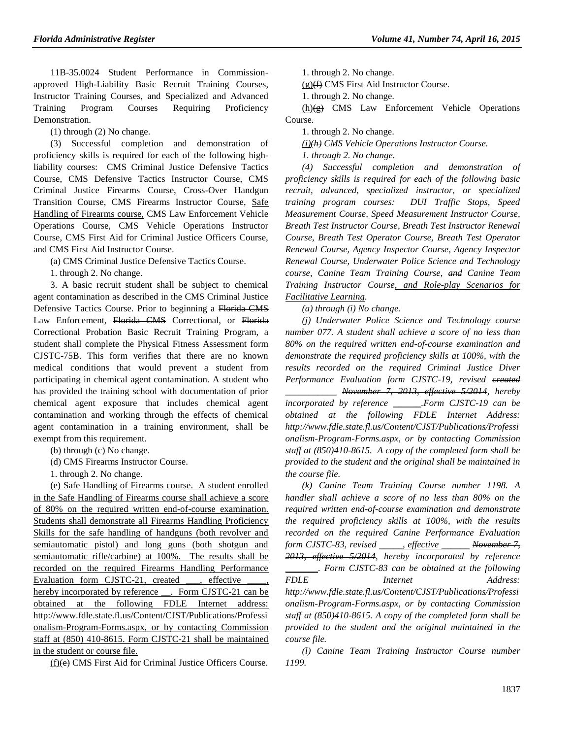11B-35.0024 Student Performance in Commission-approved High-Liability Basic Recruit Training Courses, Instructor Training Courses, and Specialized and Advanced Training Program Courses Requiring Proficiency Demonstration.

(1) through (2) No change.

(3) Successful completion and demonstration of proficiency skills is required for each of the following high-liability courses: CMS Criminal Justice Defensive Tactics Course, CMS Defensive Tactics Instructor Course, CMS Criminal Justice Firearms Course, Cross-Over Handgun Transition Course, CMS Firearms Instructor Course, Safe Handling of Firearms course, CMS Law Enforcement Vehicle Operations Course, CMS Vehicle Operations Instructor Course, CMS First Aid for Criminal Justice Officers Course, and CMS First Aid Instructor Course.

(a) CMS Criminal Justice Defensive Tactics Course.

1. through 2. No change.

3. A basic recruit student shall be subject to chemical agent contamination as described in the CMS Criminal Justice Defensive Tactics Course. Prior to beginning a ~~Florida CMS~~ Law Enforcement, ~~Florida CMS~~ Correctional, or ~~Florida~~ Correctional Probation Basic Recruit Training Program, a student shall complete the Physical Fitness Assessment form CJSTC-75B. This form verifies that there are no known medical conditions that would prevent a student from participating in chemical agent contamination. A student who has provided the training school with documentation of prior chemical agent exposure that includes chemical agent contamination and working through the effects of chemical agent contamination in a training environment, shall be exempt from this requirement.

(b) through (c) No change.

(d) CMS Firearms Instructor Course.

1. through 2. No change.

(e) Safe Handling of Firearms course. A student enrolled in the Safe Handling of Firearms course shall achieve a score of 80% on the required written end-of-course examination. Students shall demonstrate all Firearms Handling Proficiency Skills for the safe handling of handguns (both revolver and semiautomatic pistol) and long guns (both shotgun and semiautomatic rifle/carbine) at 100%. The results shall be recorded on the required Firearms Handling Performance Evaluation form CJSTC-21, created \_\_\_, effective \_\_\_\_, hereby incorporated by reference \_\_. Form CJSTC-21 can be obtained at the following FDLE Internet address: http://www.fdle.state.fl.us/Content/CJST/Publications/Professionalism-Program-Forms.aspx, or by contacting Commission staff at (850) 410-8615. Form CJSTC-21 shall be maintained in the student or course file.

(f)~~(e)~~ CMS First Aid for Criminal Justice Officers Course.

1. through 2. No change.

(g)~~(f)~~ CMS First Aid Instructor Course.

1. through 2. No change.

(h)~~(g)~~ CMS Law Enforcement Vehicle Operations Course.

1. through 2. No change.

*(i)~~(h)~~ CMS Vehicle Operations Instructor Course.*

*1. through 2. No change.*

*(4) Successful completion and demonstration of proficiency skills is required for each of the following basic recruit, advanced, specialized instructor, or specialized training program courses: DUI Traffic Stops, Speed Measurement Course, Speed Measurement Instructor Course, Breath Test Instructor Course, Breath Test Instructor Renewal Course, Breath Test Operator Course, Breath Test Operator Renewal Course, Agency Inspector Course, Agency Inspector Renewal Course, Underwater Police Science and Technology course, Canine Team Training Course, ~~and~~ Canine Team Training Instructor Course, and Role-play Scenarios for Facilitative Learning.*

*(a) through (i) No change.*

*(j) Underwater Police Science and Technology course number 077. A student shall achieve a score of no less than 80% on the required written end-of-course examination and demonstrate the required proficiency skills at 100%, with the results recorded on the required Criminal Justice Diver Performance Evaluation form CJSTC-19, revised ~~created~~ \_\_\_\_\_\_\_\_\_\_\_ ~~November 7, 2013, effective 5/2014~~, hereby incorporated by reference \_\_\_\_\_\_.Form CJSTC-19 can be obtained at the following FDLE Internet Address: http://www.fdle.state.fl.us/Content/CJST/Publications/Professionalism-Program-Forms.aspx, or by contacting Commission staff at (850)410-8615. A copy of the completed form shall be provided to the student and the original shall be maintained in the course file.*

*(k) Canine Team Training Course number 1198. A handler shall achieve a score of no less than 80% on the required written end-of-course examination and demonstrate the required proficiency skills at 100%, with the results recorded on the required Canine Performance Evaluation form CJSTC-83, revised \_\_\_\_\_, effective \_\_\_\_\_\_ ~~November 7, 2013, effective 5/2014~~, hereby incorporated by reference \_\_\_\_\_\_\_. Form CJSTC-83 can be obtained at the following FDLE Internet Address: http://www.fdle.state.fl.us/Content/CJST/Publications/Professionalism-Program-Forms.aspx, or by contacting Commission staff at (850)410-8615. A copy of the completed form shall be provided to the student and the original maintained in the course file.*

*(l) Canine Team Training Instructor Course number 1199.*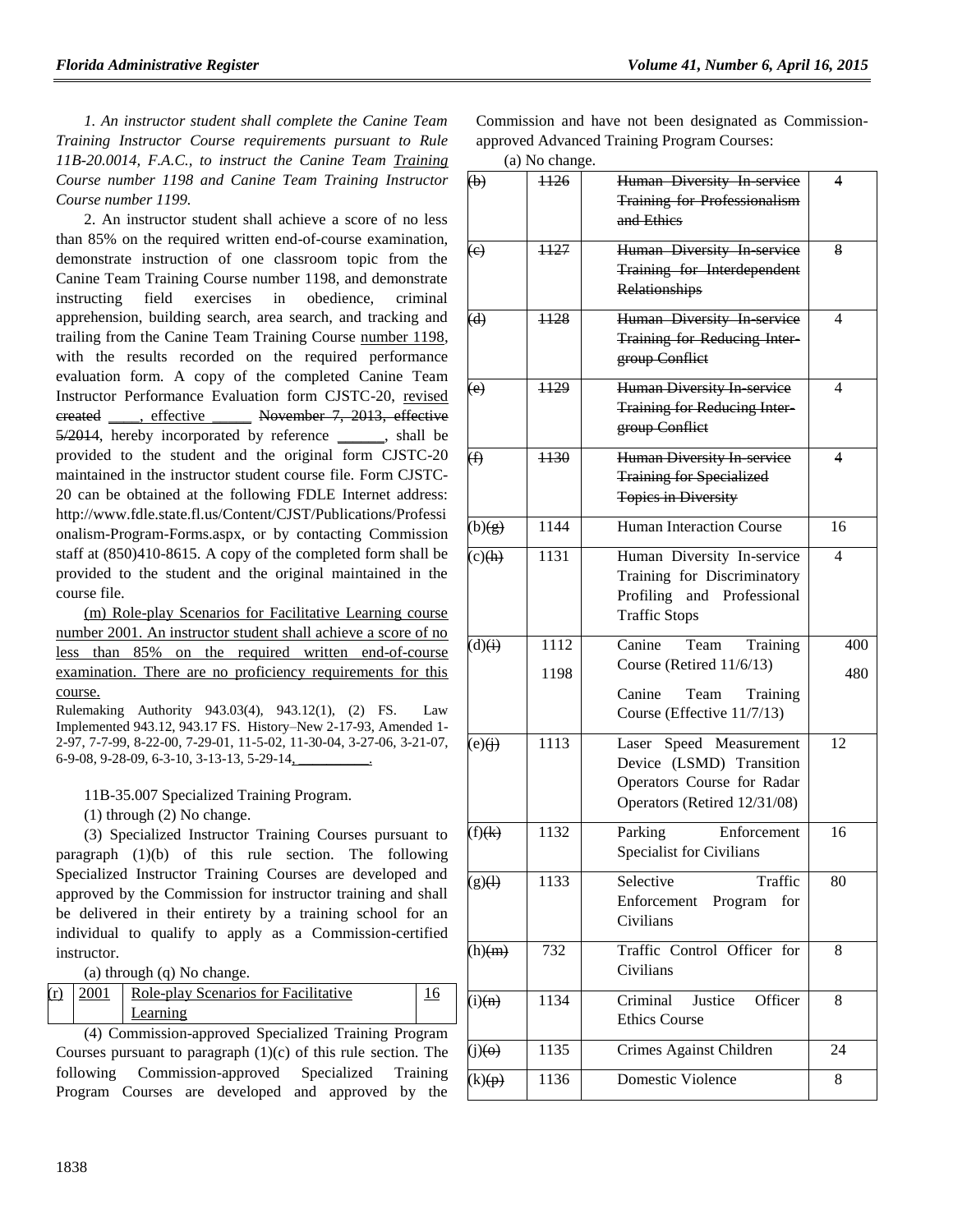*1. An instructor student shall complete the Canine Team Training Instructor Course requirements pursuant to Rule 11B-20.0014, F.A.C., to instruct the Canine Team Training Course number 1198 and Canine Team Training Instructor Course number 1199.*

2. An instructor student shall achieve a score of no less than 85% on the required written end-of-course examination, demonstrate instruction of one classroom topic from the Canine Team Training Course number 1198, and demonstrate instructing field exercises in obedience, criminal apprehension, building search, area search, and tracking and trailing from the Canine Team Training Course number 1198, with the results recorded on the required performance evaluation form. A copy of the completed Canine Team Instructor Performance Evaluation form CJSTC-20, revised ~~created~~ ____, effective _____ ~~November 7, 2013, effective 5/2014~~, hereby incorporated by reference ______, shall be provided to the student and the original form CJSTC-20 maintained in the instructor student course file. Form CJSTC-20 can be obtained at the following FDLE Internet address: http://www.fdle.state.fl.us/Content/CJST/Publications/Professionalism-Program-Forms.aspx, or by contacting Commission staff at (850)410-8615. A copy of the completed form shall be provided to the student and the original maintained in the course file.

(m) Role-play Scenarios for Facilitative Learning course number 2001. An instructor student shall achieve a score of no less than 85% on the required written end-of-course examination. There are no proficiency requirements for this course.

Rulemaking Authority 943.03(4), 943.12(1), (2) FS. Law Implemented 943.12, 943.17 FS. History–New 2-17-93, Amended 1-2-97, 7-7-99, 8-22-00, 7-29-01, 11-5-02, 11-30-04, 3-27-06, 3-21-07, 6-9-08, 9-28-09, 6-3-10, 3-13-13, 5-29-14, __________.

11B-35.007 Specialized Training Program.

(1) through (2) No change.

(3) Specialized Instructor Training Courses pursuant to paragraph (1)(b) of this rule section. The following Specialized Instructor Training Courses are developed and approved by the Commission for instructor training and shall be delivered in their entirety by a training school for an individual to qualify to apply as a Commission-certified instructor.

(a) through (q) No change.

| (r) | 2001 | Role-play Scenarios for Facilitative Learning | 16 |
|---|---|---|---|

(4) Commission-approved Specialized Training Program Courses pursuant to paragraph (1)(c) of this rule section. The following Commission-approved Specialized Training Program Courses are developed and approved by the Commission and have not been designated as Commission-approved Advanced Training Program Courses:

(a) No change.

| | | | |
|---|---|---|---|
| ~~(b)~~ | ~~1126~~ | ~~Human Diversity In-service Training for Professionalism and Ethics~~ | ~~4~~ |
| ~~(c)~~ | ~~1127~~ | ~~Human Diversity In-service Training for Interdependent Relationships~~ | ~~8~~ |
| ~~(d)~~ | ~~1128~~ | ~~Human Diversity In-service Training for Reducing Inter-group Conflict~~ | ~~4~~ |
| ~~(e)~~ | ~~1129~~ | ~~Human Diversity In-service Training for Reducing Inter-group Conflict~~ | ~~4~~ |
| ~~(f)~~ | ~~1130~~ | ~~Human Diversity In-service Training for Specialized Topics in Diversity~~ | ~~4~~ |
| (b)~~(g)~~ | 1144 | Human Interaction Course | 16 |
| (c)~~(h)~~ | 1131 | Human Diversity In-service Training for Discriminatory Profiling and Professional Traffic Stops | 4 |
| (d)~~(i)~~ | 1112<br>1198 | Canine Team Training Course (Retired 11/6/13)<br>Canine Team Training Course (Effective 11/7/13) | 400<br>480 |
| (e)~~(j)~~ | 1113 | Laser Speed Measurement Device (LSMD) Transition Operators Course for Radar Operators (Retired 12/31/08) | 12 |
| (f)~~(k)~~ | 1132 | Parking Enforcement Specialist for Civilians | 16 |
| (g)~~(l)~~ | 1133 | Selective Traffic Enforcement Program for Civilians | 80 |
| (h)~~(m)~~ | 732 | Traffic Control Officer for Civilians | 8 |
| (i)~~(n)~~ | 1134 | Criminal Justice Officer Ethics Course | 8 |
| (j)~~(o)~~ | 1135 | Crimes Against Children | 24 |
| (k)~~(p)~~ | 1136 | Domestic Violence | 8 |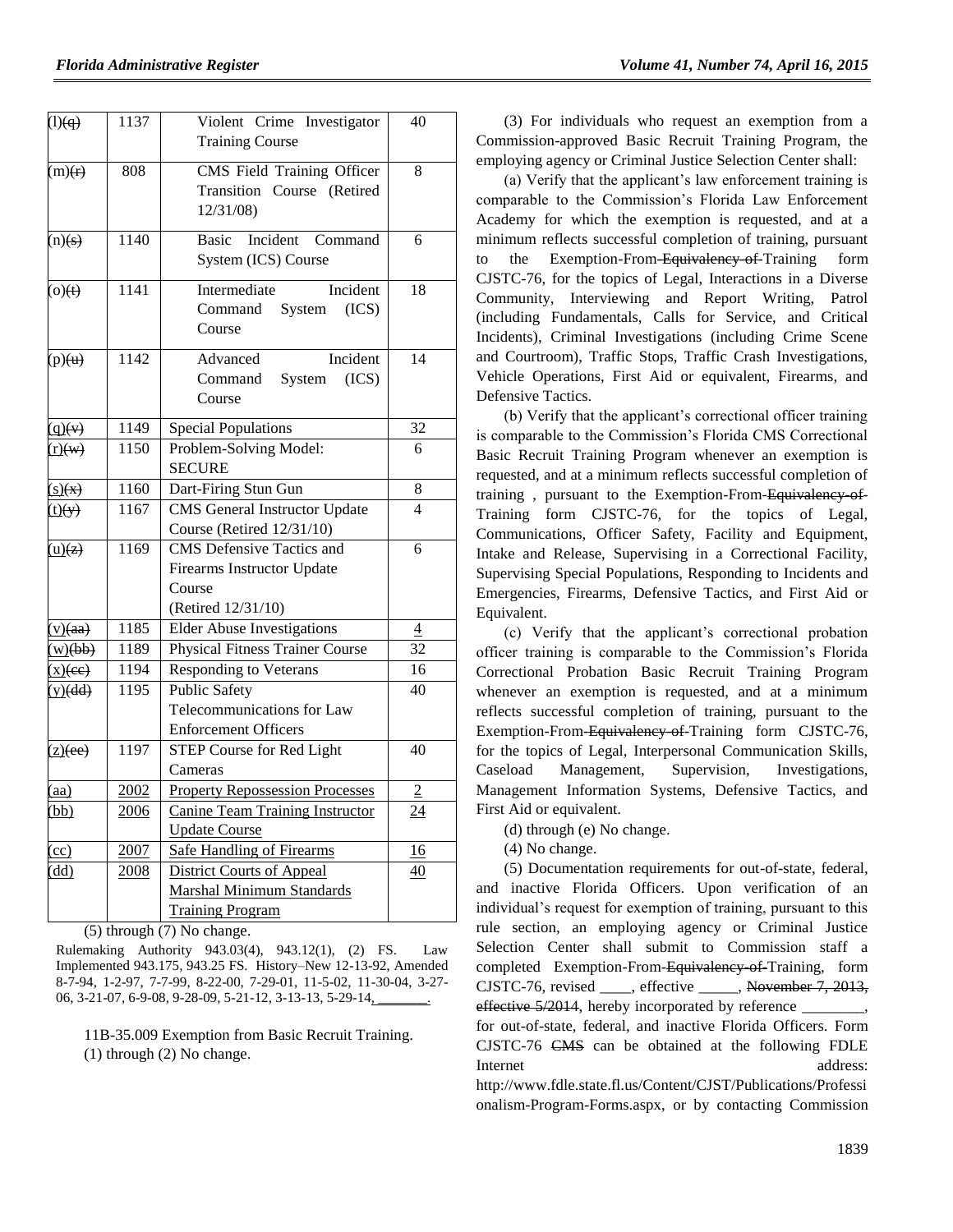| | | | |
|---|---|---|---|
| (l)(q) | 1137 | Violent Crime Investigator Training Course | 40 |
| (m)(r) | 808 | CMS Field Training Officer Transition Course (Retired 12/31/08) | 8 |
| (n)(s) | 1140 | Basic Incident Command System (ICS) Course | 6 |
| (o)(t) | 1141 | Intermediate Incident Command System (ICS) Course | 18 |
| (p)(u) | 1142 | Advanced Incident Command System (ICS) Course | 14 |
| (q)(v) | 1149 | Special Populations | 32 |
| (r)(w) | 1150 | Problem-Solving Model: SECURE | 6 |
| (s)(x) | 1160 | Dart-Firing Stun Gun | 8 |
| (t)(y) | 1167 | CMS General Instructor Update Course (Retired 12/31/10) | 4 |
| (u)(z) | 1169 | CMS Defensive Tactics and Firearms Instructor Update Course (Retired 12/31/10) | 6 |
| (v)(aa) | 1185 | Elder Abuse Investigations | 4 |
| (w)(bb) | 1189 | Physical Fitness Trainer Course | 32 |
| (x)(cc) | 1194 | Responding to Veterans | 16 |
| (y)(dd) | 1195 | Public Safety Telecommunications for Law Enforcement Officers | 40 |
| (z)(ee) | 1197 | STEP Course for Red Light Cameras | 40 |
| (aa) | 2002 | Property Repossession Processes | 2 |
| (bb) | 2006 | Canine Team Training Instructor Update Course | 24 |
| (cc) | 2007 | Safe Handling of Firearms | 16 |
| (dd) | 2008 | District Courts of Appeal Marshal Minimum Standards Training Program | 40 |

(5) through (7) No change.

Rulemaking Authority 943.03(4), 943.12(1), (2) FS. Law Implemented 943.175, 943.25 FS. History–New 12-13-92, Amended 8-7-94, 1-2-97, 7-7-99, 8-22-00, 7-29-01, 11-5-02, 11-30-04, 3-27-06, 3-21-07, 6-9-08, 9-28-09, 5-21-12, 3-13-13, 5-29-14, ________.

11B-35.009 Exemption from Basic Recruit Training.

(1) through (2) No change.

(3) For individuals who request an exemption from a Commission-approved Basic Recruit Training Program, the employing agency or Criminal Justice Selection Center shall:

(a) Verify that the applicant's law enforcement training is comparable to the Commission's Florida Law Enforcement Academy for which the exemption is requested, and at a minimum reflects successful completion of training, pursuant to the Exemption-From-Equivalency of Training form CJSTC-76, for the topics of Legal, Interactions in a Diverse Community, Interviewing and Report Writing, Patrol (including Fundamentals, Calls for Service, and Critical Incidents), Criminal Investigations (including Crime Scene and Courtroom), Traffic Stops, Traffic Crash Investigations, Vehicle Operations, First Aid or equivalent, Firearms, and Defensive Tactics.

(b) Verify that the applicant's correctional officer training is comparable to the Commission's Florida CMS Correctional Basic Recruit Training Program whenever an exemption is requested, and at a minimum reflects successful completion of training , pursuant to the Exemption-From-Equivalency-of Training form CJSTC-76, for the topics of Legal, Communications, Officer Safety, Facility and Equipment, Intake and Release, Supervising in a Correctional Facility, Supervising Special Populations, Responding to Incidents and Emergencies, Firearms, Defensive Tactics, and First Aid or Equivalent.

(c) Verify that the applicant's correctional probation officer training is comparable to the Commission's Florida Correctional Probation Basic Recruit Training Program whenever an exemption is requested, and at a minimum reflects successful completion of training, pursuant to the Exemption-From-Equivalency of Training form CJSTC-76, for the topics of Legal, Interpersonal Communication Skills, Caseload Management, Supervision, Investigations, Management Information Systems, Defensive Tactics, and First Aid or equivalent.

(d) through (e) No change.

(4) No change.

(5) Documentation requirements for out-of-state, federal, and inactive Florida Officers. Upon verification of an individual's request for exemption of training, pursuant to this rule section, an employing agency or Criminal Justice Selection Center shall submit to Commission staff a completed Exemption-From-Equivalency-of-Training, form CJSTC-76, revised ____, effective _____, November 7, 2013, effective 5/2014, hereby incorporated by reference ________, for out-of-state, federal, and inactive Florida Officers. Form CJSTC-76 CMS can be obtained at the following FDLE Internet address: http://www.fdle.state.fl.us/Content/CJST/Publications/Professionalism-Program-Forms.aspx, or by contacting Commission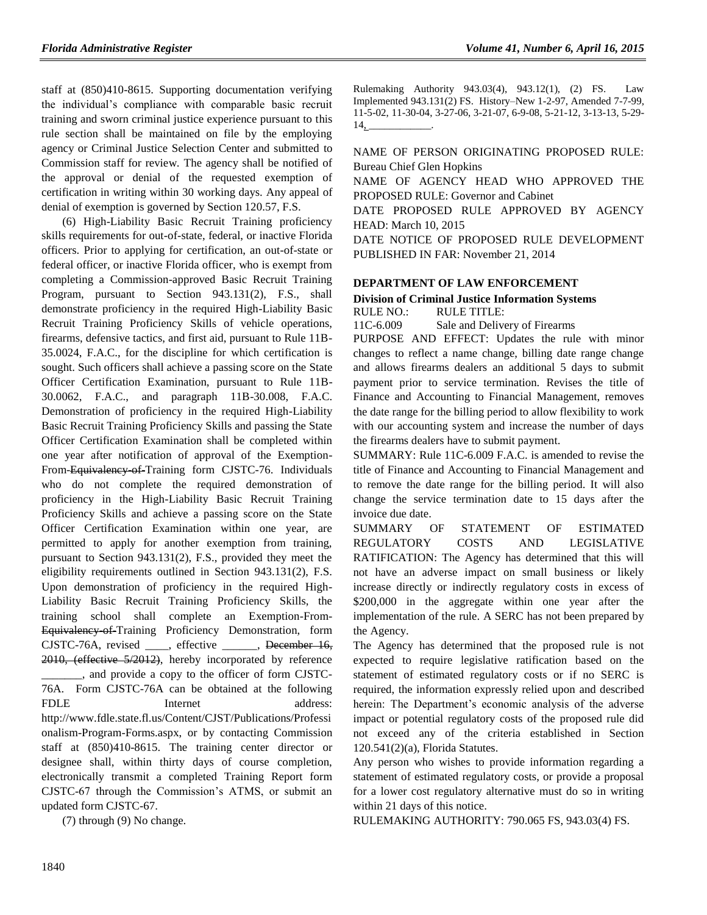staff at (850)410-8615. Supporting documentation verifying the individual's compliance with comparable basic recruit training and sworn criminal justice experience pursuant to this rule section shall be maintained on file by the employing agency or Criminal Justice Selection Center and submitted to Commission staff for review. The agency shall be notified of the approval or denial of the requested exemption of certification in writing within 30 working days. Any appeal of denial of exemption is governed by Section 120.57, F.S.

(6) High-Liability Basic Recruit Training proficiency skills requirements for out-of-state, federal, or inactive Florida officers. Prior to applying for certification, an out-of-state or federal officer, or inactive Florida officer, who is exempt from completing a Commission-approved Basic Recruit Training Program, pursuant to Section 943.131(2), F.S., shall demonstrate proficiency in the required High-Liability Basic Recruit Training Proficiency Skills of vehicle operations, firearms, defensive tactics, and first aid, pursuant to Rule 11B-35.0024, F.A.C., for the discipline for which certification is sought. Such officers shall achieve a passing score on the State Officer Certification Examination, pursuant to Rule 11B-30.0062, F.A.C., and paragraph 11B-30.008, F.A.C. Demonstration of proficiency in the required High-Liability Basic Recruit Training Proficiency Skills and passing the State Officer Certification Examination shall be completed within one year after notification of approval of the Exemption-From-~~Equivalency-of-~~Training form CJSTC-76. Individuals who do not complete the required demonstration of proficiency in the High-Liability Basic Recruit Training Proficiency Skills and achieve a passing score on the State Officer Certification Examination within one year, are permitted to apply for another exemption from training, pursuant to Section 943.131(2), F.S., provided they meet the eligibility requirements outlined in Section 943.131(2), F.S. Upon demonstration of proficiency in the required High-Liability Basic Recruit Training Proficiency Skills, the training school shall complete an Exemption-From-~~Equivalency-of-~~Training Proficiency Demonstration, form CJSTC-76A, revised ____, effective ______, ~~December 16, 2010, (effective 5/2012)~~, hereby incorporated by reference _______, and provide a copy to the officer of form CJSTC-76A. Form CJSTC-76A can be obtained at the following FDLE Internet address: http://www.fdle.state.fl.us/Content/CJST/Publications/Professionalism-Program-Forms.aspx, or by contacting Commission staff at (850)410-8615. The training center director or designee shall, within thirty days of course completion, electronically transmit a completed Training Report form CJSTC-67 through the Commission's ATMS, or submit an updated form CJSTC-67.

(7) through (9) No change.

Rulemaking Authority 943.03(4), 943.12(1), (2) FS. Law Implemented 943.131(2) FS. History–New 1-2-97, Amended 7-7-99, 11-5-02, 11-30-04, 3-27-06, 3-21-07, 6-9-08, 5-21-12, 3-13-13, 5-29-14, ____________.

NAME OF PERSON ORIGINATING PROPOSED RULE: Bureau Chief Glen Hopkins

NAME OF AGENCY HEAD WHO APPROVED THE PROPOSED RULE: Governor and Cabinet

DATE PROPOSED RULE APPROVED BY AGENCY HEAD: March 10, 2015

DATE NOTICE OF PROPOSED RULE DEVELOPMENT PUBLISHED IN FAR: November 21, 2014

**DEPARTMENT OF LAW ENFORCEMENT**

**Division of Criminal Justice Information Systems**

RULE NO.: RULE TITLE:

11C-6.009 Sale and Delivery of Firearms

PURPOSE AND EFFECT: Updates the rule with minor changes to reflect a name change, billing date range change and allows firearms dealers an additional 5 days to submit payment prior to service termination. Revises the title of Finance and Accounting to Financial Management, removes the date range for the billing period to allow flexibility to work with our accounting system and increase the number of days the firearms dealers have to submit payment.

SUMMARY: Rule 11C-6.009 F.A.C. is amended to revise the title of Finance and Accounting to Financial Management and to remove the date range for the billing period. It will also change the service termination date to 15 days after the invoice due date.

SUMMARY OF STATEMENT OF ESTIMATED REGULATORY COSTS AND LEGISLATIVE RATIFICATION: The Agency has determined that this will not have an adverse impact on small business or likely increase directly or indirectly regulatory costs in excess of $200,000 in the aggregate within one year after the implementation of the rule. A SERC has not been prepared by the Agency.

The Agency has determined that the proposed rule is not expected to require legislative ratification based on the statement of estimated regulatory costs or if no SERC is required, the information expressly relied upon and described herein: The Department's economic analysis of the adverse impact or potential regulatory costs of the proposed rule did not exceed any of the criteria established in Section 120.541(2)(a), Florida Statutes.

Any person who wishes to provide information regarding a statement of estimated regulatory costs, or provide a proposal for a lower cost regulatory alternative must do so in writing within 21 days of this notice.

RULEMAKING AUTHORITY: 790.065 FS, 943.03(4) FS.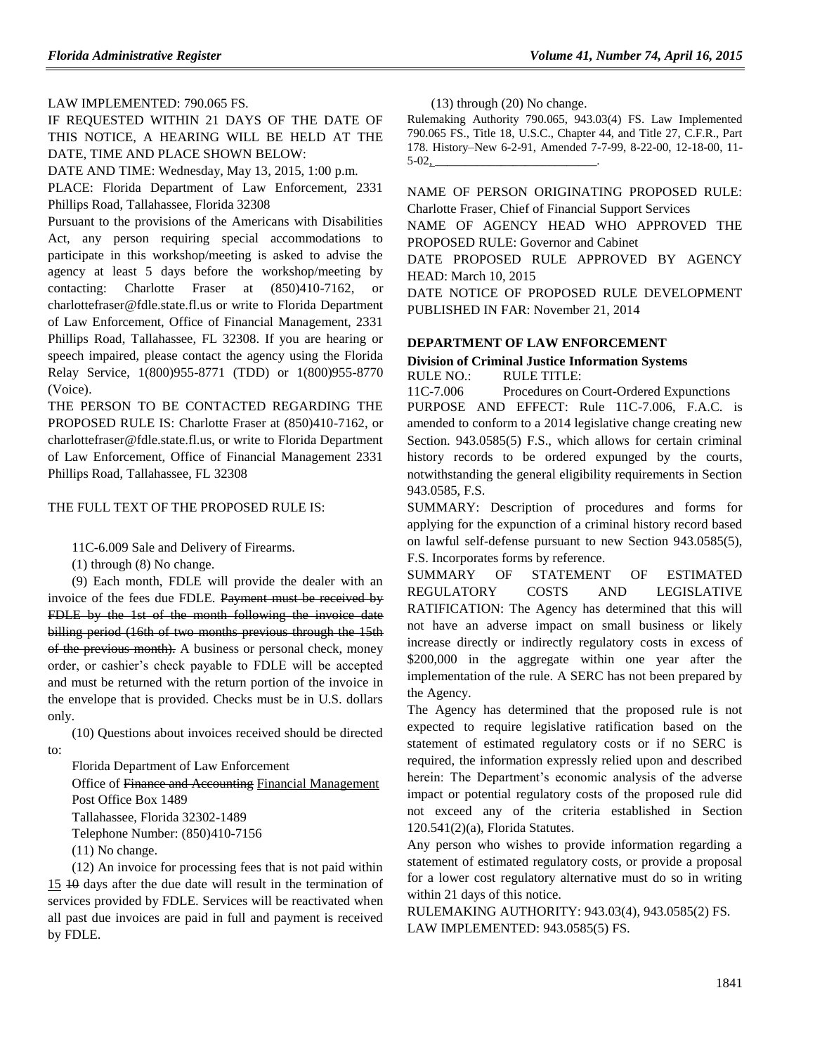LAW IMPLEMENTED: 790.065 FS.

IF REQUESTED WITHIN 21 DAYS OF THE DATE OF THIS NOTICE, A HEARING WILL BE HELD AT THE DATE, TIME AND PLACE SHOWN BELOW:

DATE AND TIME: Wednesday, May 13, 2015, 1:00 p.m.

PLACE: Florida Department of Law Enforcement, 2331 Phillips Road, Tallahassee, Florida 32308

Pursuant to the provisions of the Americans with Disabilities Act, any person requiring special accommodations to participate in this workshop/meeting is asked to advise the agency at least 5 days before the workshop/meeting by contacting: Charlotte Fraser at (850)410-7162, or charlottefraser@fdle.state.fl.us or write to Florida Department of Law Enforcement, Office of Financial Management, 2331 Phillips Road, Tallahassee, FL 32308. If you are hearing or speech impaired, please contact the agency using the Florida Relay Service, 1(800)955-8771 (TDD) or 1(800)955-8770 (Voice).

THE PERSON TO BE CONTACTED REGARDING THE PROPOSED RULE IS: Charlotte Fraser at (850)410-7162, or charlottefraser@fdle.state.fl.us, or write to Florida Department of Law Enforcement, Office of Financial Management 2331 Phillips Road, Tallahassee, FL 32308

THE FULL TEXT OF THE PROPOSED RULE IS:

11C-6.009 Sale and Delivery of Firearms.

(1) through (8) No change.

(9) Each month, FDLE will provide the dealer with an invoice of the fees due FDLE. ~~Payment must be received by FDLE by the 1st of the month following the invoice date billing period (16th of two months previous through the 15th of the previous month).~~ A business or personal check, money order, or cashier's check payable to FDLE will be accepted and must be returned with the return portion of the invoice in the envelope that is provided. Checks must be in U.S. dollars only.

(10) Questions about invoices received should be directed to:

Florida Department of Law Enforcement
Office of ~~Finance and Accounting~~ Financial Management
Post Office Box 1489
Tallahassee, Florida 32302-1489
Telephone Number: (850)410-7156

(11) No change.

(12) An invoice for processing fees that is not paid within 15 ~~10~~ days after the due date will result in the termination of services provided by FDLE. Services will be reactivated when all past due invoices are paid in full and payment is received by FDLE.

(13) through (20) No change.

Rulemaking Authority 790.065, 943.03(4) FS. Law Implemented 790.065 FS., Title 18, U.S.C., Chapter 44, and Title 27, C.F.R., Part 178. History–New 6-2-91, Amended 7-7-99, 8-22-00, 12-18-00, 11-5-02,\_\_\_\_\_\_\_\_\_\_\_\_\_\_\_\_\_\_\_\_\_\_\_\_\_\_\_.

NAME OF PERSON ORIGINATING PROPOSED RULE: Charlotte Fraser, Chief of Financial Support Services

NAME OF AGENCY HEAD WHO APPROVED THE PROPOSED RULE: Governor and Cabinet

DATE PROPOSED RULE APPROVED BY AGENCY HEAD: March 10, 2015

DATE NOTICE OF PROPOSED RULE DEVELOPMENT PUBLISHED IN FAR: November 21, 2014

**DEPARTMENT OF LAW ENFORCEMENT**

**Division of Criminal Justice Information Systems**

RULE NO.: RULE TITLE:

11C-7.006 Procedures on Court-Ordered Expunctions

PURPOSE AND EFFECT: Rule 11C-7.006, F.A.C. is amended to conform to a 2014 legislative change creating new Section. 943.0585(5) F.S., which allows for certain criminal history records to be ordered expunged by the courts, notwithstanding the general eligibility requirements in Section 943.0585, F.S.

SUMMARY: Description of procedures and forms for applying for the expunction of a criminal history record based on lawful self-defense pursuant to new Section 943.0585(5), F.S. Incorporates forms by reference.

SUMMARY OF STATEMENT OF ESTIMATED REGULATORY COSTS AND LEGISLATIVE RATIFICATION: The Agency has determined that this will not have an adverse impact on small business or likely increase directly or indirectly regulatory costs in excess of $200,000 in the aggregate within one year after the implementation of the rule. A SERC has not been prepared by the Agency.

The Agency has determined that the proposed rule is not expected to require legislative ratification based on the statement of estimated regulatory costs or if no SERC is required, the information expressly relied upon and described herein: The Department's economic analysis of the adverse impact or potential regulatory costs of the proposed rule did not exceed any of the criteria established in Section 120.541(2)(a), Florida Statutes.

Any person who wishes to provide information regarding a statement of estimated regulatory costs, or provide a proposal for a lower cost regulatory alternative must do so in writing within 21 days of this notice.

RULEMAKING AUTHORITY: 943.03(4), 943.0585(2) FS.

LAW IMPLEMENTED: 943.0585(5) FS.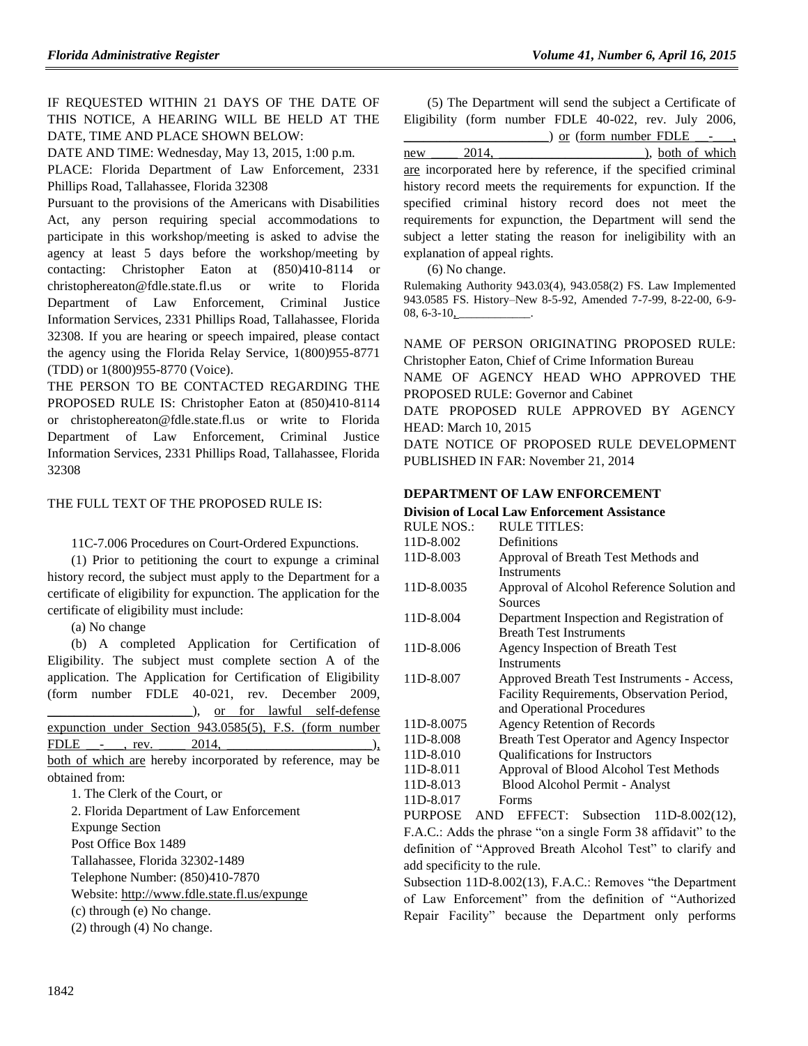IF REQUESTED WITHIN 21 DAYS OF THE DATE OF THIS NOTICE, A HEARING WILL BE HELD AT THE DATE, TIME AND PLACE SHOWN BELOW:

DATE AND TIME: Wednesday, May 13, 2015, 1:00 p.m.

PLACE: Florida Department of Law Enforcement, 2331 Phillips Road, Tallahassee, Florida 32308

Pursuant to the provisions of the Americans with Disabilities Act, any person requiring special accommodations to participate in this workshop/meeting is asked to advise the agency at least 5 days before the workshop/meeting by contacting: Christopher Eaton at (850)410-8114 or christophereaton@fdle.state.fl.us or write to Florida Department of Law Enforcement, Criminal Justice Information Services, 2331 Phillips Road, Tallahassee, Florida 32308. If you are hearing or speech impaired, please contact the agency using the Florida Relay Service, 1(800)955-8771 (TDD) or 1(800)955-8770 (Voice).

THE PERSON TO BE CONTACTED REGARDING THE PROPOSED RULE IS: Christopher Eaton at (850)410-8114 or christophereaton@fdle.state.fl.us or write to Florida Department of Law Enforcement, Criminal Justice Information Services, 2331 Phillips Road, Tallahassee, Florida 32308

THE FULL TEXT OF THE PROPOSED RULE IS:

11C-7.006 Procedures on Court-Ordered Expunctions.

(1) Prior to petitioning the court to expunge a criminal history record, the subject must apply to the Department for a certificate of eligibility for expunction. The application for the certificate of eligibility must include:

(a) No change

(b) A completed Application for Certification of Eligibility. The subject must complete section A of the application. The Application for Certification of Eligibility (form number FDLE 40-021, rev. December 2009, ______________________), or for lawful self-defense expunction under Section 943.0585(5), F.S. (form number FDLE __-___, rev. _____ 2014, ______________________), both of which are hereby incorporated by reference, may be obtained from:

1. The Clerk of the Court, or

2. Florida Department of Law Enforcement
Expunge Section
Post Office Box 1489
Tallahassee, Florida 32302-1489
Telephone Number: (850)410-7870
Website: http://www.fdle.state.fl.us/expunge

(c) through (e) No change.

(2) through (4) No change.

(5) The Department will send the subject a Certificate of Eligibility (form number FDLE 40-022, rev. July 2006, ______________________) or (form number FDLE __-___, new _____ 2014, ______________________), both of which are incorporated here by reference, if the specified criminal history record meets the requirements for expunction. If the specified criminal history record does not meet the requirements for expunction, the Department will send the subject a letter stating the reason for ineligibility with an explanation of appeal rights.

(6) No change.

Rulemaking Authority 943.03(4), 943.058(2) FS. Law Implemented 943.0585 FS. History–New 8-5-92, Amended 7-7-99, 8-22-00, 6-9-08, 6-3-10, ____________.

NAME OF PERSON ORIGINATING PROPOSED RULE: Christopher Eaton, Chief of Crime Information Bureau

NAME OF AGENCY HEAD WHO APPROVED THE PROPOSED RULE: Governor and Cabinet

DATE PROPOSED RULE APPROVED BY AGENCY HEAD: March 10, 2015

DATE NOTICE OF PROPOSED RULE DEVELOPMENT PUBLISHED IN FAR: November 21, 2014

## DEPARTMENT OF LAW ENFORCEMENT

### Division of Local Law Enforcement Assistance

| RULE NOS.: | RULE TITLES: |
|---|---|
| 11D-8.002 | Definitions |
| 11D-8.003 | Approval of Breath Test Methods and Instruments |
| 11D-8.0035 | Approval of Alcohol Reference Solution and Sources |
| 11D-8.004 | Department Inspection and Registration of Breath Test Instruments |
| 11D-8.006 | Agency Inspection of Breath Test Instruments |
| 11D-8.007 | Approved Breath Test Instruments - Access, Facility Requirements, Observation Period, and Operational Procedures |
| 11D-8.0075 | Agency Retention of Records |
| 11D-8.008 | Breath Test Operator and Agency Inspector |
| 11D-8.010 | Qualifications for Instructors |
| 11D-8.011 | Approval of Blood Alcohol Test Methods |
| 11D-8.013 | Blood Alcohol Permit - Analyst |
| 11D-8.017 | Forms |

PURPOSE AND EFFECT: Subsection 11D-8.002(12), F.A.C.: Adds the phrase "on a single Form 38 affidavit" to the definition of "Approved Breath Alcohol Test" to clarify and add specificity to the rule.

Subsection 11D-8.002(13), F.A.C.: Removes "the Department of Law Enforcement" from the definition of "Authorized Repair Facility" because the Department only performs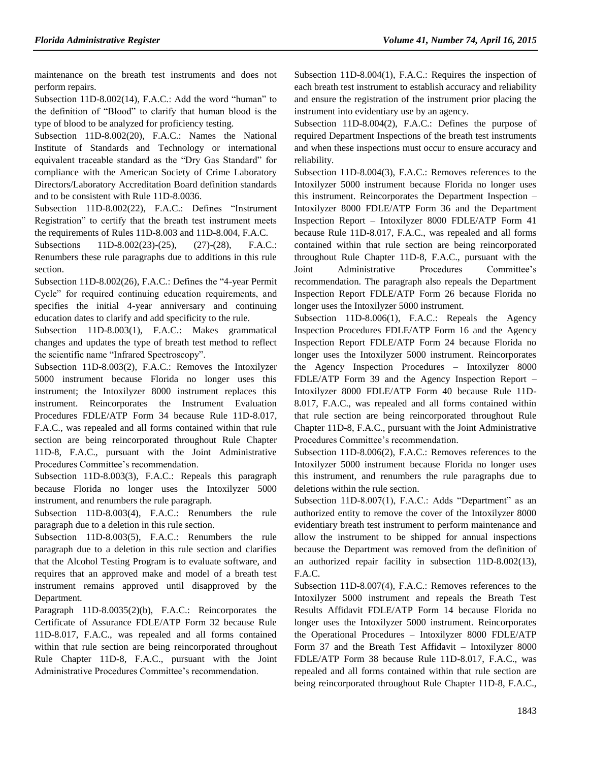maintenance on the breath test instruments and does not perform repairs.

Subsection 11D-8.002(14), F.A.C.: Add the word "human" to the definition of "Blood" to clarify that human blood is the type of blood to be analyzed for proficiency testing.

Subsection 11D-8.002(20), F.A.C.: Names the National Institute of Standards and Technology or international equivalent traceable standard as the "Dry Gas Standard" for compliance with the American Society of Crime Laboratory Directors/Laboratory Accreditation Board definition standards and to be consistent with Rule 11D-8.0036.

Subsection 11D-8.002(22), F.A.C.: Defines "Instrument Registration" to certify that the breath test instrument meets the requirements of Rules 11D-8.003 and 11D-8.004, F.A.C.

Subsections 11D-8.002(23)-(25), (27)-(28), F.A.C.: Renumbers these rule paragraphs due to additions in this rule section.

Subsection 11D-8.002(26), F.A.C.: Defines the "4-year Permit Cycle" for required continuing education requirements, and specifies the initial 4-year anniversary and continuing education dates to clarify and add specificity to the rule.

Subsection 11D-8.003(1), F.A.C.: Makes grammatical changes and updates the type of breath test method to reflect the scientific name "Infrared Spectroscopy".

Subsection 11D-8.003(2), F.A.C.: Removes the Intoxilyzer 5000 instrument because Florida no longer uses this instrument; the Intoxilyzer 8000 instrument replaces this instrument. Reincorporates the Instrument Evaluation Procedures FDLE/ATP Form 34 because Rule 11D-8.017, F.A.C., was repealed and all forms contained within that rule section are being reincorporated throughout Rule Chapter 11D-8, F.A.C., pursuant with the Joint Administrative Procedures Committee's recommendation.

Subsection 11D-8.003(3), F.A.C.: Repeals this paragraph because Florida no longer uses the Intoxilyzer 5000 instrument, and renumbers the rule paragraph.

Subsection 11D-8.003(4), F.A.C.: Renumbers the rule paragraph due to a deletion in this rule section.

Subsection 11D-8.003(5), F.A.C.: Renumbers the rule paragraph due to a deletion in this rule section and clarifies that the Alcohol Testing Program is to evaluate software, and requires that an approved make and model of a breath test instrument remains approved until disapproved by the Department.

Paragraph 11D-8.0035(2)(b), F.A.C.: Reincorporates the Certificate of Assurance FDLE/ATP Form 32 because Rule 11D-8.017, F.A.C., was repealed and all forms contained within that rule section are being reincorporated throughout Rule Chapter 11D-8, F.A.C., pursuant with the Joint Administrative Procedures Committee's recommendation.

Subsection 11D-8.004(1), F.A.C.: Requires the inspection of each breath test instrument to establish accuracy and reliability and ensure the registration of the instrument prior placing the instrument into evidentiary use by an agency.

Subsection 11D-8.004(2), F.A.C.: Defines the purpose of required Department Inspections of the breath test instruments and when these inspections must occur to ensure accuracy and reliability.

Subsection 11D-8.004(3), F.A.C.: Removes references to the Intoxilyzer 5000 instrument because Florida no longer uses this instrument. Reincorporates the Department Inspection – Intoxilyzer 8000 FDLE/ATP Form 36 and the Department Inspection Report – Intoxilyzer 8000 FDLE/ATP Form 41 because Rule 11D-8.017, F.A.C., was repealed and all forms contained within that rule section are being reincorporated throughout Rule Chapter 11D-8, F.A.C., pursuant with the Joint Administrative Procedures Committee's recommendation. The paragraph also repeals the Department Inspection Report FDLE/ATP Form 26 because Florida no longer uses the Intoxilyzer 5000 instrument.

Subsection 11D-8.006(1), F.A.C.: Repeals the Agency Inspection Procedures FDLE/ATP Form 16 and the Agency Inspection Report FDLE/ATP Form 24 because Florida no longer uses the Intoxilyzer 5000 instrument. Reincorporates the Agency Inspection Procedures – Intoxilyzer 8000 FDLE/ATP Form 39 and the Agency Inspection Report – Intoxilyzer 8000 FDLE/ATP Form 40 because Rule 11D-8.017, F.A.C., was repealed and all forms contained within that rule section are being reincorporated throughout Rule Chapter 11D-8, F.A.C., pursuant with the Joint Administrative Procedures Committee's recommendation.

Subsection 11D-8.006(2), F.A.C.: Removes references to the Intoxilyzer 5000 instrument because Florida no longer uses this instrument, and renumbers the rule paragraphs due to deletions within the rule section.

Subsection 11D-8.007(1), F.A.C.: Adds "Department" as an authorized entity to remove the cover of the Intoxilyzer 8000 evidentiary breath test instrument to perform maintenance and allow the instrument to be shipped for annual inspections because the Department was removed from the definition of an authorized repair facility in subsection 11D-8.002(13), F.A.C.

Subsection 11D-8.007(4), F.A.C.: Removes references to the Intoxilyzer 5000 instrument and repeals the Breath Test Results Affidavit FDLE/ATP Form 14 because Florida no longer uses the Intoxilyzer 5000 instrument. Reincorporates the Operational Procedures – Intoxilyzer 8000 FDLE/ATP Form 37 and the Breath Test Affidavit – Intoxilyzer 8000 FDLE/ATP Form 38 because Rule 11D-8.017, F.A.C., was repealed and all forms contained within that rule section are being reincorporated throughout Rule Chapter 11D-8, F.A.C.,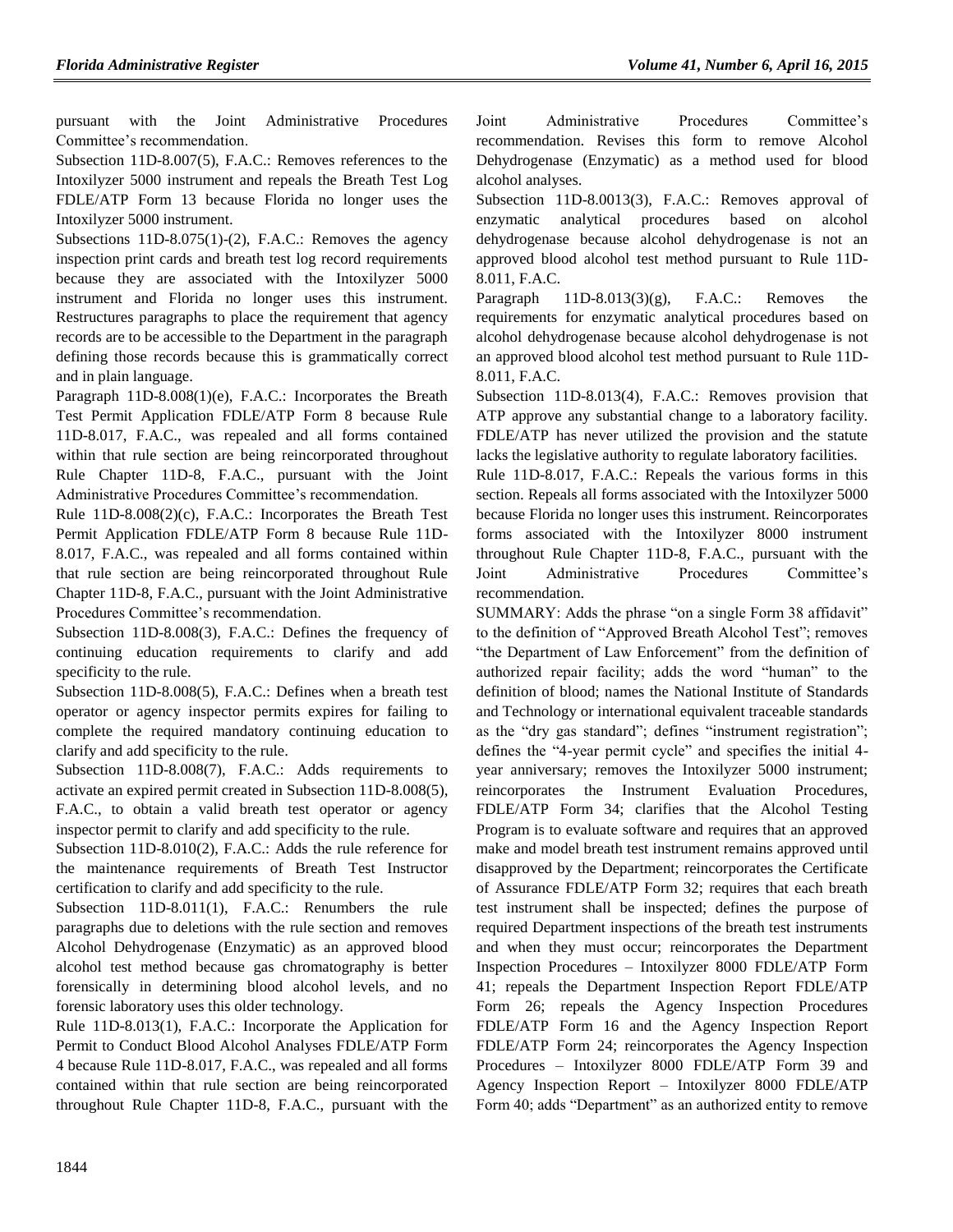pursuant with the Joint Administrative Procedures Committee's recommendation.

Subsection 11D-8.007(5), F.A.C.: Removes references to the Intoxilyzer 5000 instrument and repeals the Breath Test Log FDLE/ATP Form 13 because Florida no longer uses the Intoxilyzer 5000 instrument.

Subsections 11D-8.075(1)-(2), F.A.C.: Removes the agency inspection print cards and breath test log record requirements because they are associated with the Intoxilyzer 5000 instrument and Florida no longer uses this instrument. Restructures paragraphs to place the requirement that agency records are to be accessible to the Department in the paragraph defining those records because this is grammatically correct and in plain language.

Paragraph 11D-8.008(1)(e), F.A.C.: Incorporates the Breath Test Permit Application FDLE/ATP Form 8 because Rule 11D-8.017, F.A.C., was repealed and all forms contained within that rule section are being reincorporated throughout Rule Chapter 11D-8, F.A.C., pursuant with the Joint Administrative Procedures Committee's recommendation.

Rule 11D-8.008(2)(c), F.A.C.: Incorporates the Breath Test Permit Application FDLE/ATP Form 8 because Rule 11D-8.017, F.A.C., was repealed and all forms contained within that rule section are being reincorporated throughout Rule Chapter 11D-8, F.A.C., pursuant with the Joint Administrative Procedures Committee's recommendation.

Subsection 11D-8.008(3), F.A.C.: Defines the frequency of continuing education requirements to clarify and add specificity to the rule.

Subsection 11D-8.008(5), F.A.C.: Defines when a breath test operator or agency inspector permits expires for failing to complete the required mandatory continuing education to clarify and add specificity to the rule.

Subsection 11D-8.008(7), F.A.C.: Adds requirements to activate an expired permit created in Subsection 11D-8.008(5), F.A.C., to obtain a valid breath test operator or agency inspector permit to clarify and add specificity to the rule.

Subsection 11D-8.010(2), F.A.C.: Adds the rule reference for the maintenance requirements of Breath Test Instructor certification to clarify and add specificity to the rule.

Subsection 11D-8.011(1), F.A.C.: Renumbers the rule paragraphs due to deletions with the rule section and removes Alcohol Dehydrogenase (Enzymatic) as an approved blood alcohol test method because gas chromatography is better forensically in determining blood alcohol levels, and no forensic laboratory uses this older technology.

Rule 11D-8.013(1), F.A.C.: Incorporate the Application for Permit to Conduct Blood Alcohol Analyses FDLE/ATP Form 4 because Rule 11D-8.017, F.A.C., was repealed and all forms contained within that rule section are being reincorporated throughout Rule Chapter 11D-8, F.A.C., pursuant with the Joint Administrative Procedures Committee's recommendation. Revises this form to remove Alcohol Dehydrogenase (Enzymatic) as a method used for blood alcohol analyses.

Subsection 11D-8.0013(3), F.A.C.: Removes approval of enzymatic analytical procedures based on alcohol dehydrogenase because alcohol dehydrogenase is not an approved blood alcohol test method pursuant to Rule 11D-8.011, F.A.C.

Paragraph 11D-8.013(3)(g), F.A.C.: Removes the requirements for enzymatic analytical procedures based on alcohol dehydrogenase because alcohol dehydrogenase is not an approved blood alcohol test method pursuant to Rule 11D-8.011, F.A.C.

Subsection 11D-8.013(4), F.A.C.: Removes provision that ATP approve any substantial change to a laboratory facility. FDLE/ATP has never utilized the provision and the statute lacks the legislative authority to regulate laboratory facilities.

Rule 11D-8.017, F.A.C.: Repeals the various forms in this section. Repeals all forms associated with the Intoxilyzer 5000 because Florida no longer uses this instrument. Reincorporates forms associated with the Intoxilyzer 8000 instrument throughout Rule Chapter 11D-8, F.A.C., pursuant with the Joint Administrative Procedures Committee's recommendation.

SUMMARY: Adds the phrase "on a single Form 38 affidavit" to the definition of "Approved Breath Alcohol Test"; removes "the Department of Law Enforcement" from the definition of authorized repair facility; adds the word "human" to the definition of blood; names the National Institute of Standards and Technology or international equivalent traceable standards as the "dry gas standard"; defines "instrument registration"; defines the "4-year permit cycle" and specifies the initial 4-year anniversary; removes the Intoxilyzer 5000 instrument; reincorporates the Instrument Evaluation Procedures, FDLE/ATP Form 34; clarifies that the Alcohol Testing Program is to evaluate software and requires that an approved make and model breath test instrument remains approved until disapproved by the Department; reincorporates the Certificate of Assurance FDLE/ATP Form 32; requires that each breath test instrument shall be inspected; defines the purpose of required Department inspections of the breath test instruments and when they must occur; reincorporates the Department Inspection Procedures – Intoxilyzer 8000 FDLE/ATP Form 41; repeals the Department Inspection Report FDLE/ATP Form 26; repeals the Agency Inspection Procedures FDLE/ATP Form 16 and the Agency Inspection Report FDLE/ATP Form 24; reincorporates the Agency Inspection Procedures – Intoxilyzer 8000 FDLE/ATP Form 39 and Agency Inspection Report – Intoxilyzer 8000 FDLE/ATP Form 40; adds "Department" as an authorized entity to remove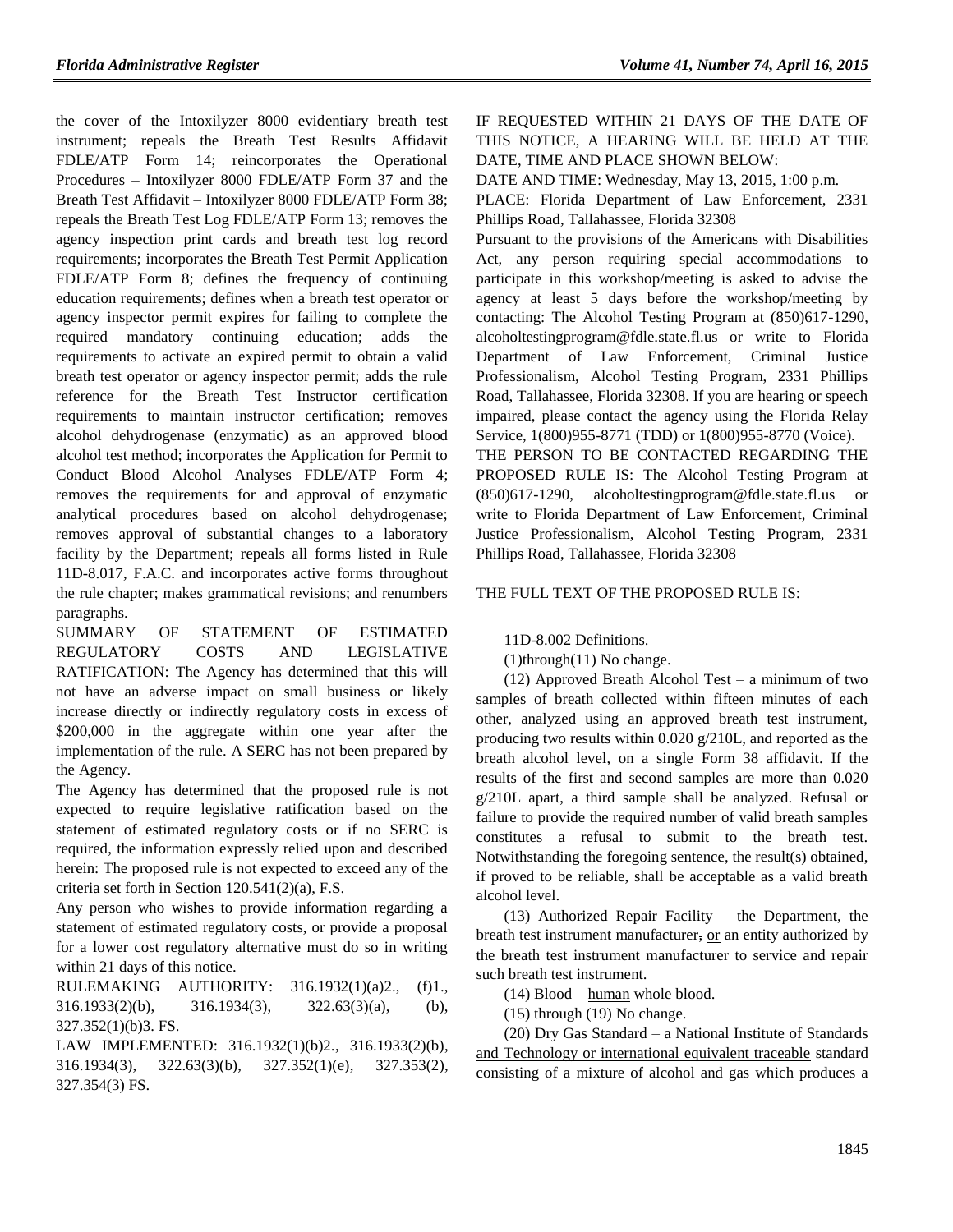the cover of the Intoxilyzer 8000 evidentiary breath test instrument; repeals the Breath Test Results Affidavit FDLE/ATP Form 14; reincorporates the Operational Procedures – Intoxilyzer 8000 FDLE/ATP Form 37 and the Breath Test Affidavit – Intoxilyzer 8000 FDLE/ATP Form 38; repeals the Breath Test Log FDLE/ATP Form 13; removes the agency inspection print cards and breath test log record requirements; incorporates the Breath Test Permit Application FDLE/ATP Form 8; defines the frequency of continuing education requirements; defines when a breath test operator or agency inspector permit expires for failing to complete the required mandatory continuing education; adds the requirements to activate an expired permit to obtain a valid breath test operator or agency inspector permit; adds the rule reference for the Breath Test Instructor certification requirements to maintain instructor certification; removes alcohol dehydrogenase (enzymatic) as an approved blood alcohol test method; incorporates the Application for Permit to Conduct Blood Alcohol Analyses FDLE/ATP Form 4; removes the requirements for and approval of enzymatic analytical procedures based on alcohol dehydrogenase; removes approval of substantial changes to a laboratory facility by the Department; repeals all forms listed in Rule 11D-8.017, F.A.C. and incorporates active forms throughout the rule chapter; makes grammatical revisions; and renumbers paragraphs.

SUMMARY OF STATEMENT OF ESTIMATED REGULATORY COSTS AND LEGISLATIVE RATIFICATION: The Agency has determined that this will not have an adverse impact on small business or likely increase directly or indirectly regulatory costs in excess of $200,000 in the aggregate within one year after the implementation of the rule. A SERC has not been prepared by the Agency.

The Agency has determined that the proposed rule is not expected to require legislative ratification based on the statement of estimated regulatory costs or if no SERC is required, the information expressly relied upon and described herein: The proposed rule is not expected to exceed any of the criteria set forth in Section 120.541(2)(a), F.S.

Any person who wishes to provide information regarding a statement of estimated regulatory costs, or provide a proposal for a lower cost regulatory alternative must do so in writing within 21 days of this notice.

RULEMAKING AUTHORITY: 316.1932(1)(a)2., (f)1., 316.1933(2)(b), 316.1934(3), 322.63(3)(a), (b), 327.352(1)(b)3. FS.

LAW IMPLEMENTED: 316.1932(1)(b)2., 316.1933(2)(b), 316.1934(3), 322.63(3)(b), 327.352(1)(e), 327.353(2), 327.354(3) FS.

IF REQUESTED WITHIN 21 DAYS OF THE DATE OF THIS NOTICE, A HEARING WILL BE HELD AT THE DATE, TIME AND PLACE SHOWN BELOW:

DATE AND TIME: Wednesday, May 13, 2015, 1:00 p.m.

PLACE: Florida Department of Law Enforcement, 2331 Phillips Road, Tallahassee, Florida 32308

Pursuant to the provisions of the Americans with Disabilities Act, any person requiring special accommodations to participate in this workshop/meeting is asked to advise the agency at least 5 days before the workshop/meeting by contacting: The Alcohol Testing Program at (850)617-1290, alcoholtestingprogram@fdle.state.fl.us or write to Florida Department of Law Enforcement, Criminal Justice Professionalism, Alcohol Testing Program, 2331 Phillips Road, Tallahassee, Florida 32308. If you are hearing or speech impaired, please contact the agency using the Florida Relay Service, 1(800)955-8771 (TDD) or 1(800)955-8770 (Voice).

THE PERSON TO BE CONTACTED REGARDING THE PROPOSED RULE IS: The Alcohol Testing Program at (850)617-1290, alcoholtestingprogram@fdle.state.fl.us or write to Florida Department of Law Enforcement, Criminal Justice Professionalism, Alcohol Testing Program, 2331 Phillips Road, Tallahassee, Florida 32308

THE FULL TEXT OF THE PROPOSED RULE IS:

11D-8.002 Definitions.

(1)through(11) No change.

(12) Approved Breath Alcohol Test – a minimum of two samples of breath collected within fifteen minutes of each other, analyzed using an approved breath test instrument, producing two results within 0.020 g/210L, and reported as the breath alcohol level, on a single Form 38 affidavit. If the results of the first and second samples are more than 0.020 g/210L apart, a third sample shall be analyzed. Refusal or failure to provide the required number of valid breath samples constitutes a refusal to submit to the breath test. Notwithstanding the foregoing sentence, the result(s) obtained, if proved to be reliable, shall be acceptable as a valid breath alcohol level.

(13) Authorized Repair Facility – ~~the Department,~~ the breath test instrument manufacturer~~,~~ or an entity authorized by the breath test instrument manufacturer to service and repair such breath test instrument.

(14) Blood – human whole blood.

(15) through (19) No change.

(20) Dry Gas Standard – a National Institute of Standards and Technology or international equivalent traceable standard consisting of a mixture of alcohol and gas which produces a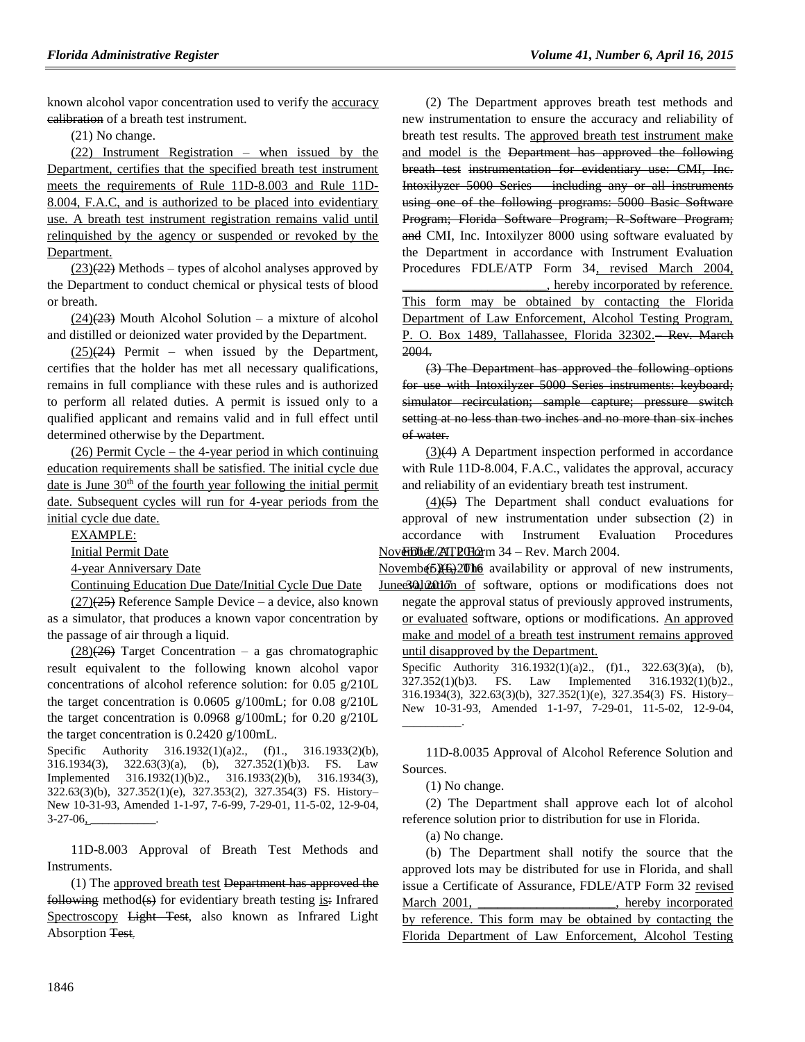known alcohol vapor concentration used to verify the accuracy calibration of a breath test instrument.

(21) No change.

(22) Instrument Registration – when issued by the Department, certifies that the specified breath test instrument meets the requirements of Rule 11D-8.003 and Rule 11D-8.004, F.A.C, and is authorized to be placed into evidentiary use. A breath test instrument registration remains valid until relinquished by the agency or suspended or revoked by the Department.

(23)(22) Methods – types of alcohol analyses approved by the Department to conduct chemical or physical tests of blood or breath.

(24)(23) Mouth Alcohol Solution – a mixture of alcohol and distilled or deionized water provided by the Department.

(25)(24) Permit – when issued by the Department, certifies that the holder has met all necessary qualifications, remains in full compliance with these rules and is authorized to perform all related duties. A permit is issued only to a qualified applicant and remains valid and in full effect until determined otherwise by the Department.

(26) Permit Cycle – the 4-year period in which continuing education requirements shall be satisfied. The initial cycle due date is June 30th of the fourth year following the initial permit date. Subsequent cycles will run for 4-year periods from the initial cycle due date.

EXAMPLE:

| | |
|---|---|
| Initial Permit Date | November 21, 2012 |
| 4-year Anniversary Date | November 21, 2016 |
| Continuing Education Due Date/Initial Cycle Due Date | June 30, 2017 |

(27)(25) Reference Sample Device – a device, also known as a simulator, that produces a known vapor concentration by the passage of air through a liquid.

(28)(26) Target Concentration – a gas chromatographic result equivalent to the following known alcohol vapor concentrations of alcohol reference solution: for 0.05 g/210L the target concentration is 0.0605 g/100mL; for 0.08 g/210L the target concentration is 0.0968 g/100mL; for 0.20 g/210L the target concentration is 0.2420 g/100mL.

Specific Authority 316.1932(1)(a)2., (f)1., 316.1933(2)(b), 316.1934(3), 322.63(3)(a), (b), 327.352(1)(b)3. FS. Law Implemented 316.1932(1)(b)2., 316.1933(2)(b), 316.1934(3), 322.63(3)(b), 327.352(1)(e), 327.353(2), 327.354(3) FS. History–New 10-31-93, Amended 1-1-97, 7-6-99, 7-29-01, 11-5-02, 12-9-04, 3-27-06, ___________.

11D-8.003 Approval of Breath Test Methods and Instruments.

(1) The approved breath test Department has approved the following method(s) for evidentiary breath testing is: Infrared Spectroscopy Light Test, also known as Infrared Light Absorption Test.

(2) The Department approves breath test methods and new instrumentation to ensure the accuracy and reliability of breath test results. The approved breath test instrument make and model is the Department has approved the following breath test instrumentation for evidentiary use: CMI, Inc. Intoxilyzer 5000 Series – including any or all instruments using one of the following programs: 5000 Basic Software Program; Florida Software Program; R-Software Program; and CMI, Inc. Intoxilyzer 8000 using software evaluated by the Department in accordance with Instrument Evaluation Procedures FDLE/ATP Form 34, revised March 2004, ______________________, hereby incorporated by reference. This form may be obtained by contacting the Florida Department of Law Enforcement, Alcohol Testing Program, P. O. Box 1489, Tallahassee, Florida 32302.– Rev. March 2004.

(3) The Department has approved the following options for use with Intoxilyzer 5000 Series instruments: keyboard; simulator recirculation; sample capture; pressure switch setting at no less than two inches and no more than six inches of water.

(3)(4) A Department inspection performed in accordance with Rule 11D-8.004, F.A.C., validates the approval, accuracy and reliability of an evidentiary breath test instrument.

(4)(5) The Department shall conduct evaluations for approval of new instrumentation under subsection (2) in accordance with Instrument Evaluation Procedures FDLE/ATP Form 34 – Rev. March 2004.

(5)(6) The availability or approval of new instruments, evaluation of software, options or modifications does not negate the approval status of previously approved instruments, or evaluated software, options or modifications. An approved make and model of a breath test instrument remains approved until disapproved by the Department.

Specific Authority 316.1932(1)(a)2., (f)1., 322.63(3)(a), (b), 327.352(1)(b)3. FS. Law Implemented 316.1932(1)(b)2., 316.1934(3), 322.63(3)(b), 327.352(1)(e), 327.354(3) FS. History–New 10-31-93, Amended 1-1-97, 7-29-01, 11-5-02, 12-9-04, _________.

11D-8.0035 Approval of Alcohol Reference Solution and Sources.

(1) No change.

(2) The Department shall approve each lot of alcohol reference solution prior to distribution for use in Florida.

(a) No change.

(b) The Department shall notify the source that the approved lots may be distributed for use in Florida, and shall issue a Certificate of Assurance, FDLE/ATP Form 32 revised March 2001, _____________________, hereby incorporated by reference. This form may be obtained by contacting the Florida Department of Law Enforcement, Alcohol Testing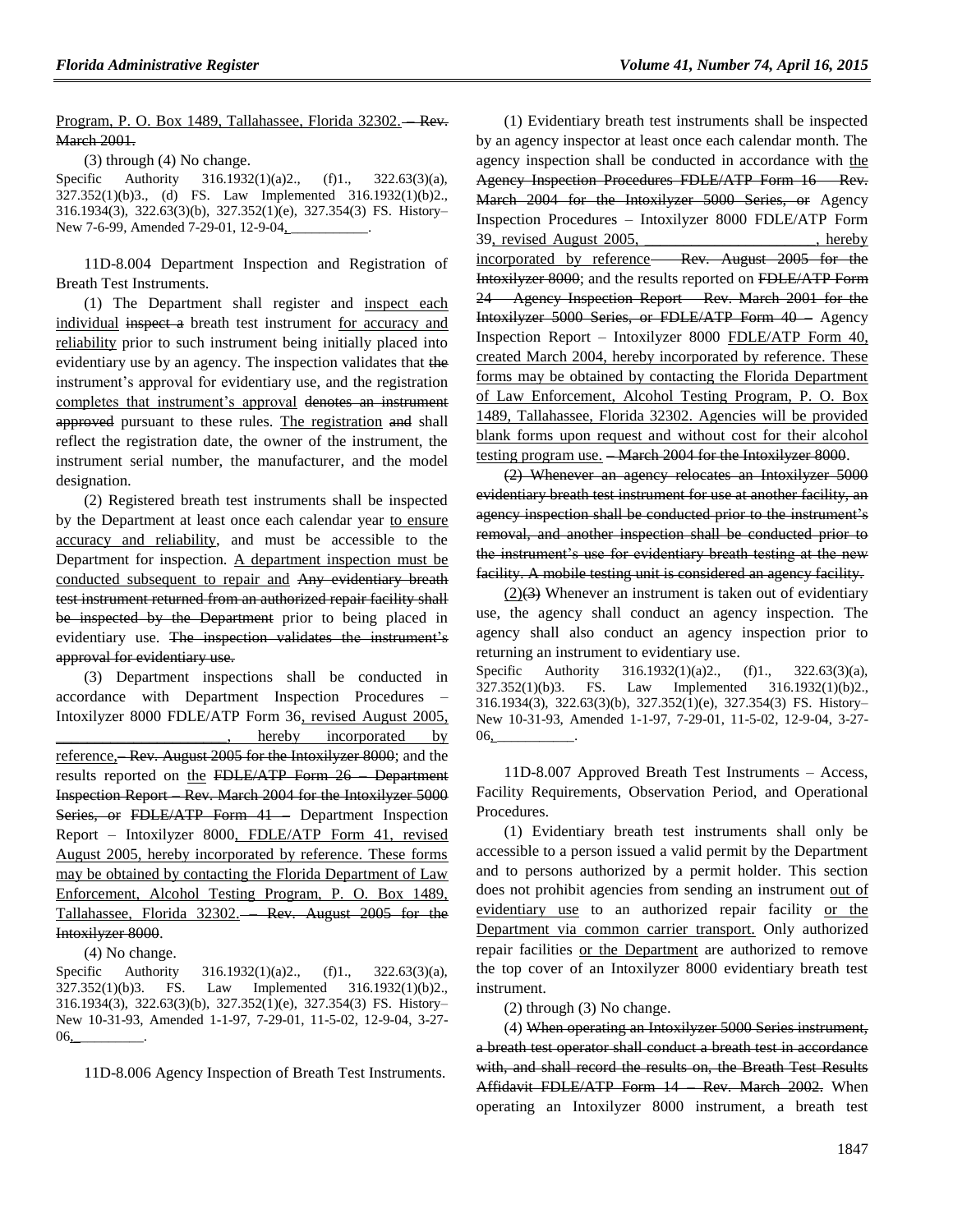Program, P. O. Box 1489, Tallahassee, Florida 32302. – Rev. March 2001.

(3) through (4) No change.

Specific Authority 316.1932(1)(a)2., (f)1., 322.63(3)(a), 327.352(1)(b)3., (d) FS. Law Implemented 316.1932(1)(b)2., 316.1934(3), 322.63(3)(b), 327.352(1)(e), 327.354(3) FS. History–New 7-6-99, Amended 7-29-01, 12-9-04, ___________.

11D-8.004 Department Inspection and Registration of Breath Test Instruments.

(1) The Department shall register and inspect each individual inspect a breath test instrument for accuracy and reliability prior to such instrument being initially placed into evidentiary use by an agency. The inspection validates that the instrument's approval for evidentiary use, and the registration completes that instrument's approval denotes an instrument approved pursuant to these rules. The registration and shall reflect the registration date, the owner of the instrument, the instrument serial number, the manufacturer, and the model designation.

(2) Registered breath test instruments shall be inspected by the Department at least once each calendar year to ensure accuracy and reliability, and must be accessible to the Department for inspection. A department inspection must be conducted subsequent to repair and Any evidentiary breath test instrument returned from an authorized repair facility shall be inspected by the Department prior to being placed in evidentiary use. The inspection validates the instrument's approval for evidentiary use.

(3) Department inspections shall be conducted in accordance with Department Inspection Procedures – Intoxilyzer 8000 FDLE/ATP Form 36, revised August 2005, ______________________, hereby incorporated by reference,– Rev. August 2005 for the Intoxilyzer 8000; and the results reported on the FDLE/ATP Form 26 – Department Inspection Report – Rev. March 2004 for the Intoxilyzer 5000 Series, or FDLE/ATP Form 41 – Department Inspection Report – Intoxilyzer 8000, FDLE/ATP Form 41, revised August 2005, hereby incorporated by reference. These forms may be obtained by contacting the Florida Department of Law Enforcement, Alcohol Testing Program, P. O. Box 1489, Tallahassee, Florida 32302. – Rev. August 2005 for the Intoxilyzer 8000.

(4) No change.

Specific Authority 316.1932(1)(a)2., (f)1., 322.63(3)(a), 327.352(1)(b)3. FS. Law Implemented 316.1932(1)(b)2., 316.1934(3), 322.63(3)(b), 327.352(1)(e), 327.354(3) FS. History–New 10-31-93, Amended 1-1-97, 7-29-01, 11-5-02, 12-9-04, 3-27-06, __________.

11D-8.006 Agency Inspection of Breath Test Instruments.

(1) Evidentiary breath test instruments shall be inspected by an agency inspector at least once each calendar month. The agency inspection shall be conducted in accordance with the Agency Inspection Procedures FDLE/ATP Form 16 – Rev. March 2004 for the Intoxilyzer 5000 Series, or Agency Inspection Procedures – Intoxilyzer 8000 FDLE/ATP Form 39, revised August 2005, ______________________, hereby incorporated by reference – Rev. August 2005 for the Intoxilyzer 8000; and the results reported on FDLE/ATP Form 24 – Agency Inspection Report – Rev. March 2001 for the Intoxilyzer 5000 Series, or FDLE/ATP Form 40 – Agency Inspection Report – Intoxilyzer 8000 FDLE/ATP Form 40, created March 2004, hereby incorporated by reference. These forms may be obtained by contacting the Florida Department of Law Enforcement, Alcohol Testing Program, P. O. Box 1489, Tallahassee, Florida 32302. Agencies will be provided blank forms upon request and without cost for their alcohol testing program use. – March 2004 for the Intoxilyzer 8000.

(2) Whenever an agency relocates an Intoxilyzer 5000 evidentiary breath test instrument for use at another facility, an agency inspection shall be conducted prior to the instrument's removal, and another inspection shall be conducted prior to the instrument's use for evidentiary breath testing at the new facility. A mobile testing unit is considered an agency facility.

(2)(3) Whenever an instrument is taken out of evidentiary use, the agency shall conduct an agency inspection. The agency shall also conduct an agency inspection prior to returning an instrument to evidentiary use.

Specific Authority 316.1932(1)(a)2., (f)1., 322.63(3)(a), 327.352(1)(b)3. FS. Law Implemented 316.1932(1)(b)2., 316.1934(3), 322.63(3)(b), 327.352(1)(e), 327.354(3) FS. History–New 10-31-93, Amended 1-1-97, 7-29-01, 11-5-02, 12-9-04, 3-27-06, ___________.

11D-8.007 Approved Breath Test Instruments – Access, Facility Requirements, Observation Period, and Operational Procedures.

(1) Evidentiary breath test instruments shall only be accessible to a person issued a valid permit by the Department and to persons authorized by a permit holder. This section does not prohibit agencies from sending an instrument out of evidentiary use to an authorized repair facility or the Department via common carrier transport. Only authorized repair facilities or the Department are authorized to remove the top cover of an Intoxilyzer 8000 evidentiary breath test instrument.

(2) through (3) No change.

(4) When operating an Intoxilyzer 5000 Series instrument, a breath test operator shall conduct a breath test in accordance with, and shall record the results on, the Breath Test Results Affidavit FDLE/ATP Form 14 – Rev. March 2002. When operating an Intoxilyzer 8000 instrument, a breath test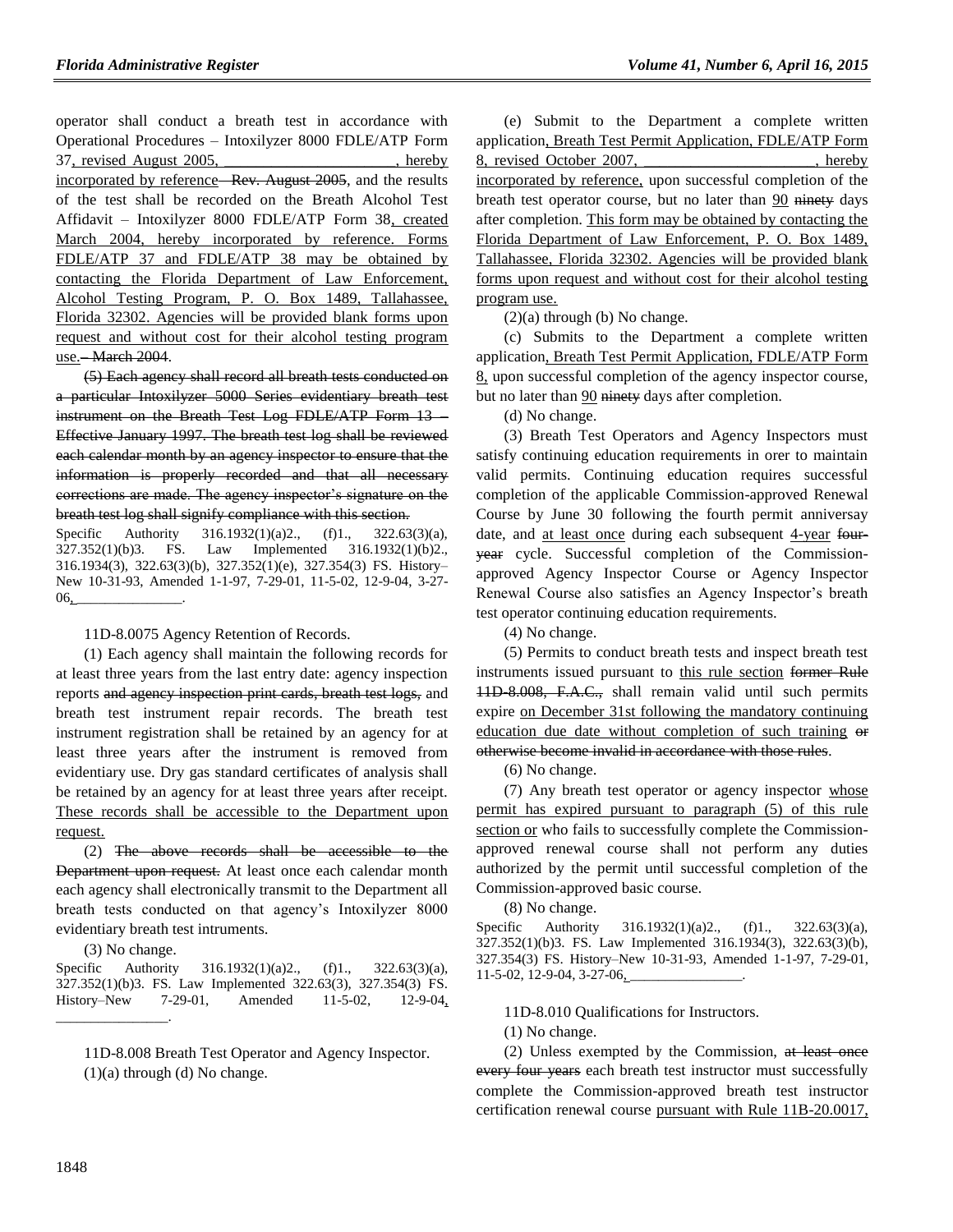operator shall conduct a breath test in accordance with Operational Procedures – Intoxilyzer 8000 FDLE/ATP Form 37, revised August 2005, ______________________, hereby incorporated by reference – Rev. August 2005, and the results of the test shall be recorded on the Breath Alcohol Test Affidavit – Intoxilyzer 8000 FDLE/ATP Form 38, created March 2004, hereby incorporated by reference. Forms FDLE/ATP 37 and FDLE/ATP 38 may be obtained by contacting the Florida Department of Law Enforcement, Alcohol Testing Program, P. O. Box 1489, Tallahassee, Florida 32302. Agencies will be provided blank forms upon request and without cost for their alcohol testing program use. – March 2004.

(5) Each agency shall record all breath tests conducted on a particular Intoxilyzer 5000 Series evidentiary breath test instrument on the Breath Test Log FDLE/ATP Form 13 – Effective January 1997. The breath test log shall be reviewed each calendar month by an agency inspector to ensure that the information is properly recorded and that all necessary corrections are made. The agency inspector's signature on the breath test log shall signify compliance with this section.

Specific Authority 316.1932(1)(a)2., (f)1., 322.63(3)(a), 327.352(1)(b)3. FS. Law Implemented 316.1932(1)(b)2., 316.1934(3), 322.63(3)(b), 327.352(1)(e), 327.354(3) FS. History–New 10-31-93, Amended 1-1-97, 7-29-01, 11-5-02, 12-9-04, 3-27-06, ________________.

11D-8.0075 Agency Retention of Records.

(1) Each agency shall maintain the following records for at least three years from the last entry date: agency inspection reports and agency inspection print cards, breath test logs, and breath test instrument repair records. The breath test instrument registration shall be retained by an agency for at least three years after the instrument is removed from evidentiary use. Dry gas standard certificates of analysis shall be retained by an agency for at least three years after receipt. These records shall be accessible to the Department upon request.

(2) The above records shall be accessible to the Department upon request. At least once each calendar month each agency shall electronically transmit to the Department all breath tests conducted on that agency's Intoxilyzer 8000 evidentiary breath test intruments.

(3) No change.

Specific Authority 316.1932(1)(a)2., (f)1., 322.63(3)(a), 327.352(1)(b)3. FS. Law Implemented 322.63(3), 327.354(3) FS. History–New 7-29-01, Amended 11-5-02, 12-9-04, ________________.

11D-8.008 Breath Test Operator and Agency Inspector.

(1)(a) through (d) No change.

(e) Submit to the Department a complete written application, Breath Test Permit Application, FDLE/ATP Form 8, revised October 2007, ______________________, hereby incorporated by reference, upon successful completion of the breath test operator course, but no later than 90 ninety days after completion. This form may be obtained by contacting the Florida Department of Law Enforcement, P. O. Box 1489, Tallahassee, Florida 32302. Agencies will be provided blank forms upon request and without cost for their alcohol testing program use.

(2)(a) through (b) No change.

(c) Submits to the Department a complete written application, Breath Test Permit Application, FDLE/ATP Form 8, upon successful completion of the agency inspector course, but no later than 90 ninety days after completion.

(d) No change.

(3) Breath Test Operators and Agency Inspectors must satisfy continuing education requirements in orer to maintain valid permits. Continuing education requires successful completion of the applicable Commission-approved Renewal Course by June 30 following the fourth permit anniversay date, and at least once during each subsequent 4-year four-year cycle. Successful completion of the Commission-approved Agency Inspector Course or Agency Inspector Renewal Course also satisfies an Agency Inspector's breath test operator continuing education requirements.

(4) No change.

(5) Permits to conduct breath tests and inspect breath test instruments issued pursuant to this rule section former Rule 11D-8.008, F.A.C., shall remain valid until such permits expire on December 31st following the mandatory continuing education due date without completion of such training or otherwise become invalid in accordance with those rules.

(6) No change.

(7) Any breath test operator or agency inspector whose permit has expired pursuant to paragraph (5) of this rule section or who fails to successfully complete the Commission-approved renewal course shall not perform any duties authorized by the permit until successful completion of the Commission-approved basic course.

(8) No change.

Specific Authority 316.1932(1)(a)2., (f)1., 322.63(3)(a), 327.352(1)(b)3. FS. Law Implemented 316.1934(3), 322.63(3)(b), 327.354(3) FS. History–New 10-31-93, Amended 1-1-97, 7-29-01, 11-5-02, 12-9-04, 3-27-06, ________________.

11D-8.010 Qualifications for Instructors.

(1) No change.

(2) Unless exempted by the Commission, at least once every four years each breath test instructor must successfully complete the Commission-approved breath test instructor certification renewal course pursuant with Rule 11B-20.0017,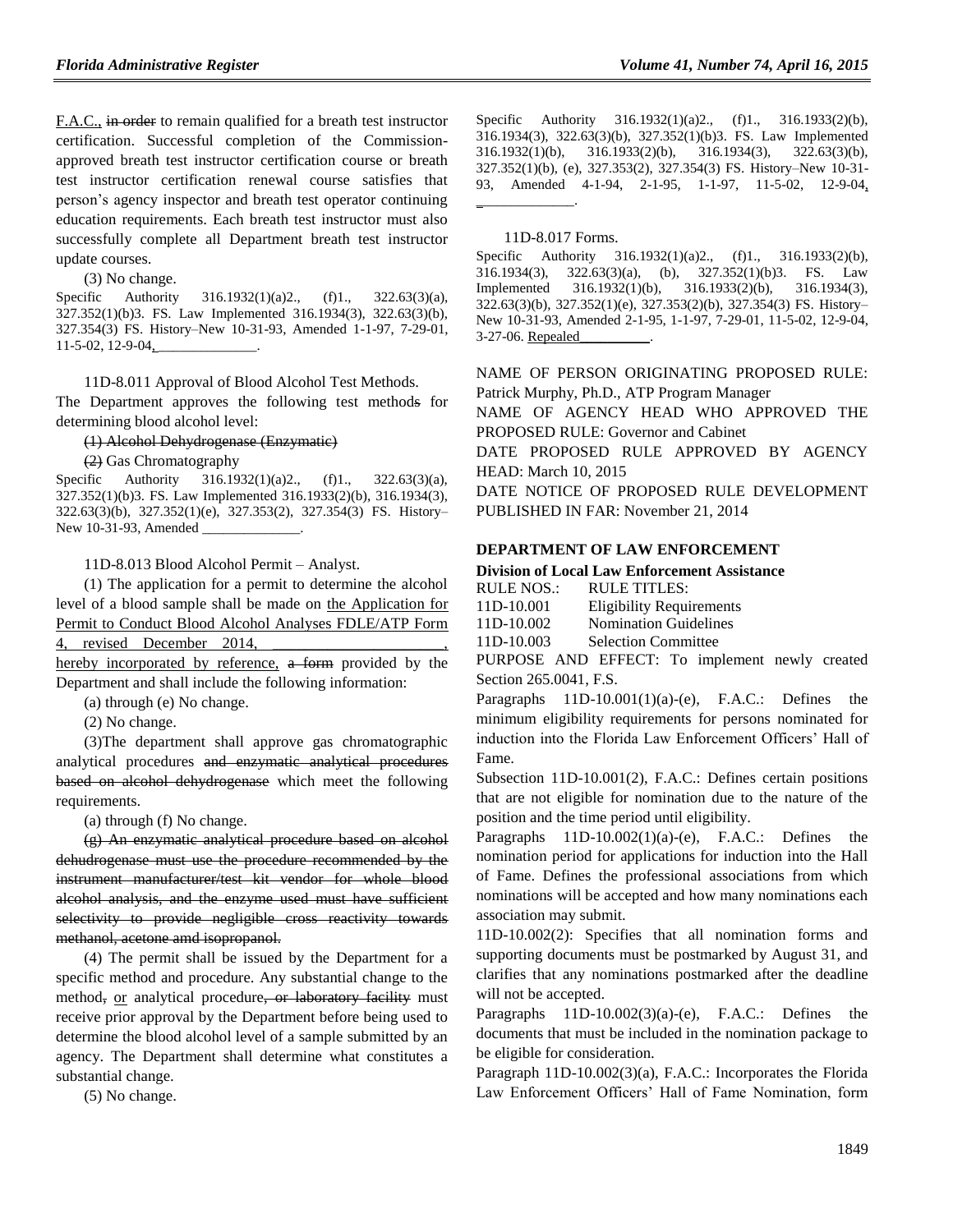F.A.C., ~~in order~~ to remain qualified for a breath test instructor certification. Successful completion of the Commission-approved breath test instructor certification course or breath test instructor certification renewal course satisfies that person's agency inspector and breath test operator continuing education requirements. Each breath test instructor must also successfully complete all Department breath test instructor update courses.

(3) No change.

Specific Authority 316.1932(1)(a)2., (f)1., 322.63(3)(a), 327.352(1)(b)3. FS. Law Implemented 316.1934(3), 322.63(3)(b), 327.354(3) FS. History–New 10-31-93, Amended 1-1-97, 7-29-01, 11-5-02, 12-9-04, ______________.

11D-8.011 Approval of Blood Alcohol Test Methods.

The Department approves the following test method~~s~~ for determining blood alcohol level:

~~(1) Alcohol Dehydrogenase (Enzymatic)~~

~~(2)~~ Gas Chromatography

Specific Authority 316.1932(1)(a)2., (f)1., 322.63(3)(a), 327.352(1)(b)3. FS. Law Implemented 316.1933(2)(b), 316.1934(3), 322.63(3)(b), 327.352(1)(e), 327.353(2), 327.354(3) FS. History–New 10-31-93, Amended ______________.

11D-8.013 Blood Alcohol Permit – Analyst.

(1) The application for a permit to determine the alcohol level of a blood sample shall be made on the Application for Permit to Conduct Blood Alcohol Analyses FDLE/ATP Form 4, revised December 2014, ______________________, hereby incorporated by reference, ~~a form~~ provided by the Department and shall include the following information:

(a) through (e) No change.

(2) No change.

(3)The department shall approve gas chromatographic analytical procedures ~~and enzymatic analytical procedures based on alcohol dehydrogenase~~ which meet the following requirements.

(a) through (f) No change.

~~(g) An enzymatic analytical procedure based on alcohol dehudrogenase must use the procedure recommended by the instrument manufacturer/test kit vendor for whole blood alcohol analysis, and the enzyme used must have sufficient selectivity to provide negligible cross reactivity towards methanol, acetone amd isopropanol.~~

(4) The permit shall be issued by the Department for a specific method and procedure. Any substantial change to the method~~,~~ or analytical procedure~~, or laboratory facility~~ must receive prior approval by the Department before being used to determine the blood alcohol level of a sample submitted by an agency. The Department shall determine what constitutes a substantial change.

(5) No change.

Specific Authority 316.1932(1)(a)2., (f)1., 316.1933(2)(b), 316.1934(3), 322.63(3)(b), 327.352(1)(b)3. FS. Law Implemented 316.1932(1)(b), 316.1933(2)(b), 316.1934(3), 322.63(3)(b), 327.352(1)(b), (e), 327.353(2), 327.354(3) FS. History–New 10-31-93, Amended 4-1-94, 2-1-95, 1-1-97, 11-5-02, 12-9-04, ______________.

11D-8.017 Forms.

Specific Authority 316.1932(1)(a)2., (f)1., 316.1933(2)(b), 316.1934(3), 322.63(3)(a), (b), 327.352(1)(b)3. FS. Law Implemented 316.1932(1)(b), 316.1933(2)(b), 316.1934(3), 322.63(3)(b), 327.352(1)(e), 327.353(2)(b), 327.354(3) FS. History–New 10-31-93, Amended 2-1-95, 1-1-97, 7-29-01, 11-5-02, 12-9-04, 3-27-06. Repealed__________.

NAME OF PERSON ORIGINATING PROPOSED RULE: Patrick Murphy, Ph.D., ATP Program Manager

NAME OF AGENCY HEAD WHO APPROVED THE PROPOSED RULE: Governor and Cabinet

DATE PROPOSED RULE APPROVED BY AGENCY HEAD: March 10, 2015

DATE NOTICE OF PROPOSED RULE DEVELOPMENT PUBLISHED IN FAR: November 21, 2014

**DEPARTMENT OF LAW ENFORCEMENT**

**Division of Local Law Enforcement Assistance**

| RULE NOS.: | RULE TITLES: |
|---|---|
| 11D-10.001 | Eligibility Requirements |
| 11D-10.002 | Nomination Guidelines |
| 11D-10.003 | Selection Committee |

PURPOSE AND EFFECT: To implement newly created Section 265.0041, F.S.

Paragraphs 11D-10.001(1)(a)-(e), F.A.C.: Defines the minimum eligibility requirements for persons nominated for induction into the Florida Law Enforcement Officers' Hall of Fame.

Subsection 11D-10.001(2), F.A.C.: Defines certain positions that are not eligible for nomination due to the nature of the position and the time period until eligibility.

Paragraphs 11D-10.002(1)(a)-(e), F.A.C.: Defines the nomination period for applications for induction into the Hall of Fame. Defines the professional associations from which nominations will be accepted and how many nominations each association may submit.

11D-10.002(2): Specifies that all nomination forms and supporting documents must be postmarked by August 31, and clarifies that any nominations postmarked after the deadline will not be accepted.

Paragraphs 11D-10.002(3)(a)-(e), F.A.C.: Defines the documents that must be included in the nomination package to be eligible for consideration.

Paragraph 11D-10.002(3)(a), F.A.C.: Incorporates the Florida Law Enforcement Officers' Hall of Fame Nomination, form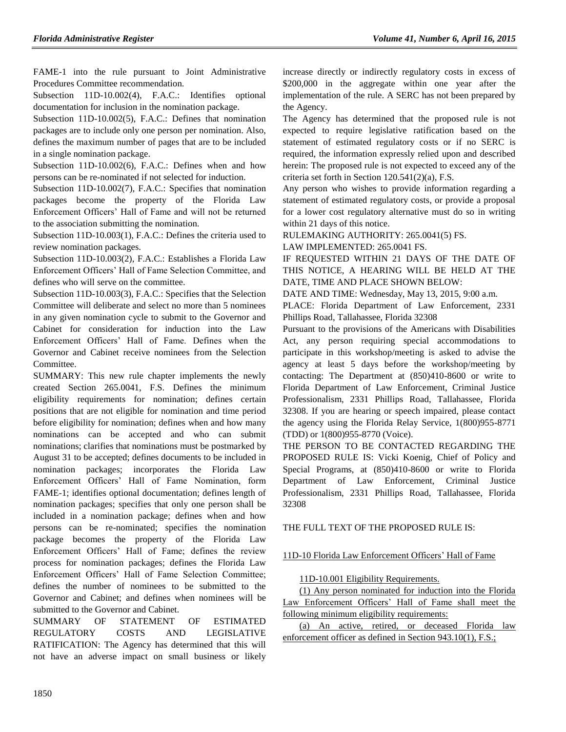FAME-1 into the rule pursuant to Joint Administrative Procedures Committee recommendation.

Subsection 11D-10.002(4), F.A.C.: Identifies optional documentation for inclusion in the nomination package.

Subsection 11D-10.002(5), F.A.C.: Defines that nomination packages are to include only one person per nomination. Also, defines the maximum number of pages that are to be included in a single nomination package.

Subsection 11D-10.002(6), F.A.C.: Defines when and how persons can be re-nominated if not selected for induction.

Subsection 11D-10.002(7), F.A.C.: Specifies that nomination packages become the property of the Florida Law Enforcement Officers' Hall of Fame and will not be returned to the association submitting the nomination.

Subsection 11D-10.003(1), F.A.C.: Defines the criteria used to review nomination packages.

Subsection 11D-10.003(2), F.A.C.: Establishes a Florida Law Enforcement Officers' Hall of Fame Selection Committee, and defines who will serve on the committee.

Subsection 11D-10.003(3), F.A.C.: Specifies that the Selection Committee will deliberate and select no more than 5 nominees in any given nomination cycle to submit to the Governor and Cabinet for consideration for induction into the Law Enforcement Officers' Hall of Fame. Defines when the Governor and Cabinet receive nominees from the Selection Committee.

SUMMARY: This new rule chapter implements the newly created Section 265.0041, F.S. Defines the minimum eligibility requirements for nomination; defines certain positions that are not eligible for nomination and time period before eligibility for nomination; defines when and how many nominations can be accepted and who can submit nominations; clarifies that nominations must be postmarked by August 31 to be accepted; defines documents to be included in nomination packages; incorporates the Florida Law Enforcement Officers' Hall of Fame Nomination, form FAME-1; identifies optional documentation; defines length of nomination packages; specifies that only one person shall be included in a nomination package; defines when and how persons can be re-nominated; specifies the nomination package becomes the property of the Florida Law Enforcement Officers' Hall of Fame; defines the review process for nomination packages; defines the Florida Law Enforcement Officers' Hall of Fame Selection Committee; defines the number of nominees to be submitted to the Governor and Cabinet; and defines when nominees will be submitted to the Governor and Cabinet.

SUMMARY OF STATEMENT OF ESTIMATED REGULATORY COSTS AND LEGISLATIVE RATIFICATION: The Agency has determined that this will not have an adverse impact on small business or likely increase directly or indirectly regulatory costs in excess of $200,000 in the aggregate within one year after the implementation of the rule. A SERC has not been prepared by the Agency.

The Agency has determined that the proposed rule is not expected to require legislative ratification based on the statement of estimated regulatory costs or if no SERC is required, the information expressly relied upon and described herein: The proposed rule is not expected to exceed any of the criteria set forth in Section 120.541(2)(a), F.S.

Any person who wishes to provide information regarding a statement of estimated regulatory costs, or provide a proposal for a lower cost regulatory alternative must do so in writing within 21 days of this notice.

RULEMAKING AUTHORITY: 265.0041(5) FS.

LAW IMPLEMENTED: 265.0041 FS.

IF REQUESTED WITHIN 21 DAYS OF THE DATE OF THIS NOTICE, A HEARING WILL BE HELD AT THE DATE, TIME AND PLACE SHOWN BELOW:

DATE AND TIME: Wednesday, May 13, 2015, 9:00 a.m.

PLACE: Florida Department of Law Enforcement, 2331 Phillips Road, Tallahassee, Florida 32308

Pursuant to the provisions of the Americans with Disabilities Act, any person requiring special accommodations to participate in this workshop/meeting is asked to advise the agency at least 5 days before the workshop/meeting by contacting: The Department at (850)410-8600 or write to Florida Department of Law Enforcement, Criminal Justice Professionalism, 2331 Phillips Road, Tallahassee, Florida 32308. If you are hearing or speech impaired, please contact the agency using the Florida Relay Service, 1(800)955-8771 (TDD) or 1(800)955-8770 (Voice).

THE PERSON TO BE CONTACTED REGARDING THE PROPOSED RULE IS: Vicki Koenig, Chief of Policy and Special Programs, at (850)410-8600 or write to Florida Department of Law Enforcement, Criminal Justice Professionalism, 2331 Phillips Road, Tallahassee, Florida 32308

THE FULL TEXT OF THE PROPOSED RULE IS:

11D-10 Florida Law Enforcement Officers' Hall of Fame

11D-10.001 Eligibility Requirements.

(1) Any person nominated for induction into the Florida Law Enforcement Officers' Hall of Fame shall meet the following minimum eligibility requirements:

(a) An active, retired, or deceased Florida law enforcement officer as defined in Section 943.10(1), F.S.;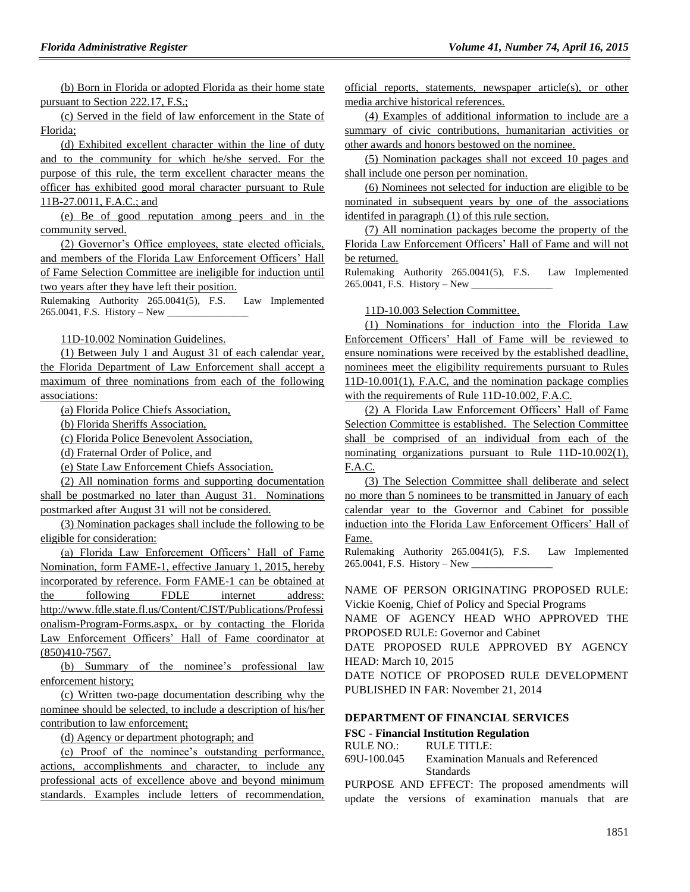(b) Born in Florida or adopted Florida as their home state pursuant to Section 222.17, F.S.;

(c) Served in the field of law enforcement in the State of Florida;

(d) Exhibited excellent character within the line of duty and to the community for which he/she served. For the purpose of this rule, the term excellent character means the officer has exhibited good moral character pursuant to Rule 11B-27.0011, F.A.C.; and

(e) Be of good reputation among peers and in the community served.

(2) Governor's Office employees, state elected officials, and members of the Florida Law Enforcement Officers' Hall of Fame Selection Committee are ineligible for induction until two years after they have left their position.

Rulemaking Authority 265.0041(5), F.S. Law Implemented 265.0041, F.S. History – New ________________

11D-10.002 Nomination Guidelines.

(1) Between July 1 and August 31 of each calendar year, the Florida Department of Law Enforcement shall accept a maximum of three nominations from each of the following associations:

(a) Florida Police Chiefs Association,

(b) Florida Sheriffs Association,

(c) Florida Police Benevolent Association,

(d) Fraternal Order of Police, and

(e) State Law Enforcement Chiefs Association.

(2) All nomination forms and supporting documentation shall be postmarked no later than August 31. Nominations postmarked after August 31 will not be considered.

(3) Nomination packages shall include the following to be eligible for consideration:

(a) Florida Law Enforcement Officers' Hall of Fame Nomination, form FAME-1, effective January 1, 2015, hereby incorporated by reference. Form FAME-1 can be obtained at the following FDLE internet address: http://www.fdle.state.fl.us/Content/CJST/Publications/Professionalism-Program-Forms.aspx, or by contacting the Florida Law Enforcement Officers' Hall of Fame coordinator at (850)410-7567.

(b) Summary of the nominee's professional law enforcement history;

(c) Written two-page documentation describing why the nominee should be selected, to include a description of his/her contribution to law enforcement;

(d) Agency or department photograph; and

(e) Proof of the nominee's outstanding performance, actions, accomplishments and character, to include any professional acts of excellence above and beyond minimum standards. Examples include letters of recommendation, official reports, statements, newspaper article(s), or other media archive historical references.

(4) Examples of additional information to include are a summary of civic contributions, humanitarian activities or other awards and honors bestowed on the nominee.

(5) Nomination packages shall not exceed 10 pages and shall include one person per nomination.

(6) Nominees not selected for induction are eligible to be nominated in subsequent years by one of the associations identifed in paragraph (1) of this rule section.

(7) All nomination packages become the property of the Florida Law Enforcement Officers' Hall of Fame and will not be returned.

Rulemaking Authority 265.0041(5), F.S. Law Implemented 265.0041, F.S. History – New ________________

11D-10.003 Selection Committee.

(1) Nominations for induction into the Florida Law Enforcement Officers' Hall of Fame will be reviewed to ensure nominations were received by the established deadline, nominees meet the eligibility requirements pursuant to Rules 11D-10.001(1), F.A.C, and the nomination package complies with the requirements of Rule 11D-10.002, F.A.C.

(2) A Florida Law Enforcement Officers' Hall of Fame Selection Committee is established. The Selection Committee shall be comprised of an individual from each of the nominating organizations pursuant to Rule 11D-10.002(1), F.A.C.

(3) The Selection Committee shall deliberate and select no more than 5 nominees to be transmitted in January of each calendar year to the Governor and Cabinet for possible induction into the Florida Law Enforcement Officers' Hall of Fame.

Rulemaking Authority 265.0041(5), F.S. Law Implemented 265.0041, F.S. History – New ________________

NAME OF PERSON ORIGINATING PROPOSED RULE: Vickie Koenig, Chief of Policy and Special Programs

NAME OF AGENCY HEAD WHO APPROVED THE PROPOSED RULE: Governor and Cabinet

DATE PROPOSED RULE APPROVED BY AGENCY HEAD: March 10, 2015

DATE NOTICE OF PROPOSED RULE DEVELOPMENT PUBLISHED IN FAR: November 21, 2014

## DEPARTMENT OF FINANCIAL SERVICES

### FSC - Financial Institution Regulation

RULE NO.: RULE TITLE:

69U-100.045 Examination Manuals and Referenced Standards

PURPOSE AND EFFECT: The proposed amendments will update the versions of examination manuals that are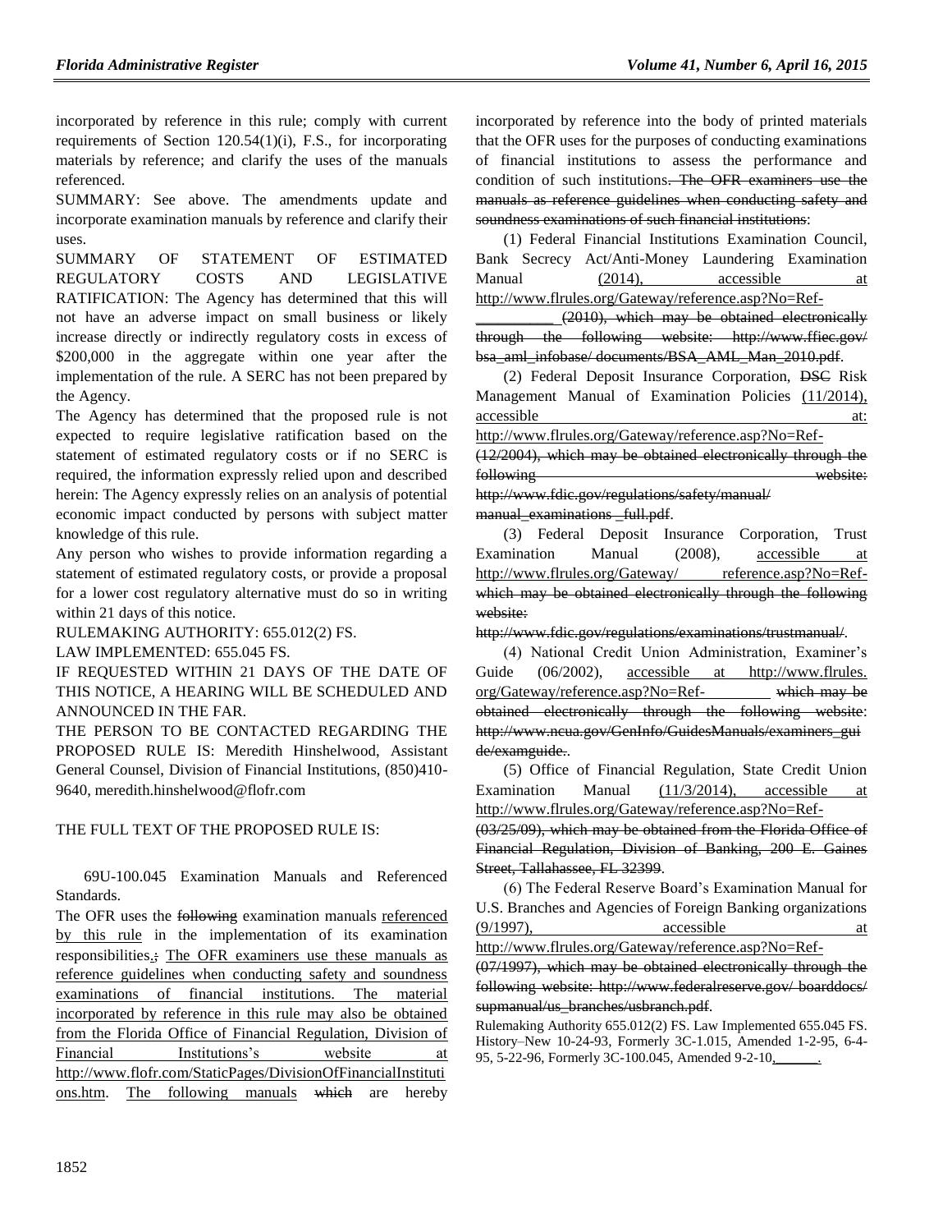incorporated by reference in this rule; comply with current requirements of Section 120.54(1)(i), F.S., for incorporating materials by reference; and clarify the uses of the manuals referenced.

SUMMARY: See above. The amendments update and incorporate examination manuals by reference and clarify their uses.

SUMMARY OF STATEMENT OF ESTIMATED REGULATORY COSTS AND LEGISLATIVE RATIFICATION: The Agency has determined that this will not have an adverse impact on small business or likely increase directly or indirectly regulatory costs in excess of $200,000 in the aggregate within one year after the implementation of the rule. A SERC has not been prepared by the Agency.

The Agency has determined that the proposed rule is not expected to require legislative ratification based on the statement of estimated regulatory costs or if no SERC is required, the information expressly relied upon and described herein: The Agency expressly relies on an analysis of potential economic impact conducted by persons with subject matter knowledge of this rule.

Any person who wishes to provide information regarding a statement of estimated regulatory costs, or provide a proposal for a lower cost regulatory alternative must do so in writing within 21 days of this notice.

RULEMAKING AUTHORITY: 655.012(2) FS.

LAW IMPLEMENTED: 655.045 FS.

IF REQUESTED WITHIN 21 DAYS OF THE DATE OF THIS NOTICE, A HEARING WILL BE SCHEDULED AND ANNOUNCED IN THE FAR.

THE PERSON TO BE CONTACTED REGARDING THE PROPOSED RULE IS: Meredith Hinshelwood, Assistant General Counsel, Division of Financial Institutions, (850)410-9640, meredith.hinshelwood@flofr.com

THE FULL TEXT OF THE PROPOSED RULE IS:

69U-100.045 Examination Manuals and Referenced Standards.

The OFR uses the ~~following~~ examination manuals referenced by this rule in the implementation of its examination responsibilities.~~;~~ The OFR examiners use these manuals as reference guidelines when conducting safety and soundness examinations of financial institutions. The material incorporated by reference in this rule may also be obtained from the Florida Office of Financial Regulation, Division of Financial Institutions's website at http://www.flofr.com/StaticPages/DivisionOfFinancialInstitutions.htm. The following manuals ~~which~~ are hereby incorporated by reference into the body of printed materials that the OFR uses for the purposes of conducting examinations of financial institutions to assess the performance and condition of such institutions~~. The OFR examiners use the manuals as reference guidelines when conducting safety and soundness examinations of such financial institutions~~:

(1) Federal Financial Institutions Examination Council, Bank Secrecy Act/Anti-Money Laundering Examination Manual (2014), accessible at http://www.flrules.org/Gateway/reference.asp?No=Ref-\_\_\_\_\_\_\_\_\_\_ ~~(2010), which may be obtained electronically through the following website: http://www.ffiec.gov/bsa_aml_infobase/documents/BSA_AML_Man_2010.pdf~~.

(2) Federal Deposit Insurance Corporation, ~~DSC~~ Risk Management Manual of Examination Policies (11/2014), accessible at: http://www.flrules.org/Gateway/reference.asp?No=Ref- ~~(12/2004), which may be obtained electronically through the following website: http://www.fdic.gov/regulations/safety/manual/manual_examinations_full.pdf~~.

(3) Federal Deposit Insurance Corporation, Trust Examination Manual (2008), accessible at http://www.flrules.org/Gateway/reference.asp?No=Ref- ~~which may be obtained electronically through the following website: http://www.fdic.gov/regulations/examinations/trustmanual/~~.

(4) National Credit Union Administration, Examiner's Guide (06/2002), accessible at http://www.flrules.org/Gateway/reference.asp?No=Ref-\_\_\_\_\_\_\_\_\_\_ ~~which may be obtained electronically through the following website: http://www.ncua.gov/GenInfo/GuidesManuals/examiners_guide/examguide.~~.

(5) Office of Financial Regulation, State Credit Union Examination Manual (11/3/2014), accessible at http://www.flrules.org/Gateway/reference.asp?No=Ref- ~~(03/25/09), which may be obtained from the Florida Office of Financial Regulation, Division of Banking, 200 E. Gaines Street, Tallahassee, FL 32399~~.

(6) The Federal Reserve Board's Examination Manual for U.S. Branches and Agencies of Foreign Banking organizations (9/1997), accessible at http://www.flrules.org/Gateway/reference.asp?No=Ref- ~~(07/1997), which may be obtained electronically through the following website: http://www.federalreserve.gov/boarddocs/supmanual/us_branches/usbranch.pdf~~.

Rulemaking Authority 655.012(2) FS. Law Implemented 655.045 FS. History–New 10-24-93, Formerly 3C-1.015, Amended 1-2-95, 6-4-95, 5-22-96, Formerly 3C-100.045, Amended 9-2-10,\_\_\_\_\_\_.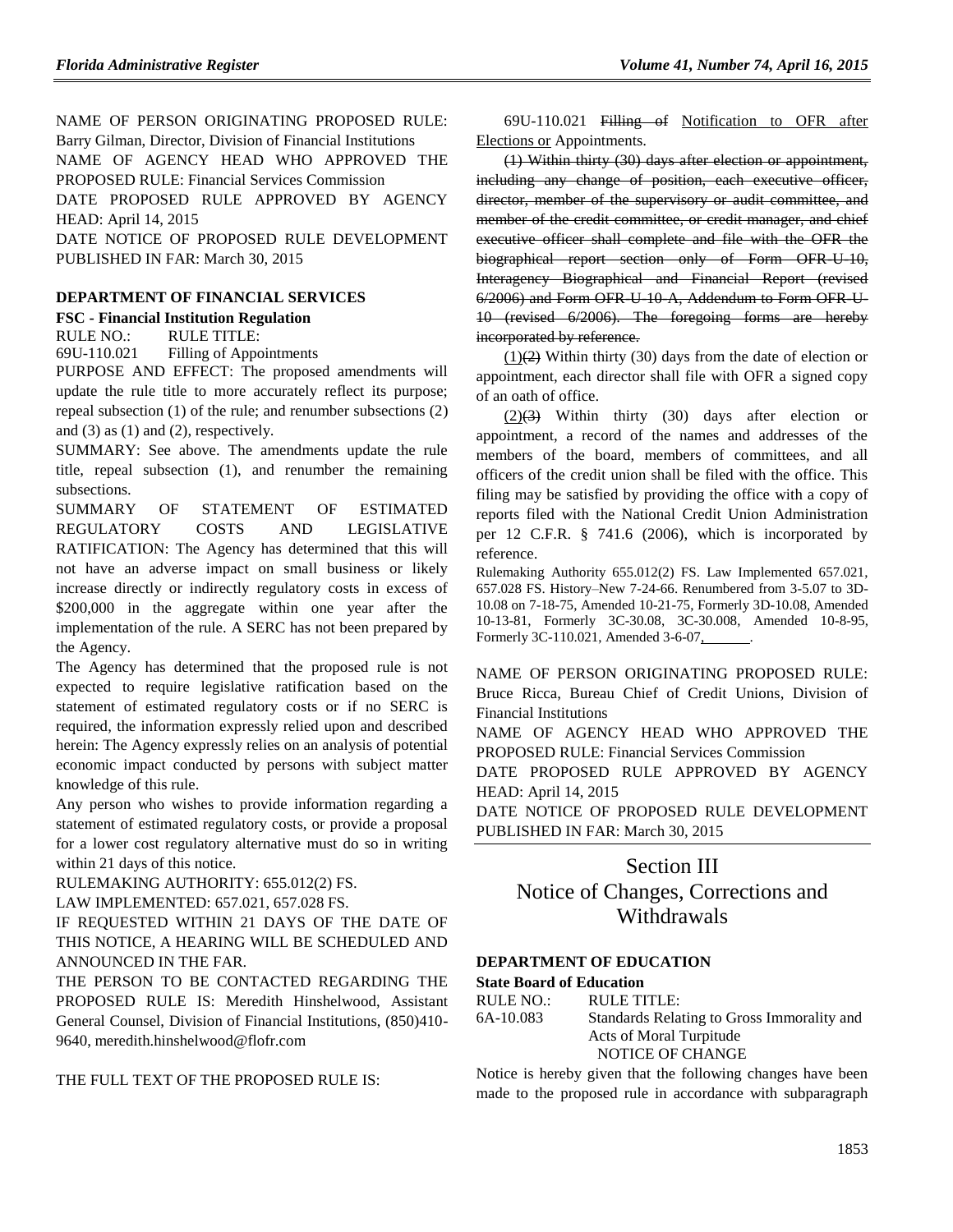NAME OF PERSON ORIGINATING PROPOSED RULE: Barry Gilman, Director, Division of Financial Institutions

NAME OF AGENCY HEAD WHO APPROVED THE PROPOSED RULE: Financial Services Commission

DATE PROPOSED RULE APPROVED BY AGENCY HEAD: April 14, 2015

DATE NOTICE OF PROPOSED RULE DEVELOPMENT PUBLISHED IN FAR: March 30, 2015

### DEPARTMENT OF FINANCIAL SERVICES

**FSC - Financial Institution Regulation**

RULE NO.: RULE TITLE:

69U-110.021 Filling of Appointments

PURPOSE AND EFFECT: The proposed amendments will update the rule title to more accurately reflect its purpose; repeal subsection (1) of the rule; and renumber subsections (2) and (3) as (1) and (2), respectively.

SUMMARY: See above. The amendments update the rule title, repeal subsection (1), and renumber the remaining subsections.

SUMMARY OF STATEMENT OF ESTIMATED REGULATORY COSTS AND LEGISLATIVE RATIFICATION: The Agency has determined that this will not have an adverse impact on small business or likely increase directly or indirectly regulatory costs in excess of $200,000 in the aggregate within one year after the implementation of the rule. A SERC has not been prepared by the Agency.

The Agency has determined that the proposed rule is not expected to require legislative ratification based on the statement of estimated regulatory costs or if no SERC is required, the information expressly relied upon and described herein: The Agency expressly relies on an analysis of potential economic impact conducted by persons with subject matter knowledge of this rule.

Any person who wishes to provide information regarding a statement of estimated regulatory costs, or provide a proposal for a lower cost regulatory alternative must do so in writing within 21 days of this notice.

RULEMAKING AUTHORITY: 655.012(2) FS.

LAW IMPLEMENTED: 657.021, 657.028 FS.

IF REQUESTED WITHIN 21 DAYS OF THE DATE OF THIS NOTICE, A HEARING WILL BE SCHEDULED AND ANNOUNCED IN THE FAR.

THE PERSON TO BE CONTACTED REGARDING THE PROPOSED RULE IS: Meredith Hinshelwood, Assistant General Counsel, Division of Financial Institutions, (850)410-9640, meredith.hinshelwood@flofr.com

THE FULL TEXT OF THE PROPOSED RULE IS:

69U-110.021 ~~Filling of~~ Notification to OFR after Elections or Appointments.

~~(1) Within thirty (30) days after election or appointment, including any change of position, each executive officer, director, member of the supervisory or audit committee, and member of the credit committee, or credit manager, and chief executive officer shall complete and file with the OFR the biographical report section only of Form OFR-U-10, Interagency Biographical and Financial Report (revised 6/2006) and Form OFR-U-10-A, Addendum to Form OFR-U-10 (revised 6/2006). The foregoing forms are hereby incorporated by reference.~~

(1)~~(2)~~ Within thirty (30) days from the date of election or appointment, each director shall file with OFR a signed copy of an oath of office.

(2)~~(3)~~ Within thirty (30) days after election or appointment, a record of the names and addresses of the members of the board, members of committees, and all officers of the credit union shall be filed with the office. This filing may be satisfied by providing the office with a copy of reports filed with the National Credit Union Administration per 12 C.F.R. § 741.6 (2006), which is incorporated by reference.

Rulemaking Authority 655.012(2) FS. Law Implemented 657.021, 657.028 FS. History–New 7-24-66. Renumbered from 3-5.07 to 3D-10.08 on 7-18-75, Amended 10-21-75, Formerly 3D-10.08, Amended 10-13-81, Formerly 3C-30.08, 3C-30.008, Amended 10-8-95, Formerly 3C-110.021, Amended 3-6-07,\_\_\_\_\_\_.

NAME OF PERSON ORIGINATING PROPOSED RULE: Bruce Ricca, Bureau Chief of Credit Unions, Division of Financial Institutions

NAME OF AGENCY HEAD WHO APPROVED THE PROPOSED RULE: Financial Services Commission

DATE PROPOSED RULE APPROVED BY AGENCY HEAD: April 14, 2015

DATE NOTICE OF PROPOSED RULE DEVELOPMENT PUBLISHED IN FAR: March 30, 2015

## Section III
## Notice of Changes, Corrections and Withdrawals

### DEPARTMENT OF EDUCATION

**State Board of Education**

RULE NO.: RULE TITLE:

6A-10.083 Standards Relating to Gross Immorality and Acts of Moral Turpitude

NOTICE OF CHANGE

Notice is hereby given that the following changes have been made to the proposed rule in accordance with subparagraph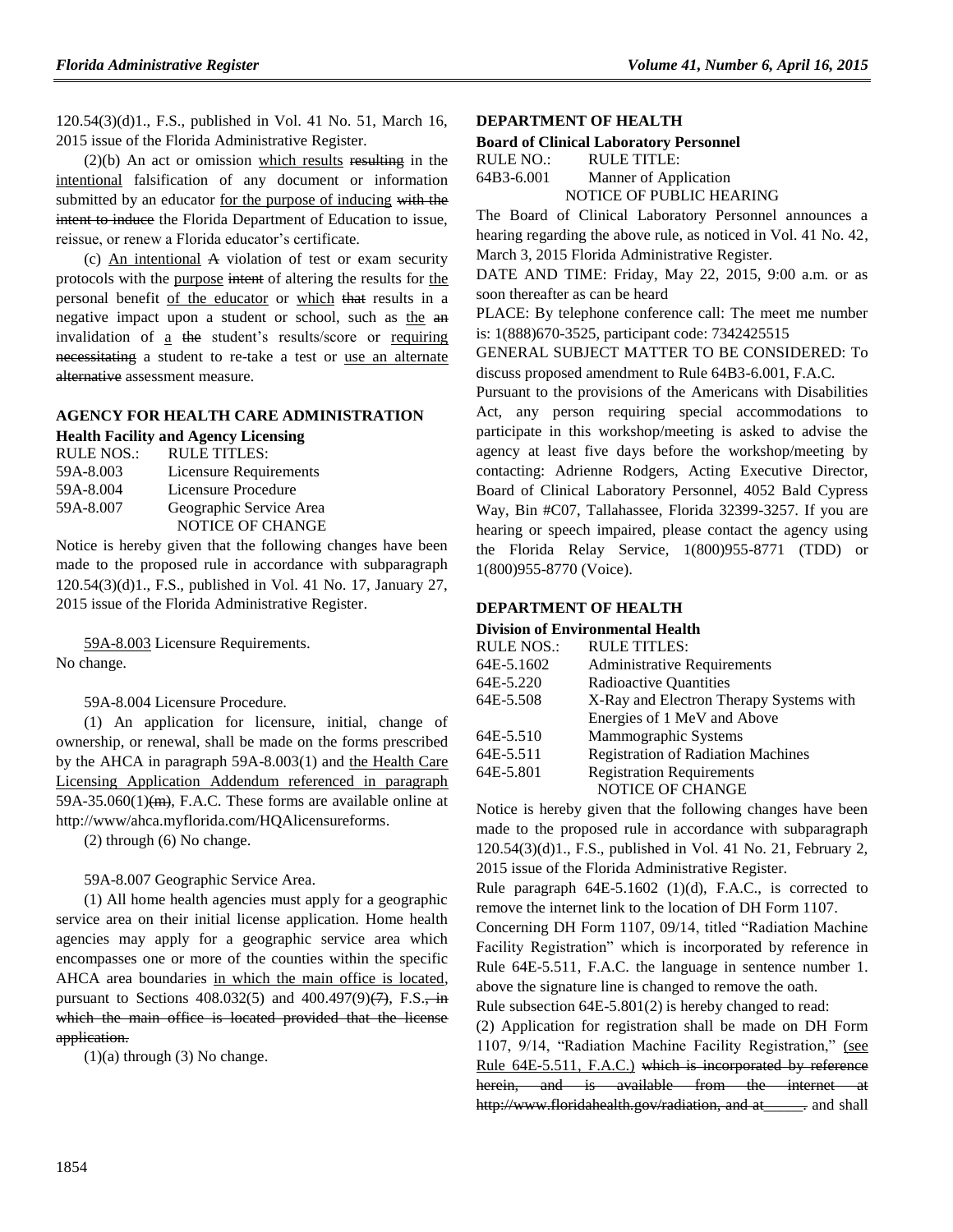120.54(3)(d)1., F.S., published in Vol. 41 No. 51, March 16, 2015 issue of the Florida Administrative Register.

(2)(b) An act or omission which results resulting in the intentional falsification of any document or information submitted by an educator for the purpose of inducing with the intent to induce the Florida Department of Education to issue, reissue, or renew a Florida educator's certificate.

(c) An intentional A violation of test or exam security protocols with the purpose intent of altering the results for the personal benefit of the educator or which that results in a negative impact upon a student or school, such as the an invalidation of a the student's results/score or requiring necessitating a student to re-take a test or use an alternate alternative assessment measure.

## AGENCY FOR HEALTH CARE ADMINISTRATION

### Health Facility and Agency Licensing

| RULE NOS.: | RULE TITLES: |
|---|---|
| 59A-8.003 | Licensure Requirements |
| 59A-8.004 | Licensure Procedure |
| 59A-8.007 | Geographic Service Area |

NOTICE OF CHANGE

Notice is hereby given that the following changes have been made to the proposed rule in accordance with subparagraph 120.54(3)(d)1., F.S., published in Vol. 41 No. 17, January 27, 2015 issue of the Florida Administrative Register.

59A-8.003 Licensure Requirements.
No change.

59A-8.004 Licensure Procedure.

(1) An application for licensure, initial, change of ownership, or renewal, shall be made on the forms prescribed by the AHCA in paragraph 59A-8.003(1) and the Health Care Licensing Application Addendum referenced in paragraph 59A-35.060(1)(m), F.A.C. These forms are available online at http://www/ahca.myflorida.com/HQAlicensureforms.

(2) through (6) No change.

59A-8.007 Geographic Service Area.

(1) All home health agencies must apply for a geographic service area on their initial license application. Home health agencies may apply for a geographic service area which encompasses one or more of the counties within the specific AHCA area boundaries in which the main office is located, pursuant to Sections 408.032(5) and 400.497(9)(7), F.S., in which the main office is located provided that the license application.

(1)(a) through (3) No change.

## DEPARTMENT OF HEALTH

### Board of Clinical Laboratory Personnel

| RULE NO.: | RULE TITLE: |
|---|---|
| 64B3-6.001 | Manner of Application |

NOTICE OF PUBLIC HEARING

The Board of Clinical Laboratory Personnel announces a hearing regarding the above rule, as noticed in Vol. 41 No. 42, March 3, 2015 Florida Administrative Register.

DATE AND TIME: Friday, May 22, 2015, 9:00 a.m. or as soon thereafter as can be heard

PLACE: By telephone conference call: The meet me number is: 1(888)670-3525, participant code: 7342425515

GENERAL SUBJECT MATTER TO BE CONSIDERED: To discuss proposed amendment to Rule 64B3-6.001, F.A.C.

Pursuant to the provisions of the Americans with Disabilities Act, any person requiring special accommodations to participate in this workshop/meeting is asked to advise the agency at least five days before the workshop/meeting by contacting: Adrienne Rodgers, Acting Executive Director, Board of Clinical Laboratory Personnel, 4052 Bald Cypress Way, Bin #C07, Tallahassee, Florida 32399-3257. If you are hearing or speech impaired, please contact the agency using the Florida Relay Service, 1(800)955-8771 (TDD) or 1(800)955-8770 (Voice).

## DEPARTMENT OF HEALTH

### Division of Environmental Health

| RULE NOS.: | RULE TITLES: |
|---|---|
| 64E-5.1602 | Administrative Requirements |
| 64E-5.220 | Radioactive Quantities |
| 64E-5.508 | X-Ray and Electron Therapy Systems with Energies of 1 MeV and Above |
| 64E-5.510 | Mammographic Systems |
| 64E-5.511 | Registration of Radiation Machines |
| 64E-5.801 | Registration Requirements |

NOTICE OF CHANGE

Notice is hereby given that the following changes have been made to the proposed rule in accordance with subparagraph 120.54(3)(d)1., F.S., published in Vol. 41 No. 21, February 2, 2015 issue of the Florida Administrative Register.

Rule paragraph 64E-5.1602 (1)(d), F.A.C., is corrected to remove the internet link to the location of DH Form 1107.

Concerning DH Form 1107, 09/14, titled "Radiation Machine Facility Registration" which is incorporated by reference in Rule 64E-5.511, F.A.C. the language in sentence number 1. above the signature line is changed to remove the oath.

Rule subsection 64E-5.801(2) is hereby changed to read:

(2) Application for registration shall be made on DH Form 1107, 9/14, "Radiation Machine Facility Registration," (see Rule 64E-5.511, F.A.C.) which is incorporated by reference herein, and is available from the internet at http://www.floridahealth.gov/radiation, and at_____. and shall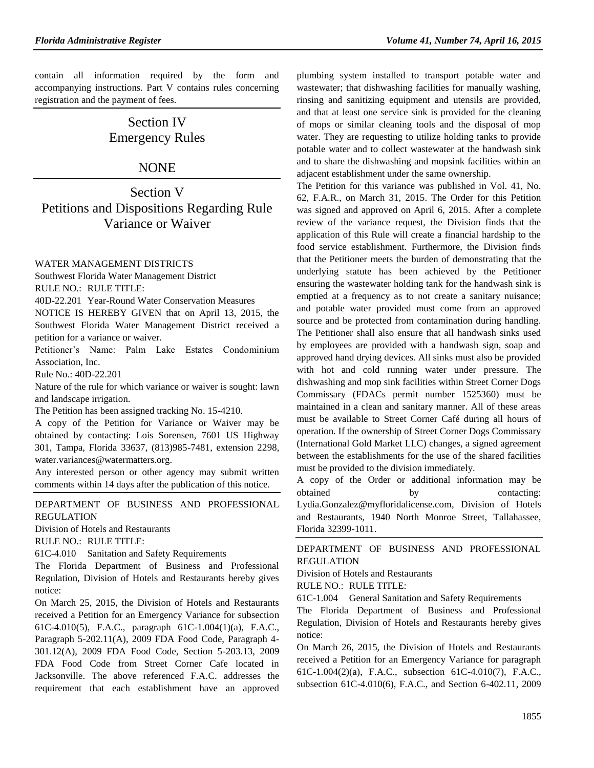contain all information required by the form and accompanying instructions. Part V contains rules concerning registration and the payment of fees.

# Section IV
# Emergency Rules

## NONE

# Section V
# Petitions and Dispositions Regarding Rule Variance or Waiver

WATER MANAGEMENT DISTRICTS

Southwest Florida Water Management District

RULE NO.: RULE TITLE:

40D-22.201 Year-Round Water Conservation Measures

NOTICE IS HEREBY GIVEN that on April 13, 2015, the Southwest Florida Water Management District received a petition for a variance or waiver.

Petitioner's Name: Palm Lake Estates Condominium Association, Inc.

Rule No.: 40D-22.201

Nature of the rule for which variance or waiver is sought: lawn and landscape irrigation.

The Petition has been assigned tracking No. 15-4210.

A copy of the Petition for Variance or Waiver may be obtained by contacting: Lois Sorensen, 7601 US Highway 301, Tampa, Florida 33637, (813)985-7481, extension 2298, water.variances@watermatters.org.

Any interested person or other agency may submit written comments within 14 days after the publication of this notice.

---

DEPARTMENT OF BUSINESS AND PROFESSIONAL REGULATION

Division of Hotels and Restaurants

RULE NO.: RULE TITLE:

61C-4.010 Sanitation and Safety Requirements

The Florida Department of Business and Professional Regulation, Division of Hotels and Restaurants hereby gives notice:

On March 25, 2015, the Division of Hotels and Restaurants received a Petition for an Emergency Variance for subsection 61C-4.010(5), F.A.C., paragraph 61C-1.004(1)(a), F.A.C., Paragraph 5-202.11(A), 2009 FDA Food Code, Paragraph 4-301.12(A), 2009 FDA Food Code, Section 5-203.13, 2009 FDA Food Code from Street Corner Cafe located in Jacksonville. The above referenced F.A.C. addresses the requirement that each establishment have an approved plumbing system installed to transport potable water and wastewater; that dishwashing facilities for manually washing, rinsing and sanitizing equipment and utensils are provided, and that at least one service sink is provided for the cleaning of mops or similar cleaning tools and the disposal of mop water. They are requesting to utilize holding tanks to provide potable water and to collect wastewater at the handwash sink and to share the dishwashing and mopsink facilities within an adjacent establishment under the same ownership.

The Petition for this variance was published in Vol. 41, No. 62, F.A.R., on March 31, 2015. The Order for this Petition was signed and approved on April 6, 2015. After a complete review of the variance request, the Division finds that the application of this Rule will create a financial hardship to the food service establishment. Furthermore, the Division finds that the Petitioner meets the burden of demonstrating that the underlying statute has been achieved by the Petitioner ensuring the wastewater holding tank for the handwash sink is emptied at a frequency as to not create a sanitary nuisance; and potable water provided must come from an approved source and be protected from contamination during handling. The Petitioner shall also ensure that all handwash sinks used by employees are provided with a handwash sign, soap and approved hand drying devices. All sinks must also be provided with hot and cold running water under pressure. The dishwashing and mop sink facilities within Street Corner Dogs Commissary (FDACs permit number 1525360) must be maintained in a clean and sanitary manner. All of these areas must be available to Street Corner Café during all hours of operation. If the ownership of Street Corner Dogs Commissary (International Gold Market LLC) changes, a signed agreement between the establishments for the use of the shared facilities must be provided to the division immediately.

A copy of the Order or additional information may be obtained by contacting: Lydia.Gonzalez@myfloridalicense.com, Division of Hotels and Restaurants, 1940 North Monroe Street, Tallahassee, Florida 32399-1011.

---

DEPARTMENT OF BUSINESS AND PROFESSIONAL REGULATION

Division of Hotels and Restaurants

RULE NO.: RULE TITLE:

61C-1.004 General Sanitation and Safety Requirements

The Florida Department of Business and Professional Regulation, Division of Hotels and Restaurants hereby gives notice:

On March 26, 2015, the Division of Hotels and Restaurants received a Petition for an Emergency Variance for paragraph 61C-1.004(2)(a), F.A.C., subsection 61C-4.010(7), F.A.C., subsection 61C-4.010(6), F.A.C., and Section 6-402.11, 2009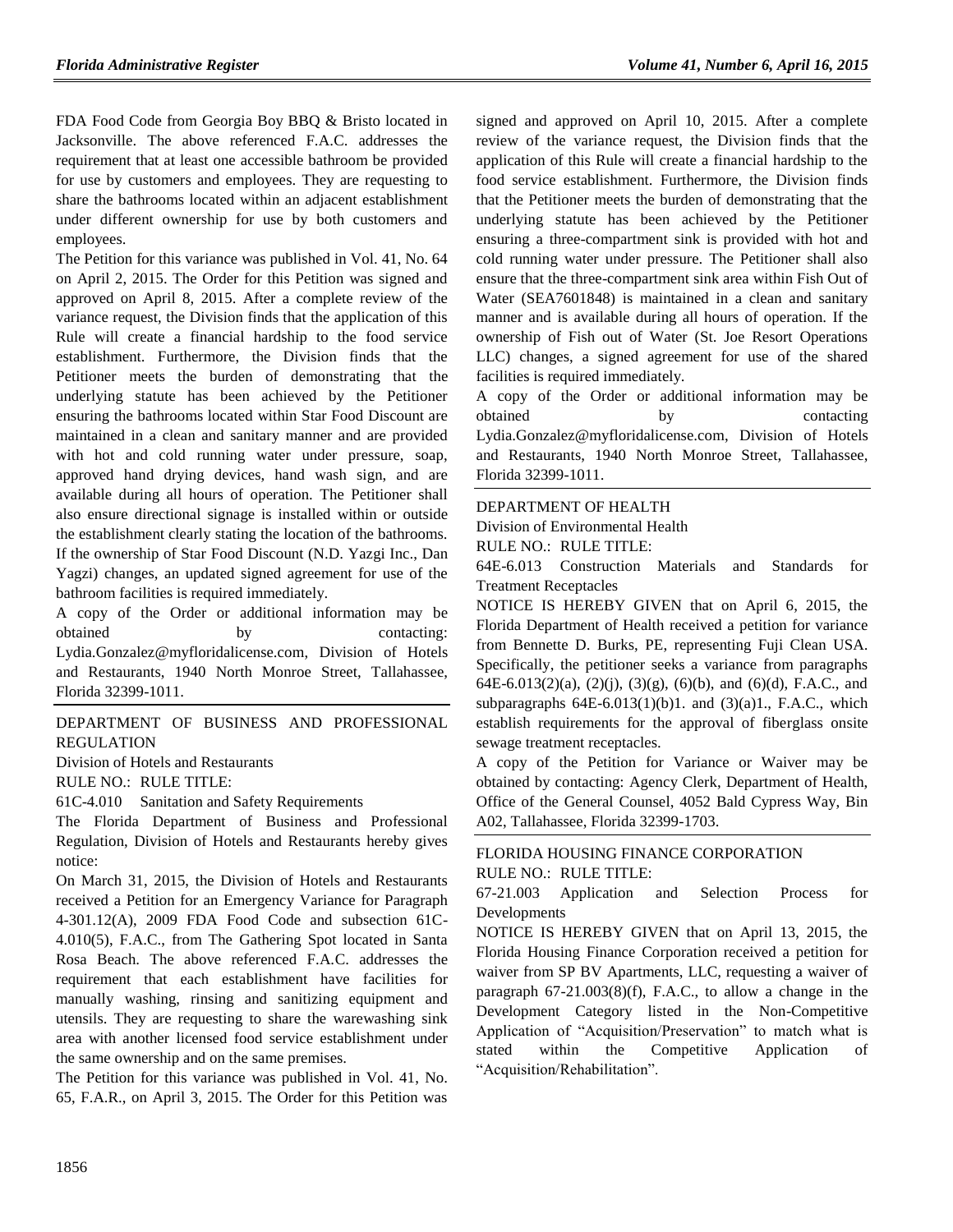FDA Food Code from Georgia Boy BBQ & Bristo located in Jacksonville. The above referenced F.A.C. addresses the requirement that at least one accessible bathroom be provided for use by customers and employees. They are requesting to share the bathrooms located within an adjacent establishment under different ownership for use by both customers and employees.

The Petition for this variance was published in Vol. 41, No. 64 on April 2, 2015. The Order for this Petition was signed and approved on April 8, 2015. After a complete review of the variance request, the Division finds that the application of this Rule will create a financial hardship to the food service establishment. Furthermore, the Division finds that the Petitioner meets the burden of demonstrating that the underlying statute has been achieved by the Petitioner ensuring the bathrooms located within Star Food Discount are maintained in a clean and sanitary manner and are provided with hot and cold running water under pressure, soap, approved hand drying devices, hand wash sign, and are available during all hours of operation. The Petitioner shall also ensure directional signage is installed within or outside the establishment clearly stating the location of the bathrooms. If the ownership of Star Food Discount (N.D. Yazgi Inc., Dan Yagzi) changes, an updated signed agreement for use of the bathroom facilities is required immediately.

A copy of the Order or additional information may be obtained by contacting: Lydia.Gonzalez@myfloridalicense.com, Division of Hotels and Restaurants, 1940 North Monroe Street, Tallahassee, Florida 32399-1011.

DEPARTMENT OF BUSINESS AND PROFESSIONAL REGULATION

Division of Hotels and Restaurants

RULE NO.: RULE TITLE:

61C-4.010 Sanitation and Safety Requirements

The Florida Department of Business and Professional Regulation, Division of Hotels and Restaurants hereby gives notice:

On March 31, 2015, the Division of Hotels and Restaurants received a Petition for an Emergency Variance for Paragraph 4-301.12(A), 2009 FDA Food Code and subsection 61C-4.010(5), F.A.C., from The Gathering Spot located in Santa Rosa Beach. The above referenced F.A.C. addresses the requirement that each establishment have facilities for manually washing, rinsing and sanitizing equipment and utensils. They are requesting to share the warewashing sink area with another licensed food service establishment under the same ownership and on the same premises.

The Petition for this variance was published in Vol. 41, No. 65, F.A.R., on April 3, 2015. The Order for this Petition was signed and approved on April 10, 2015. After a complete review of the variance request, the Division finds that the application of this Rule will create a financial hardship to the food service establishment. Furthermore, the Division finds that the Petitioner meets the burden of demonstrating that the underlying statute has been achieved by the Petitioner ensuring a three-compartment sink is provided with hot and cold running water under pressure. The Petitioner shall also ensure that the three-compartment sink area within Fish Out of Water (SEA7601848) is maintained in a clean and sanitary manner and is available during all hours of operation. If the ownership of Fish out of Water (St. Joe Resort Operations LLC) changes, a signed agreement for use of the shared facilities is required immediately.

A copy of the Order or additional information may be obtained by contacting Lydia.Gonzalez@myfloridalicense.com, Division of Hotels and Restaurants, 1940 North Monroe Street, Tallahassee, Florida 32399-1011.

DEPARTMENT OF HEALTH

Division of Environmental Health

RULE NO.: RULE TITLE:

64E-6.013 Construction Materials and Standards for Treatment Receptacles

NOTICE IS HEREBY GIVEN that on April 6, 2015, the Florida Department of Health received a petition for variance from Bennette D. Burks, PE, representing Fuji Clean USA. Specifically, the petitioner seeks a variance from paragraphs 64E-6.013(2)(a), (2)(j), (3)(g), (6)(b), and (6)(d), F.A.C., and subparagraphs 64E-6.013(1)(b)1. and (3)(a)1., F.A.C., which establish requirements for the approval of fiberglass onsite sewage treatment receptacles.

A copy of the Petition for Variance or Waiver may be obtained by contacting: Agency Clerk, Department of Health, Office of the General Counsel, 4052 Bald Cypress Way, Bin A02, Tallahassee, Florida 32399-1703.

FLORIDA HOUSING FINANCE CORPORATION

RULE NO.: RULE TITLE:

67-21.003 Application and Selection Process for Developments

NOTICE IS HEREBY GIVEN that on April 13, 2015, the Florida Housing Finance Corporation received a petition for waiver from SP BV Apartments, LLC, requesting a waiver of paragraph 67-21.003(8)(f), F.A.C., to allow a change in the Development Category listed in the Non-Competitive Application of "Acquisition/Preservation" to match what is stated within the Competitive Application of "Acquisition/Rehabilitation".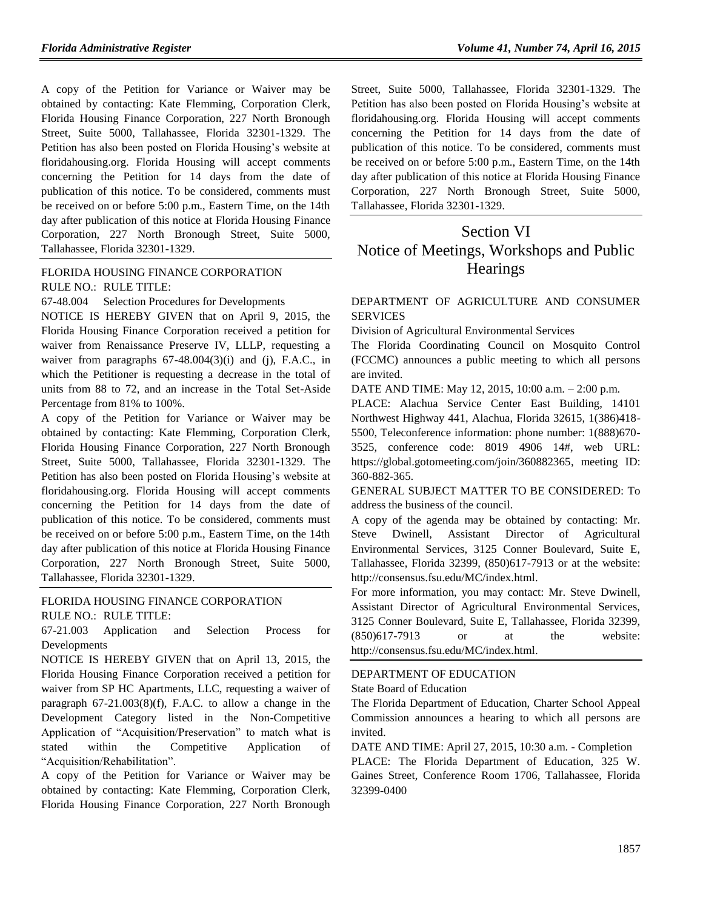A copy of the Petition for Variance or Waiver may be obtained by contacting: Kate Flemming, Corporation Clerk, Florida Housing Finance Corporation, 227 North Bronough Street, Suite 5000, Tallahassee, Florida 32301-1329. The Petition has also been posted on Florida Housing's website at floridahousing.org. Florida Housing will accept comments concerning the Petition for 14 days from the date of publication of this notice. To be considered, comments must be received on or before 5:00 p.m., Eastern Time, on the 14th day after publication of this notice at Florida Housing Finance Corporation, 227 North Bronough Street, Suite 5000, Tallahassee, Florida 32301-1329.

FLORIDA HOUSING FINANCE CORPORATION

RULE NO.: RULE TITLE:

67-48.004 Selection Procedures for Developments

NOTICE IS HEREBY GIVEN that on April 9, 2015, the Florida Housing Finance Corporation received a petition for waiver from Renaissance Preserve IV, LLLP, requesting a waiver from paragraphs 67-48.004(3)(i) and (j), F.A.C., in which the Petitioner is requesting a decrease in the total of units from 88 to 72, and an increase in the Total Set-Aside Percentage from 81% to 100%.

A copy of the Petition for Variance or Waiver may be obtained by contacting: Kate Flemming, Corporation Clerk, Florida Housing Finance Corporation, 227 North Bronough Street, Suite 5000, Tallahassee, Florida 32301-1329. The Petition has also been posted on Florida Housing's website at floridahousing.org. Florida Housing will accept comments concerning the Petition for 14 days from the date of publication of this notice. To be considered, comments must be received on or before 5:00 p.m., Eastern Time, on the 14th day after publication of this notice at Florida Housing Finance Corporation, 227 North Bronough Street, Suite 5000, Tallahassee, Florida 32301-1329.

FLORIDA HOUSING FINANCE CORPORATION

RULE NO.: RULE TITLE:

67-21.003 Application and Selection Process for Developments

NOTICE IS HEREBY GIVEN that on April 13, 2015, the Florida Housing Finance Corporation received a petition for waiver from SP HC Apartments, LLC, requesting a waiver of paragraph 67-21.003(8)(f), F.A.C. to allow a change in the Development Category listed in the Non-Competitive Application of "Acquisition/Preservation" to match what is stated within the Competitive Application of "Acquisition/Rehabilitation".

A copy of the Petition for Variance or Waiver may be obtained by contacting: Kate Flemming, Corporation Clerk, Florida Housing Finance Corporation, 227 North Bronough Street, Suite 5000, Tallahassee, Florida 32301-1329. The Petition has also been posted on Florida Housing's website at floridahousing.org. Florida Housing will accept comments concerning the Petition for 14 days from the date of publication of this notice. To be considered, comments must be received on or before 5:00 p.m., Eastern Time, on the 14th day after publication of this notice at Florida Housing Finance Corporation, 227 North Bronough Street, Suite 5000, Tallahassee, Florida 32301-1329.

# Section VI
# Notice of Meetings, Workshops and Public Hearings

DEPARTMENT OF AGRICULTURE AND CONSUMER SERVICES

Division of Agricultural Environmental Services

The Florida Coordinating Council on Mosquito Control (FCCMC) announces a public meeting to which all persons are invited.

DATE AND TIME: May 12, 2015, 10:00 a.m. – 2:00 p.m.

PLACE: Alachua Service Center East Building, 14101 Northwest Highway 441, Alachua, Florida 32615, 1(386)418-5500, Teleconference information: phone number: 1(888)670-3525, conference code: 8019 4906 14#, web URL: https://global.gotomeeting.com/join/360882365, meeting ID: 360-882-365.

GENERAL SUBJECT MATTER TO BE CONSIDERED: To address the business of the council.

A copy of the agenda may be obtained by contacting: Mr. Steve Dwinell, Assistant Director of Agricultural Environmental Services, 3125 Conner Boulevard, Suite E, Tallahassee, Florida 32399, (850)617-7913 or at the website: http://consensus.fsu.edu/MC/index.html.

For more information, you may contact: Mr. Steve Dwinell, Assistant Director of Agricultural Environmental Services, 3125 Conner Boulevard, Suite E, Tallahassee, Florida 32399, (850)617-7913 or at the website: http://consensus.fsu.edu/MC/index.html.

DEPARTMENT OF EDUCATION

State Board of Education

The Florida Department of Education, Charter School Appeal Commission announces a hearing to which all persons are invited.

DATE AND TIME: April 27, 2015, 10:30 a.m. - Completion

PLACE: The Florida Department of Education, 325 W. Gaines Street, Conference Room 1706, Tallahassee, Florida 32399-0400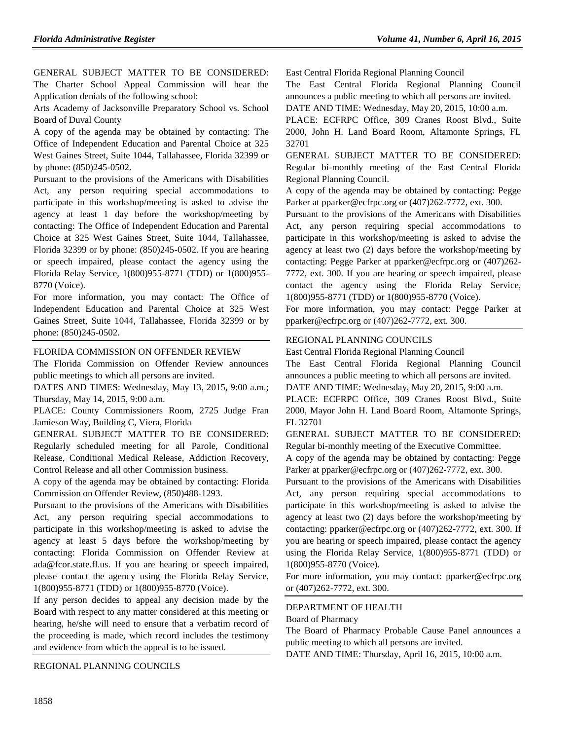GENERAL SUBJECT MATTER TO BE CONSIDERED: The Charter School Appeal Commission will hear the Application denials of the following school:

Arts Academy of Jacksonville Preparatory School vs. School Board of Duval County

A copy of the agenda may be obtained by contacting: The Office of Independent Education and Parental Choice at 325 West Gaines Street, Suite 1044, Tallahassee, Florida 32399 or by phone: (850)245-0502.

Pursuant to the provisions of the Americans with Disabilities Act, any person requiring special accommodations to participate in this workshop/meeting is asked to advise the agency at least 1 day before the workshop/meeting by contacting: The Office of Independent Education and Parental Choice at 325 West Gaines Street, Suite 1044, Tallahassee, Florida 32399 or by phone: (850)245-0502. If you are hearing or speech impaired, please contact the agency using the Florida Relay Service, 1(800)955-8771 (TDD) or 1(800)955-8770 (Voice).

For more information, you may contact: The Office of Independent Education and Parental Choice at 325 West Gaines Street, Suite 1044, Tallahassee, Florida 32399 or by phone: (850)245-0502.

---

FLORIDA COMMISSION ON OFFENDER REVIEW

The Florida Commission on Offender Review announces public meetings to which all persons are invited.

DATES AND TIMES: Wednesday, May 13, 2015, 9:00 a.m.; Thursday, May 14, 2015, 9:00 a.m.

PLACE: County Commissioners Room, 2725 Judge Fran Jamieson Way, Building C, Viera, Florida

GENERAL SUBJECT MATTER TO BE CONSIDERED: Regularly scheduled meeting for all Parole, Conditional Release, Conditional Medical Release, Addiction Recovery, Control Release and all other Commission business.

A copy of the agenda may be obtained by contacting: Florida Commission on Offender Review, (850)488-1293.

Pursuant to the provisions of the Americans with Disabilities Act, any person requiring special accommodations to participate in this workshop/meeting is asked to advise the agency at least 5 days before the workshop/meeting by contacting: Florida Commission on Offender Review at ada@fcor.state.fl.us. If you are hearing or speech impaired, please contact the agency using the Florida Relay Service, 1(800)955-8771 (TDD) or 1(800)955-8770 (Voice).

If any person decides to appeal any decision made by the Board with respect to any matter considered at this meeting or hearing, he/she will need to ensure that a verbatim record of the proceeding is made, which record includes the testimony and evidence from which the appeal is to be issued.

---

REGIONAL PLANNING COUNCILS

East Central Florida Regional Planning Council

The East Central Florida Regional Planning Council announces a public meeting to which all persons are invited.

DATE AND TIME: Wednesday, May 20, 2015, 10:00 a.m.

PLACE: ECFRPC Office, 309 Cranes Roost Blvd., Suite 2000, John H. Land Board Room, Altamonte Springs, FL 32701

GENERAL SUBJECT MATTER TO BE CONSIDERED: Regular bi-monthly meeting of the East Central Florida Regional Planning Council.

A copy of the agenda may be obtained by contacting: Pegge Parker at pparker@ecfrpc.org or (407)262-7772, ext. 300.

Pursuant to the provisions of the Americans with Disabilities Act, any person requiring special accommodations to participate in this workshop/meeting is asked to advise the agency at least two (2) days before the workshop/meeting by contacting: Pegge Parker at pparker@ecfrpc.org or (407)262-7772, ext. 300. If you are hearing or speech impaired, please contact the agency using the Florida Relay Service, 1(800)955-8771 (TDD) or 1(800)955-8770 (Voice).

For more information, you may contact: Pegge Parker at pparker@ecfrpc.org or (407)262-7772, ext. 300.

---

REGIONAL PLANNING COUNCILS

East Central Florida Regional Planning Council

The East Central Florida Regional Planning Council announces a public meeting to which all persons are invited.

DATE AND TIME: Wednesday, May 20, 2015, 9:00 a.m.

PLACE: ECFRPC Office, 309 Cranes Roost Blvd., Suite 2000, Mayor John H. Land Board Room, Altamonte Springs, FL 32701

GENERAL SUBJECT MATTER TO BE CONSIDERED: Regular bi-monthly meeting of the Executive Committee.

A copy of the agenda may be obtained by contacting: Pegge Parker at pparker@ecfrpc.org or (407)262-7772, ext. 300.

Pursuant to the provisions of the Americans with Disabilities Act, any person requiring special accommodations to participate in this workshop/meeting is asked to advise the agency at least two (2) days before the workshop/meeting by contacting: pparker@ecfrpc.org or (407)262-7772, ext. 300. If you are hearing or speech impaired, please contact the agency using the Florida Relay Service, 1(800)955-8771 (TDD) or 1(800)955-8770 (Voice).

For more information, you may contact: pparker@ecfrpc.org or (407)262-7772, ext. 300.

---

DEPARTMENT OF HEALTH

Board of Pharmacy

The Board of Pharmacy Probable Cause Panel announces a public meeting to which all persons are invited.

DATE AND TIME: Thursday, April 16, 2015, 10:00 a.m.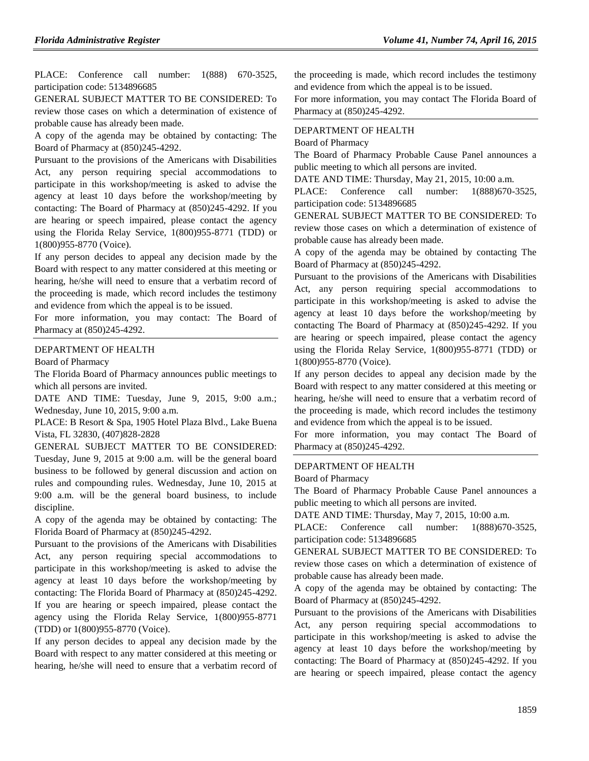PLACE: Conference call number: 1(888) 670-3525, participation code: 5134896685

GENERAL SUBJECT MATTER TO BE CONSIDERED: To review those cases on which a determination of existence of probable cause has already been made.

A copy of the agenda may be obtained by contacting: The Board of Pharmacy at (850)245-4292.

Pursuant to the provisions of the Americans with Disabilities Act, any person requiring special accommodations to participate in this workshop/meeting is asked to advise the agency at least 10 days before the workshop/meeting by contacting: The Board of Pharmacy at (850)245-4292. If you are hearing or speech impaired, please contact the agency using the Florida Relay Service, 1(800)955-8771 (TDD) or 1(800)955-8770 (Voice).

If any person decides to appeal any decision made by the Board with respect to any matter considered at this meeting or hearing, he/she will need to ensure that a verbatim record of the proceeding is made, which record includes the testimony and evidence from which the appeal is to be issued.

For more information, you may contact: The Board of Pharmacy at (850)245-4292.

---

DEPARTMENT OF HEALTH

Board of Pharmacy

The Florida Board of Pharmacy announces public meetings to which all persons are invited.

DATE AND TIME: Tuesday, June 9, 2015, 9:00 a.m.; Wednesday, June 10, 2015, 9:00 a.m.

PLACE: B Resort & Spa, 1905 Hotel Plaza Blvd., Lake Buena Vista, FL 32830, (407)828-2828

GENERAL SUBJECT MATTER TO BE CONSIDERED: Tuesday, June 9, 2015 at 9:00 a.m. will be the general board business to be followed by general discussion and action on rules and compounding rules. Wednesday, June 10, 2015 at 9:00 a.m. will be the general board business, to include discipline.

A copy of the agenda may be obtained by contacting: The Florida Board of Pharmacy at (850)245-4292.

Pursuant to the provisions of the Americans with Disabilities Act, any person requiring special accommodations to participate in this workshop/meeting is asked to advise the agency at least 10 days before the workshop/meeting by contacting: The Florida Board of Pharmacy at (850)245-4292. If you are hearing or speech impaired, please contact the agency using the Florida Relay Service, 1(800)955-8771 (TDD) or 1(800)955-8770 (Voice).

If any person decides to appeal any decision made by the Board with respect to any matter considered at this meeting or hearing, he/she will need to ensure that a verbatim record of the proceeding is made, which record includes the testimony and evidence from which the appeal is to be issued.

For more information, you may contact The Florida Board of Pharmacy at (850)245-4292.

---

DEPARTMENT OF HEALTH

Board of Pharmacy

The Board of Pharmacy Probable Cause Panel announces a public meeting to which all persons are invited.

DATE AND TIME: Thursday, May 21, 2015, 10:00 a.m.

PLACE: Conference call number: 1(888)670-3525, participation code: 5134896685

GENERAL SUBJECT MATTER TO BE CONSIDERED: To review those cases on which a determination of existence of probable cause has already been made.

A copy of the agenda may be obtained by contacting The Board of Pharmacy at (850)245-4292.

Pursuant to the provisions of the Americans with Disabilities Act, any person requiring special accommodations to participate in this workshop/meeting is asked to advise the agency at least 10 days before the workshop/meeting by contacting The Board of Pharmacy at (850)245-4292. If you are hearing or speech impaired, please contact the agency using the Florida Relay Service, 1(800)955-8771 (TDD) or 1(800)955-8770 (Voice).

If any person decides to appeal any decision made by the Board with respect to any matter considered at this meeting or hearing, he/she will need to ensure that a verbatim record of the proceeding is made, which record includes the testimony and evidence from which the appeal is to be issued.

For more information, you may contact The Board of Pharmacy at (850)245-4292.

---

DEPARTMENT OF HEALTH

Board of Pharmacy

The Board of Pharmacy Probable Cause Panel announces a public meeting to which all persons are invited.

DATE AND TIME: Thursday, May 7, 2015, 10:00 a.m.

PLACE: Conference call number: 1(888)670-3525, participation code: 5134896685

GENERAL SUBJECT MATTER TO BE CONSIDERED: To review those cases on which a determination of existence of probable cause has already been made.

A copy of the agenda may be obtained by contacting: The Board of Pharmacy at (850)245-4292.

Pursuant to the provisions of the Americans with Disabilities Act, any person requiring special accommodations to participate in this workshop/meeting is asked to advise the agency at least 10 days before the workshop/meeting by contacting: The Board of Pharmacy at (850)245-4292. If you are hearing or speech impaired, please contact the agency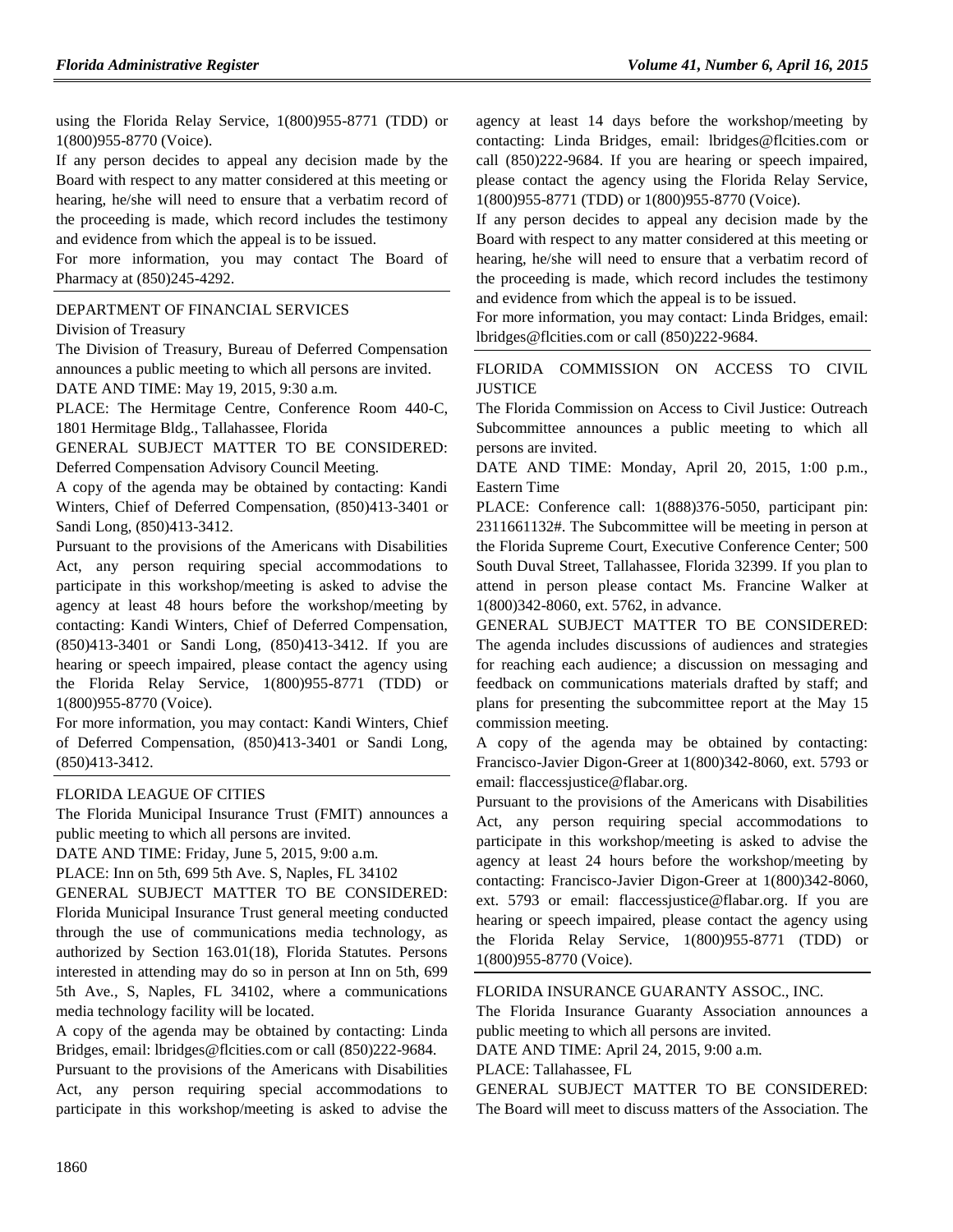using the Florida Relay Service, 1(800)955-8771 (TDD) or 1(800)955-8770 (Voice).

If any person decides to appeal any decision made by the Board with respect to any matter considered at this meeting or hearing, he/she will need to ensure that a verbatim record of the proceeding is made, which record includes the testimony and evidence from which the appeal is to be issued.

For more information, you may contact The Board of Pharmacy at (850)245-4292.

DEPARTMENT OF FINANCIAL SERVICES

Division of Treasury

The Division of Treasury, Bureau of Deferred Compensation announces a public meeting to which all persons are invited.

DATE AND TIME: May 19, 2015, 9:30 a.m.

PLACE: The Hermitage Centre, Conference Room 440-C, 1801 Hermitage Bldg., Tallahassee, Florida

GENERAL SUBJECT MATTER TO BE CONSIDERED: Deferred Compensation Advisory Council Meeting.

A copy of the agenda may be obtained by contacting: Kandi Winters, Chief of Deferred Compensation, (850)413-3401 or Sandi Long, (850)413-3412.

Pursuant to the provisions of the Americans with Disabilities Act, any person requiring special accommodations to participate in this workshop/meeting is asked to advise the agency at least 48 hours before the workshop/meeting by contacting: Kandi Winters, Chief of Deferred Compensation, (850)413-3401 or Sandi Long, (850)413-3412. If you are hearing or speech impaired, please contact the agency using the Florida Relay Service, 1(800)955-8771 (TDD) or 1(800)955-8770 (Voice).

For more information, you may contact: Kandi Winters, Chief of Deferred Compensation, (850)413-3401 or Sandi Long, (850)413-3412.

FLORIDA LEAGUE OF CITIES

The Florida Municipal Insurance Trust (FMIT) announces a public meeting to which all persons are invited.

DATE AND TIME: Friday, June 5, 2015, 9:00 a.m.

PLACE: Inn on 5th, 699 5th Ave. S, Naples, FL 34102

GENERAL SUBJECT MATTER TO BE CONSIDERED: Florida Municipal Insurance Trust general meeting conducted through the use of communications media technology, as authorized by Section 163.01(18), Florida Statutes. Persons interested in attending may do so in person at Inn on 5th, 699 5th Ave., S, Naples, FL 34102, where a communications media technology facility will be located.

A copy of the agenda may be obtained by contacting: Linda Bridges, email: lbridges@flcities.com or call (850)222-9684.

Pursuant to the provisions of the Americans with Disabilities Act, any person requiring special accommodations to participate in this workshop/meeting is asked to advise the agency at least 14 days before the workshop/meeting by contacting: Linda Bridges, email: lbridges@flcities.com or call (850)222-9684. If you are hearing or speech impaired, please contact the agency using the Florida Relay Service, 1(800)955-8771 (TDD) or 1(800)955-8770 (Voice).

If any person decides to appeal any decision made by the Board with respect to any matter considered at this meeting or hearing, he/she will need to ensure that a verbatim record of the proceeding is made, which record includes the testimony and evidence from which the appeal is to be issued.

For more information, you may contact: Linda Bridges, email: lbridges@flcities.com or call (850)222-9684.

FLORIDA COMMISSION ON ACCESS TO CIVIL JUSTICE

The Florida Commission on Access to Civil Justice: Outreach Subcommittee announces a public meeting to which all persons are invited.

DATE AND TIME: Monday, April 20, 2015, 1:00 p.m., Eastern Time

PLACE: Conference call: 1(888)376-5050, participant pin: 2311661132#. The Subcommittee will be meeting in person at the Florida Supreme Court, Executive Conference Center; 500 South Duval Street, Tallahassee, Florida 32399. If you plan to attend in person please contact Ms. Francine Walker at 1(800)342-8060, ext. 5762, in advance.

GENERAL SUBJECT MATTER TO BE CONSIDERED: The agenda includes discussions of audiences and strategies for reaching each audience; a discussion on messaging and feedback on communications materials drafted by staff; and plans for presenting the subcommittee report at the May 15 commission meeting.

A copy of the agenda may be obtained by contacting: Francisco-Javier Digon-Greer at 1(800)342-8060, ext. 5793 or email: flaccessjustice@flabar.org.

Pursuant to the provisions of the Americans with Disabilities Act, any person requiring special accommodations to participate in this workshop/meeting is asked to advise the agency at least 24 hours before the workshop/meeting by contacting: Francisco-Javier Digon-Greer at 1(800)342-8060, ext. 5793 or email: flaccessjustice@flabar.org. If you are hearing or speech impaired, please contact the agency using the Florida Relay Service, 1(800)955-8771 (TDD) or 1(800)955-8770 (Voice).

FLORIDA INSURANCE GUARANTY ASSOC., INC.

The Florida Insurance Guaranty Association announces a public meeting to which all persons are invited.

DATE AND TIME: April 24, 2015, 9:00 a.m.

PLACE: Tallahassee, FL

GENERAL SUBJECT MATTER TO BE CONSIDERED: The Board will meet to discuss matters of the Association. The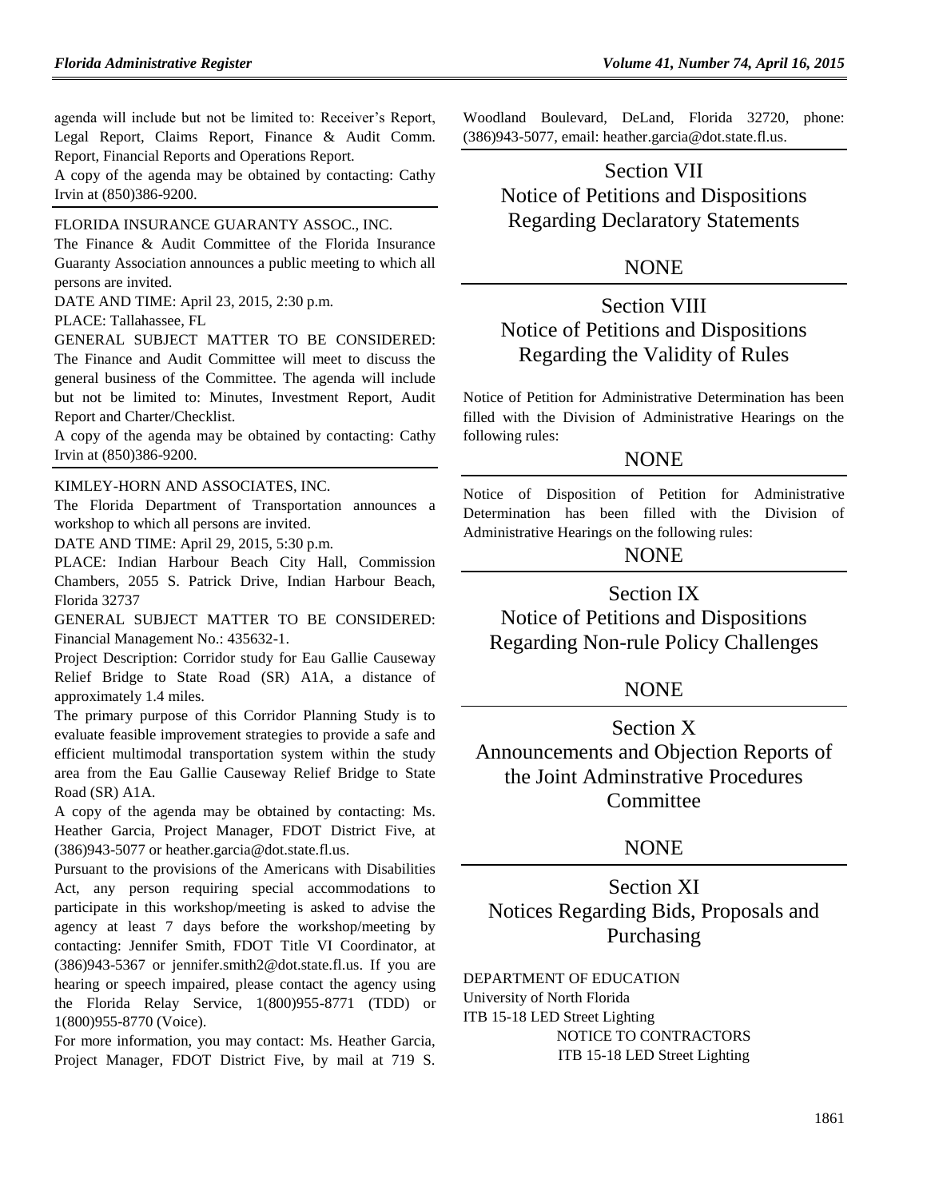agenda will include but not be limited to: Receiver's Report, Legal Report, Claims Report, Finance & Audit Comm. Report, Financial Reports and Operations Report.

A copy of the agenda may be obtained by contacting: Cathy Irvin at (850)386-9200.

FLORIDA INSURANCE GUARANTY ASSOC., INC.

The Finance & Audit Committee of the Florida Insurance Guaranty Association announces a public meeting to which all persons are invited.

DATE AND TIME: April 23, 2015, 2:30 p.m.

PLACE: Tallahassee, FL

GENERAL SUBJECT MATTER TO BE CONSIDERED: The Finance and Audit Committee will meet to discuss the general business of the Committee. The agenda will include but not be limited to: Minutes, Investment Report, Audit Report and Charter/Checklist.

A copy of the agenda may be obtained by contacting: Cathy Irvin at (850)386-9200.

KIMLEY-HORN AND ASSOCIATES, INC.

The Florida Department of Transportation announces a workshop to which all persons are invited.

DATE AND TIME: April 29, 2015, 5:30 p.m.

PLACE: Indian Harbour Beach City Hall, Commission Chambers, 2055 S. Patrick Drive, Indian Harbour Beach, Florida 32737

GENERAL SUBJECT MATTER TO BE CONSIDERED: Financial Management No.: 435632-1.

Project Description: Corridor study for Eau Gallie Causeway Relief Bridge to State Road (SR) A1A, a distance of approximately 1.4 miles.

The primary purpose of this Corridor Planning Study is to evaluate feasible improvement strategies to provide a safe and efficient multimodal transportation system within the study area from the Eau Gallie Causeway Relief Bridge to State Road (SR) A1A.

A copy of the agenda may be obtained by contacting: Ms. Heather Garcia, Project Manager, FDOT District Five, at (386)943-5077 or heather.garcia@dot.state.fl.us.

Pursuant to the provisions of the Americans with Disabilities Act, any person requiring special accommodations to participate in this workshop/meeting is asked to advise the agency at least 7 days before the workshop/meeting by contacting: Jennifer Smith, FDOT Title VI Coordinator, at (386)943-5367 or jennifer.smith2@dot.state.fl.us. If you are hearing or speech impaired, please contact the agency using the Florida Relay Service, 1(800)955-8771 (TDD) or 1(800)955-8770 (Voice).

For more information, you may contact: Ms. Heather Garcia, Project Manager, FDOT District Five, by mail at 719 S. Woodland Boulevard, DeLand, Florida 32720, phone: (386)943-5077, email: heather.garcia@dot.state.fl.us.

# Section VII
# Notice of Petitions and Dispositions Regarding Declaratory Statements

NONE

# Section VIII
# Notice of Petitions and Dispositions Regarding the Validity of Rules

Notice of Petition for Administrative Determination has been filled with the Division of Administrative Hearings on the following rules:

NONE

Notice of Disposition of Petition for Administrative Determination has been filled with the Division of Administrative Hearings on the following rules:

NONE

# Section IX
# Notice of Petitions and Dispositions Regarding Non-rule Policy Challenges

NONE

# Section X
# Announcements and Objection Reports of the Joint Adminstrative Procedures Committee

NONE

# Section XI
# Notices Regarding Bids, Proposals and Purchasing

DEPARTMENT OF EDUCATION

University of North Florida

ITB 15-18 LED Street Lighting

NOTICE TO CONTRACTORS

ITB 15-18 LED Street Lighting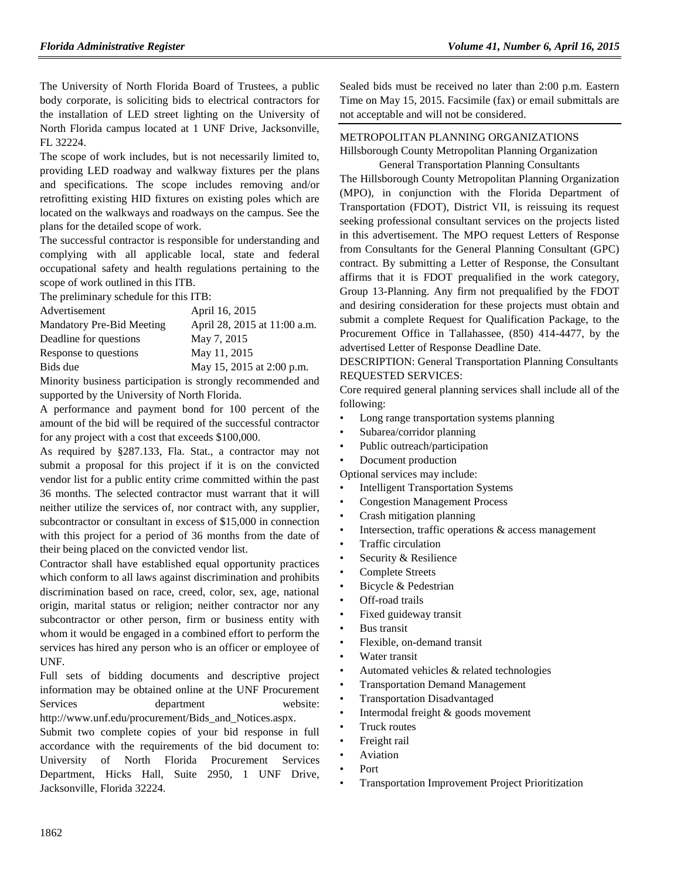The University of North Florida Board of Trustees, a public body corporate, is soliciting bids to electrical contractors for the installation of LED street lighting on the University of North Florida campus located at 1 UNF Drive, Jacksonville, FL 32224.

The scope of work includes, but is not necessarily limited to, providing LED roadway and walkway fixtures per the plans and specifications. The scope includes removing and/or retrofitting existing HID fixtures on existing poles which are located on the walkways and roadways on the campus. See the plans for the detailed scope of work.

The successful contractor is responsible for understanding and complying with all applicable local, state and federal occupational safety and health regulations pertaining to the scope of work outlined in this ITB.

The preliminary schedule for this ITB:

| | |
|---|---|
| Advertisement | April 16, 2015 |
| Mandatory Pre-Bid Meeting | April 28, 2015 at 11:00 a.m. |
| Deadline for questions | May 7, 2015 |
| Response to questions | May 11, 2015 |
| Bids due | May 15, 2015 at 2:00 p.m. |

Minority business participation is strongly recommended and supported by the University of North Florida.

A performance and payment bond for 100 percent of the amount of the bid will be required of the successful contractor for any project with a cost that exceeds $100,000.

As required by §287.133, Fla. Stat., a contractor may not submit a proposal for this project if it is on the convicted vendor list for a public entity crime committed within the past 36 months. The selected contractor must warrant that it will neither utilize the services of, nor contract with, any supplier, subcontractor or consultant in excess of $15,000 in connection with this project for a period of 36 months from the date of their being placed on the convicted vendor list.

Contractor shall have established equal opportunity practices which conform to all laws against discrimination and prohibits discrimination based on race, creed, color, sex, age, national origin, marital status or religion; neither contractor nor any subcontractor or other person, firm or business entity with whom it would be engaged in a combined effort to perform the services has hired any person who is an officer or employee of UNF.

Full sets of bidding documents and descriptive project information may be obtained online at the UNF Procurement Services department website: http://www.unf.edu/procurement/Bids_and_Notices.aspx.

Submit two complete copies of your bid response in full accordance with the requirements of the bid document to: University of North Florida Procurement Services Department, Hicks Hall, Suite 2950, 1 UNF Drive, Jacksonville, Florida 32224.

Sealed bids must be received no later than 2:00 p.m. Eastern Time on May 15, 2015. Facsimile (fax) or email submittals are not acceptable and will not be considered.

METROPOLITAN PLANNING ORGANIZATIONS

Hillsborough County Metropolitan Planning Organization

General Transportation Planning Consultants

The Hillsborough County Metropolitan Planning Organization (MPO), in conjunction with the Florida Department of Transportation (FDOT), District VII, is reissuing its request seeking professional consultant services on the projects listed in this advertisement. The MPO request Letters of Response from Consultants for the General Planning Consultant (GPC) contract. By submitting a Letter of Response, the Consultant affirms that it is FDOT prequalified in the work category, Group 13-Planning. Any firm not prequalified by the FDOT and desiring consideration for these projects must obtain and submit a complete Request for Qualification Package, to the Procurement Office in Tallahassee, (850) 414-4477, by the advertised Letter of Response Deadline Date.

DESCRIPTION: General Transportation Planning Consultants

REQUESTED SERVICES:

Core required general planning services shall include all of the following:

- Long range transportation systems planning
- Subarea/corridor planning
- Public outreach/participation
- Document production

Optional services may include:

- Intelligent Transportation Systems
- Congestion Management Process
- Crash mitigation planning
- Intersection, traffic operations & access management
- Traffic circulation
- Security & Resilience
- Complete Streets
- Bicycle & Pedestrian
- Off-road trails
- Fixed guideway transit
- Bus transit
- Flexible, on-demand transit
- Water transit
- Automated vehicles & related technologies
- Transportation Demand Management
- Transportation Disadvantaged
- Intermodal freight & goods movement
- Truck routes
- Freight rail
- Aviation
- Port
- Transportation Improvement Project Prioritization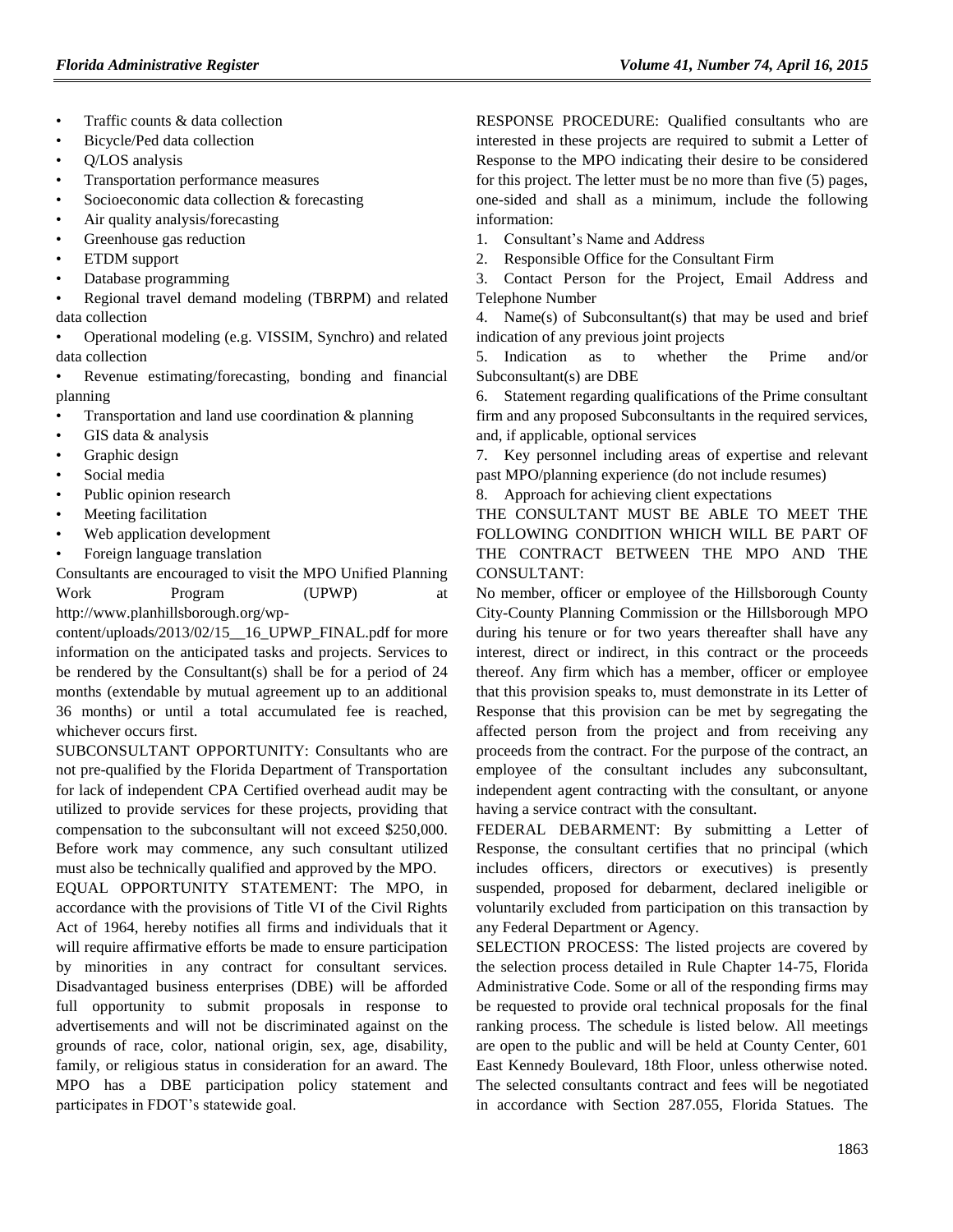- Traffic counts & data collection
- Bicycle/Ped data collection
- Q/LOS analysis
- Transportation performance measures
- Socioeconomic data collection & forecasting
- Air quality analysis/forecasting
- Greenhouse gas reduction
- ETDM support
- Database programming
- Regional travel demand modeling (TBRPM) and related data collection
- Operational modeling (e.g. VISSIM, Synchro) and related data collection
- Revenue estimating/forecasting, bonding and financial planning
- Transportation and land use coordination & planning
- GIS data & analysis
- Graphic design
- Social media
- Public opinion research
- Meeting facilitation
- Web application development
- Foreign language translation

Consultants are encouraged to visit the MPO Unified Planning Work Program (UPWP) at http://www.planhillsborough.org/wp-content/uploads/2013/02/15__16_UPWP_FINAL.pdf for more information on the anticipated tasks and projects. Services to be rendered by the Consultant(s) shall be for a period of 24 months (extendable by mutual agreement up to an additional 36 months) or until a total accumulated fee is reached, whichever occurs first.

SUBCONSULTANT OPPORTUNITY: Consultants who are not pre-qualified by the Florida Department of Transportation for lack of independent CPA Certified overhead audit may be utilized to provide services for these projects, providing that compensation to the subconsultant will not exceed $250,000. Before work may commence, any such consultant utilized must also be technically qualified and approved by the MPO.

EQUAL OPPORTUNITY STATEMENT: The MPO, in accordance with the provisions of Title VI of the Civil Rights Act of 1964, hereby notifies all firms and individuals that it will require affirmative efforts be made to ensure participation by minorities in any contract for consultant services. Disadvantaged business enterprises (DBE) will be afforded full opportunity to submit proposals in response to advertisements and will not be discriminated against on the grounds of race, color, national origin, sex, age, disability, family, or religious status in consideration for an award. The MPO has a DBE participation policy statement and participates in FDOT's statewide goal.

RESPONSE PROCEDURE: Qualified consultants who are interested in these projects are required to submit a Letter of Response to the MPO indicating their desire to be considered for this project. The letter must be no more than five (5) pages, one-sided and shall as a minimum, include the following information:

1. Consultant's Name and Address
2. Responsible Office for the Consultant Firm
3. Contact Person for the Project, Email Address and Telephone Number
4. Name(s) of Subconsultant(s) that may be used and brief indication of any previous joint projects
5. Indication as to whether the Prime and/or Subconsultant(s) are DBE
6. Statement regarding qualifications of the Prime consultant firm and any proposed Subconsultants in the required services, and, if applicable, optional services
7. Key personnel including areas of expertise and relevant past MPO/planning experience (do not include resumes)
8. Approach for achieving client expectations

THE CONSULTANT MUST BE ABLE TO MEET THE FOLLOWING CONDITION WHICH WILL BE PART OF THE CONTRACT BETWEEN THE MPO AND THE CONSULTANT:

No member, officer or employee of the Hillsborough County City-County Planning Commission or the Hillsborough MPO during his tenure or for two years thereafter shall have any interest, direct or indirect, in this contract or the proceeds thereof. Any firm which has a member, officer or employee that this provision speaks to, must demonstrate in its Letter of Response that this provision can be met by segregating the affected person from the project and from receiving any proceeds from the contract. For the purpose of the contract, an employee of the consultant includes any subconsultant, independent agent contracting with the consultant, or anyone having a service contract with the consultant.

FEDERAL DEBARMENT: By submitting a Letter of Response, the consultant certifies that no principal (which includes officers, directors or executives) is presently suspended, proposed for debarment, declared ineligible or voluntarily excluded from participation on this transaction by any Federal Department or Agency.

SELECTION PROCESS: The listed projects are covered by the selection process detailed in Rule Chapter 14-75, Florida Administrative Code. Some or all of the responding firms may be requested to provide oral technical proposals for the final ranking process. The schedule is listed below. All meetings are open to the public and will be held at County Center, 601 East Kennedy Boulevard, 18th Floor, unless otherwise noted. The selected consultants contract and fees will be negotiated in accordance with Section 287.055, Florida Statues. The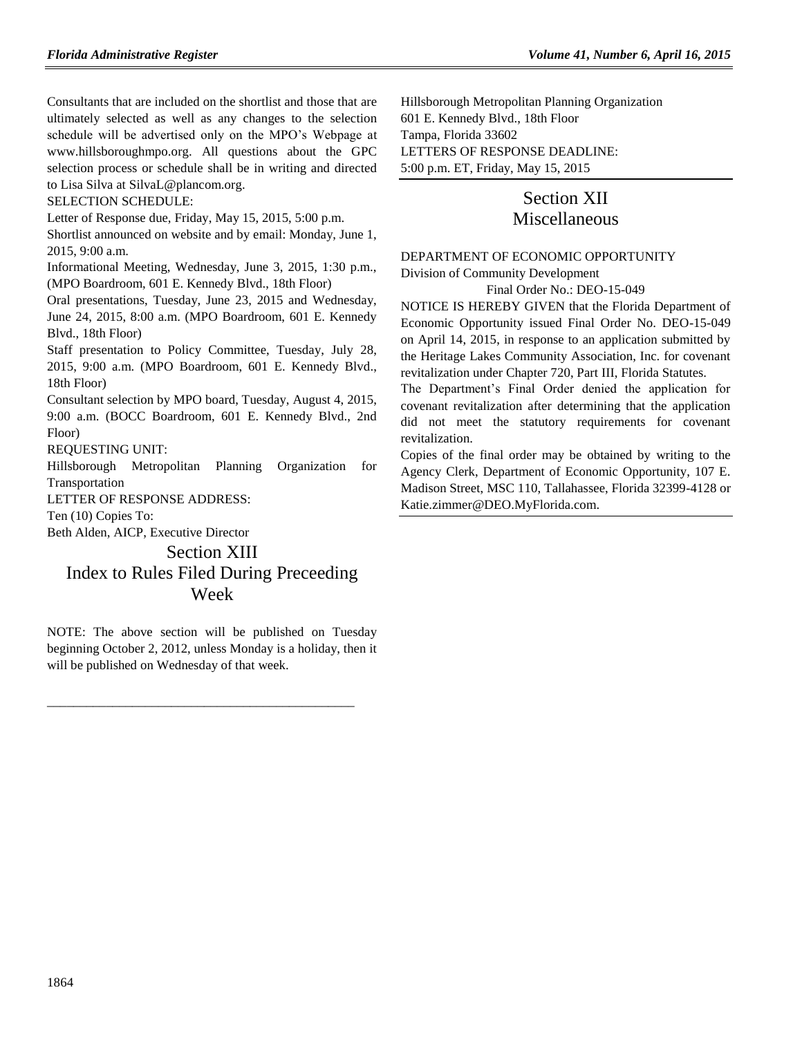Consultants that are included on the shortlist and those that are ultimately selected as well as any changes to the selection schedule will be advertised only on the MPO's Webpage at www.hillsboroughmpo.org. All questions about the GPC selection process or schedule shall be in writing and directed to Lisa Silva at SilvaL@plancom.org.

SELECTION SCHEDULE:

Letter of Response due, Friday, May 15, 2015, 5:00 p.m.

Shortlist announced on website and by email: Monday, June 1, 2015, 9:00 a.m.

Informational Meeting, Wednesday, June 3, 2015, 1:30 p.m., (MPO Boardroom, 601 E. Kennedy Blvd., 18th Floor)

Oral presentations, Tuesday, June 23, 2015 and Wednesday, June 24, 2015, 8:00 a.m. (MPO Boardroom, 601 E. Kennedy Blvd., 18th Floor)

Staff presentation to Policy Committee, Tuesday, July 28, 2015, 9:00 a.m. (MPO Boardroom, 601 E. Kennedy Blvd., 18th Floor)

Consultant selection by MPO board, Tuesday, August 4, 2015, 9:00 a.m. (BOCC Boardroom, 601 E. Kennedy Blvd., 2nd Floor)

REQUESTING UNIT:

Hillsborough Metropolitan Planning Organization for Transportation

LETTER OF RESPONSE ADDRESS:

Ten (10) Copies To:

Beth Alden, AICP, Executive Director

Hillsborough Metropolitan Planning Organization

601 E. Kennedy Blvd., 18th Floor

Tampa, Florida 33602

LETTERS OF RESPONSE DEADLINE:

5:00 p.m. ET, Friday, May 15, 2015

# Section XII
# Miscellaneous

DEPARTMENT OF ECONOMIC OPPORTUNITY

Division of Community Development

Final Order No.: DEO-15-049

NOTICE IS HEREBY GIVEN that the Florida Department of Economic Opportunity issued Final Order No. DEO-15-049 on April 14, 2015, in response to an application submitted by the Heritage Lakes Community Association, Inc. for covenant revitalization under Chapter 720, Part III, Florida Statutes.

The Department's Final Order denied the application for covenant revitalization after determining that the application did not meet the statutory requirements for covenant revitalization.

Copies of the final order may be obtained by writing to the Agency Clerk, Department of Economic Opportunity, 107 E. Madison Street, MSC 110, Tallahassee, Florida 32399-4128 or Katie.zimmer@DEO.MyFlorida.com.

# Section XIII
# Index to Rules Filed During Preceeding Week

NOTE: The above section will be published on Tuesday beginning October 2, 2012, unless Monday is a holiday, then it will be published on Wednesday of that week.

---